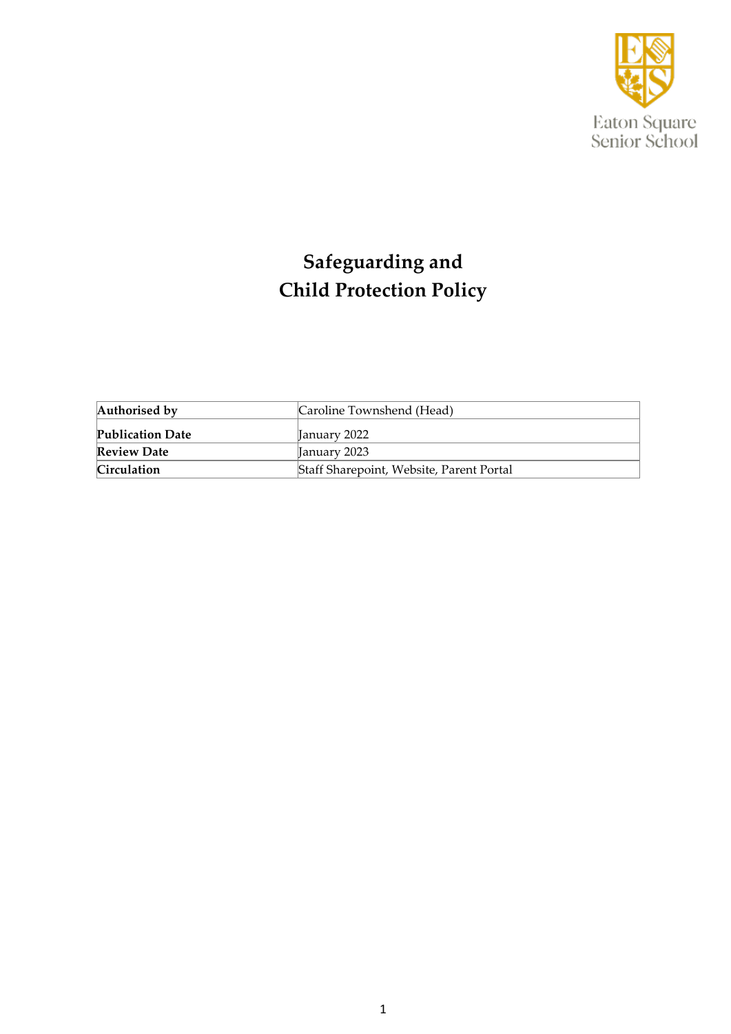Eaton Square Senior School

# Safeguarding and Child Protection Policy

| Authorised by | Caroline Townshend (Head) |
| --- | --- |
| Publication Date | January 2022 |
| Review Date | January 2023 |
| Circulation | Staff Sharepoint, Website, Parent Portal |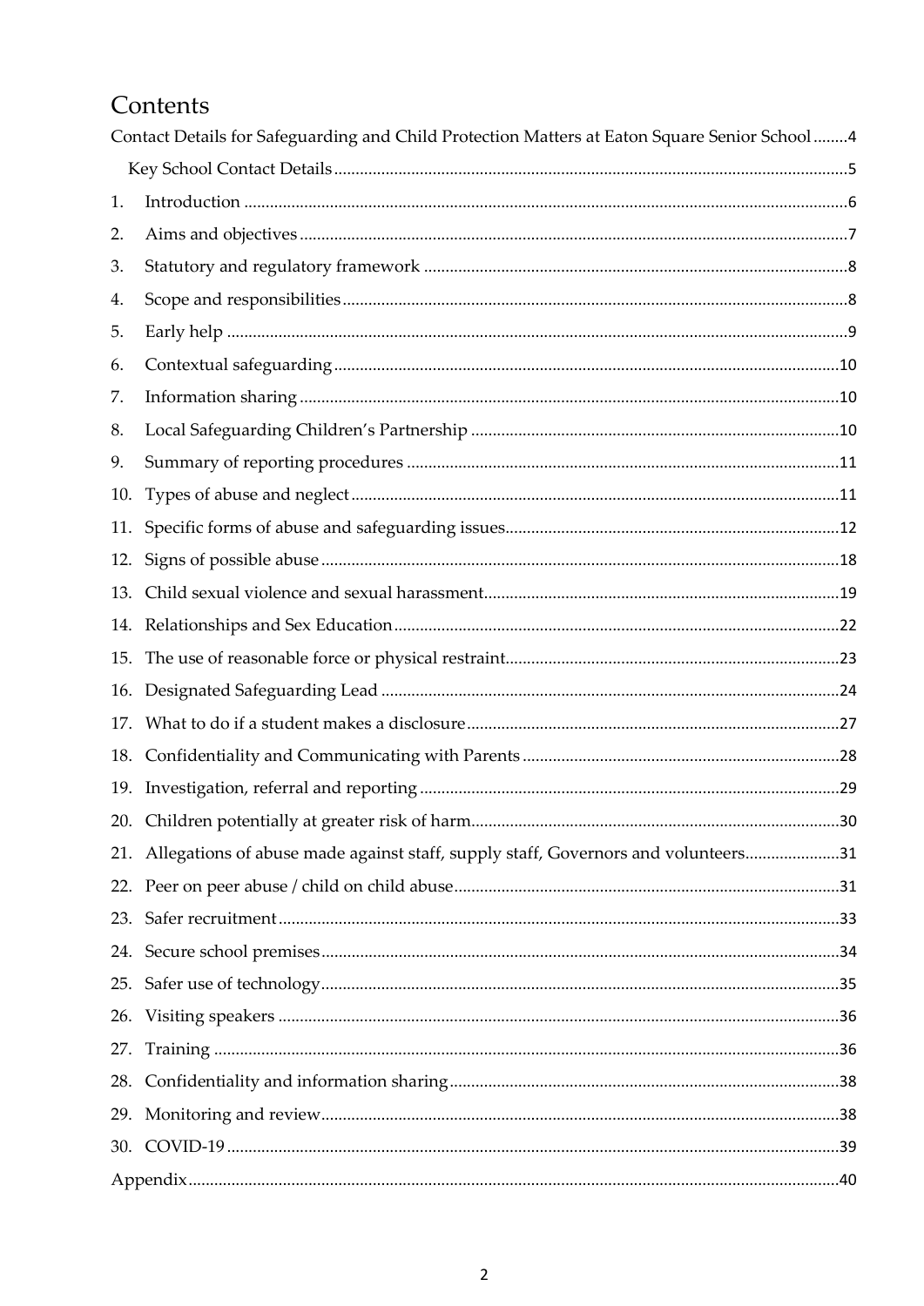# Contents

Contact Details for Safeguarding and Child Protection Matters at Eaton Square Senior School ........4

Key School Contact Details ........5

1. Introduction ........6
2. Aims and objectives ........7
3. Statutory and regulatory framework ........8
4. Scope and responsibilities ........8
5. Early help ........9
6. Contextual safeguarding ........10
7. Information sharing ........10
8. Local Safeguarding Children's Partnership ........10
9. Summary of reporting procedures ........11
10. Types of abuse and neglect ........11
11. Specific forms of abuse and safeguarding issues ........12
12. Signs of possible abuse ........18
13. Child sexual violence and sexual harassment ........19
14. Relationships and Sex Education ........22
15. The use of reasonable force or physical restraint ........23
16. Designated Safeguarding Lead ........24
17. What to do if a student makes a disclosure ........27
18. Confidentiality and Communicating with Parents ........28
19. Investigation, referral and reporting ........29
20. Children potentially at greater risk of harm ........30
21. Allegations of abuse made against staff, supply staff, Governors and volunteers ........31
22. Peer on peer abuse / child on child abuse ........31
23. Safer recruitment ........33
24. Secure school premises ........34
25. Safer use of technology ........35
26. Visiting speakers ........36
27. Training ........36
28. Confidentiality and information sharing ........38
29. Monitoring and review ........38
30. COVID-19 ........39

Appendix ........40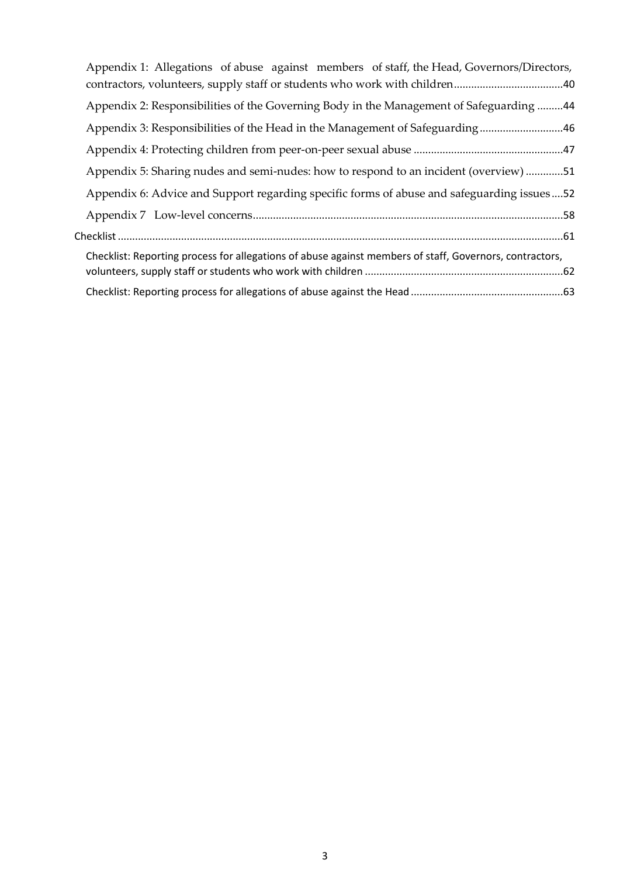Appendix 1: Allegations of abuse against members of staff, the Head, Governors/Directors, contractors, volunteers, supply staff or students who work with children......................................40

Appendix 2: Responsibilities of the Governing Body in the Management of Safeguarding .........44

Appendix 3: Responsibilities of the Head in the Management of Safeguarding ............................46

Appendix 4: Protecting children from peer-on-peer sexual abuse ...................................................47

Appendix 5: Sharing nudes and semi-nudes: how to respond to an incident (overview) .............51

Appendix 6: Advice and Support regarding specific forms of abuse and safeguarding issues....52

Appendix 7 Low-level concerns..........................................................................................................58

Checklist ........................................................................................................................................................61

Checklist: Reporting process for allegations of abuse against members of staff, Governors, contractors, volunteers, supply staff or students who work with children ....................................................................62

Checklist: Reporting process for allegations of abuse against the Head ....................................................63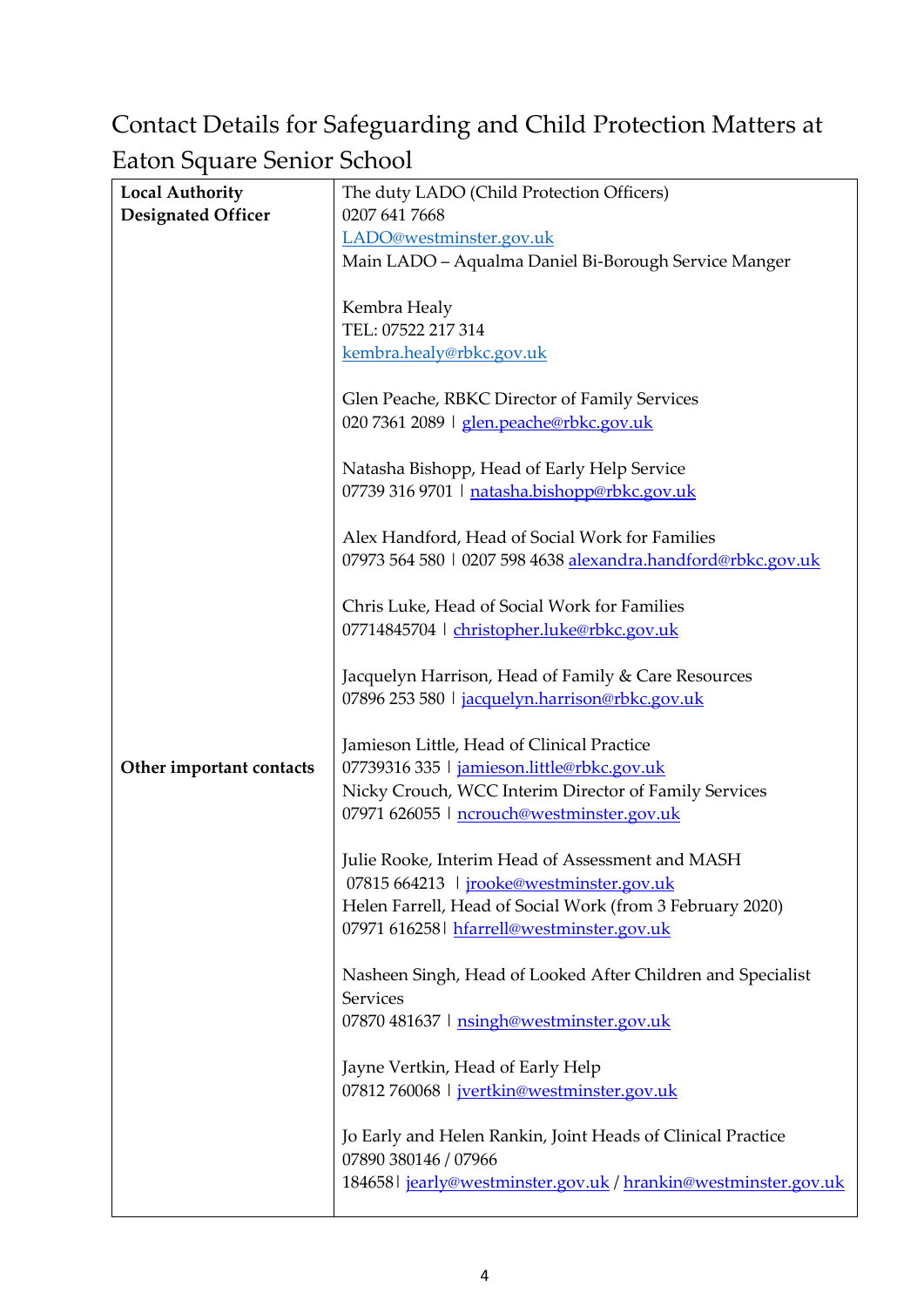# Contact Details for Safeguarding and Child Protection Matters at Eaton Square Senior School

| | |
|---|---|
| **Local Authority Designated Officer** | The duty LADO (Child Protection Officers)<br>0207 641 7668<br>LADO@westminster.gov.uk<br>Main LADO – Aqualma Daniel Bi-Borough Service Manger<br><br>Kembra Healy<br>TEL: 07522 217 314<br>kembra.healy@rbkc.gov.uk |
| **Other important contacts** | Glen Peache, RBKC Director of Family Services<br>020 7361 2089 \| glen.peache@rbkc.gov.uk<br><br>Natasha Bishopp, Head of Early Help Service<br>07739 316 9701 \| natasha.bishopp@rbkc.gov.uk<br><br>Alex Handford, Head of Social Work for Families<br>07973 564 580 \| 0207 598 4638 alexandra.handford@rbkc.gov.uk<br><br>Chris Luke, Head of Social Work for Families<br>07714845704 \| christopher.luke@rbkc.gov.uk<br><br>Jacquelyn Harrison, Head of Family & Care Resources<br>07896 253 580 \| jacquelyn.harrison@rbkc.gov.uk<br><br>Jamieson Little, Head of Clinical Practice<br>07739316 335 \| jamieson.little@rbkc.gov.uk<br>Nicky Crouch, WCC Interim Director of Family Services<br>07971 626055 \| ncrouch@westminster.gov.uk<br><br>Julie Rooke, Interim Head of Assessment and MASH<br>07815 664213 \| jrooke@westminster.gov.uk<br>Helen Farrell, Head of Social Work (from 3 February 2020)<br>07971 616258\| hfarrell@westminster.gov.uk<br><br>Nasheen Singh, Head of Looked After Children and Specialist Services<br>07870 481637 \| nsingh@westminster.gov.uk<br><br>Jayne Vertkin, Head of Early Help<br>07812 760068 \| jvertkin@westminster.gov.uk<br><br>Jo Early and Helen Rankin, Joint Heads of Clinical Practice<br>07890 380146 / 07966 184658\| jearly@westminster.gov.uk / hrankin@westminster.gov.uk |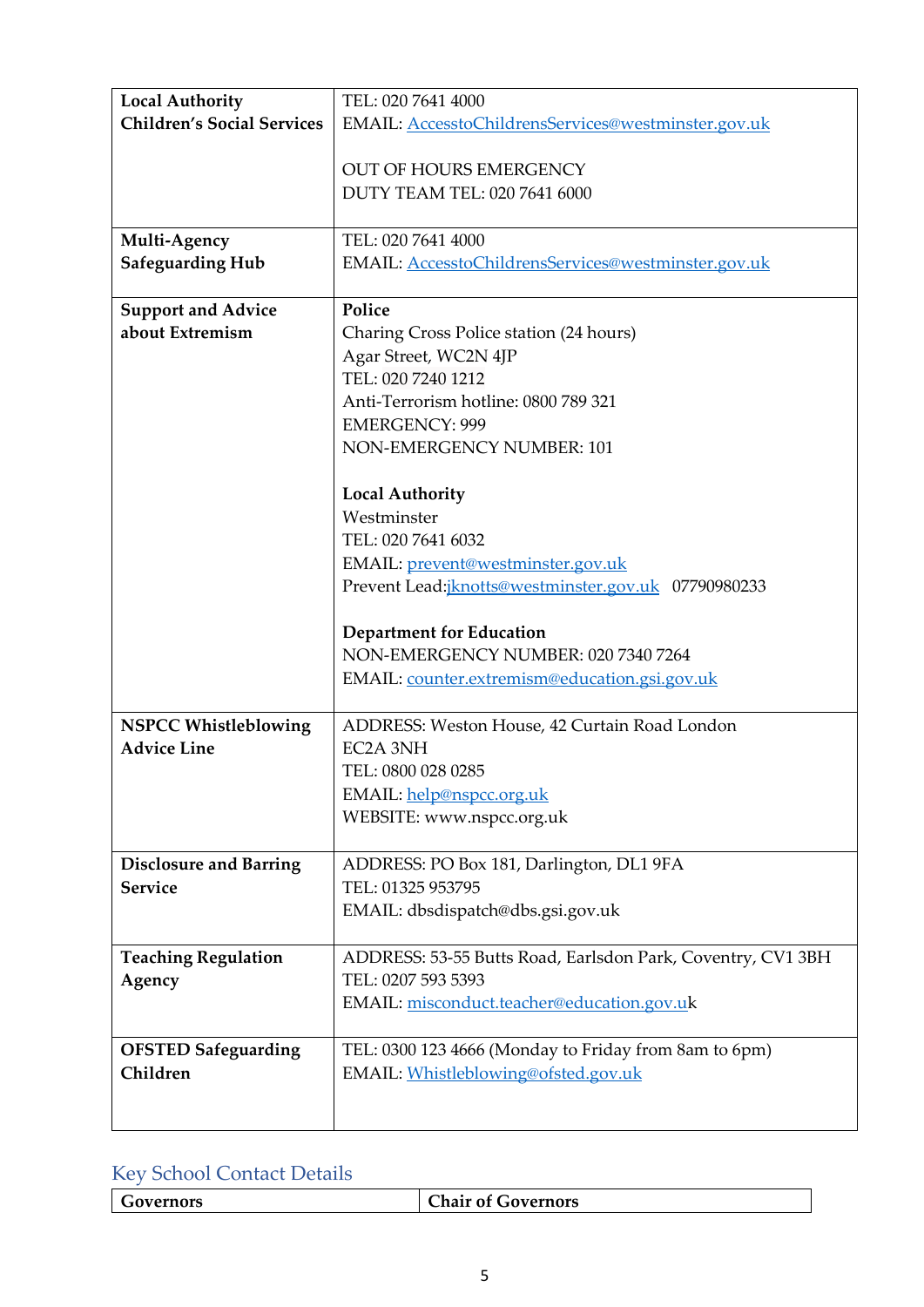| | |
|---|---|
| **Local Authority Children's Social Services** | TEL: 020 7641 4000<br>EMAIL: AccesstoChildrensServices@westminster.gov.uk<br><br>OUT OF HOURS EMERGENCY<br>DUTY TEAM TEL: 020 7641 6000 |
| **Multi-Agency Safeguarding Hub** | TEL: 020 7641 4000<br>EMAIL: AccesstoChildrensServices@westminster.gov.uk |
| **Support and Advice about Extremism** | **Police**<br>Charing Cross Police station (24 hours)<br>Agar Street, WC2N 4JP<br>TEL: 020 7240 1212<br>Anti-Terrorism hotline: 0800 789 321<br>EMERGENCY: 999<br>NON-EMERGENCY NUMBER: 101<br><br>**Local Authority**<br>Westminster<br>TEL: 020 7641 6032<br>EMAIL: prevent@westminster.gov.uk<br>Prevent Lead:jknotts@westminster.gov.uk 07790980233<br><br>**Department for Education**<br>NON-EMERGENCY NUMBER: 020 7340 7264<br>EMAIL: counter.extremism@education.gsi.gov.uk |
| **NSPCC Whistleblowing Advice Line** | ADDRESS: Weston House, 42 Curtain Road London EC2A 3NH<br>TEL: 0800 028 0285<br>EMAIL: help@nspcc.org.uk<br>WEBSITE: www.nspcc.org.uk |
| **Disclosure and Barring Service** | ADDRESS: PO Box 181, Darlington, DL1 9FA<br>TEL: 01325 953795<br>EMAIL: dbsdispatch@dbs.gsi.gov.uk |
| **Teaching Regulation Agency** | ADDRESS: 53-55 Butts Road, Earlsdon Park, Coventry, CV1 3BH<br>TEL: 0207 593 5393<br>EMAIL: misconduct.teacher@education.gov.uk |
| **OFSTED Safeguarding Children** | TEL: 0300 123 4666 (Monday to Friday from 8am to 6pm)<br>EMAIL: Whistleblowing@ofsted.gov.uk |

## Key School Contact Details

| | |
|---|---|
| **Governors** | **Chair of Governors** |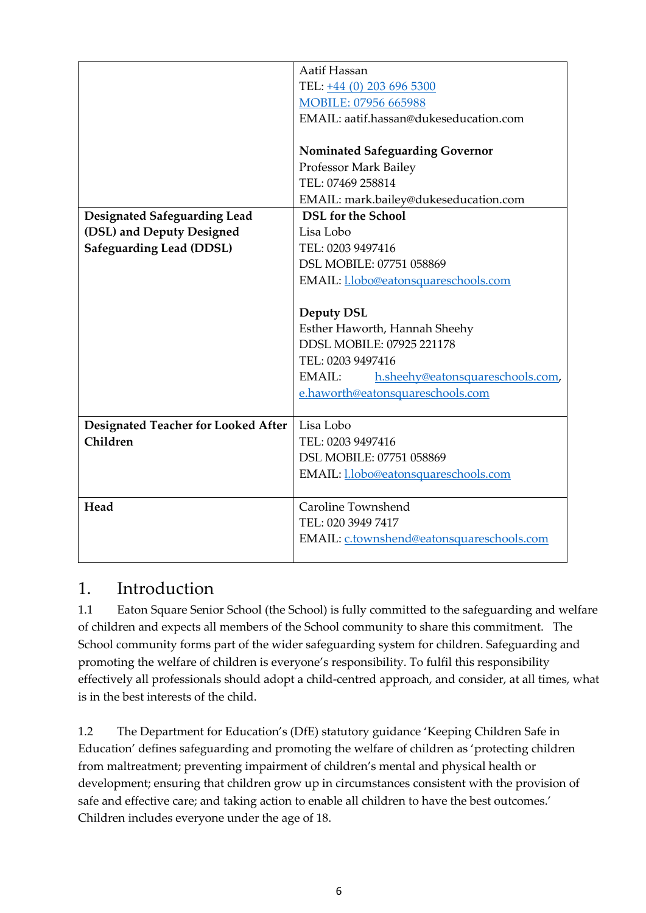| | |
|---|---|
| | Aatif Hassan<br>TEL: +44 (0) 203 696 5300<br>MOBILE: 07956 665988<br>EMAIL: aatif.hassan@dukeseducation.com<br><br>**Nominated Safeguarding Governor**<br>Professor Mark Bailey<br>TEL: 07469 258814<br>EMAIL: mark.bailey@dukeseducation.com |
| **Designated Safeguarding Lead (DSL) and Deputy Designed Safeguarding Lead (DDSL)** | **DSL for the School**<br>Lisa Lobo<br>TEL: 0203 9497416<br>DSL MOBILE: 07751 058869<br>EMAIL: l.lobo@eatonsquareschools.com<br><br>**Deputy DSL**<br>Esther Haworth, Hannah Sheehy<br>DDSL MOBILE: 07925 221178<br>TEL: 0203 9497416<br>EMAIL: h.sheehy@eatonsquareschools.com, e.haworth@eatonsquareschools.com |
| **Designated Teacher for Looked After Children** | Lisa Lobo<br>TEL: 0203 9497416<br>DSL MOBILE: 07751 058869<br>EMAIL: l.lobo@eatonsquareschools.com |
| **Head** | Caroline Townshend<br>TEL: 020 3949 7417<br>EMAIL: c.townshend@eatonsquareschools.com |

# 1. Introduction

1.1 Eaton Square Senior School (the School) is fully committed to the safeguarding and welfare of children and expects all members of the School community to share this commitment. The School community forms part of the wider safeguarding system for children. Safeguarding and promoting the welfare of children is everyone's responsibility. To fulfil this responsibility effectively all professionals should adopt a child-centred approach, and consider, at all times, what is in the best interests of the child.

1.2 The Department for Education's (DfE) statutory guidance 'Keeping Children Safe in Education' defines safeguarding and promoting the welfare of children as 'protecting children from maltreatment; preventing impairment of children's mental and physical health or development; ensuring that children grow up in circumstances consistent with the provision of safe and effective care; and taking action to enable all children to have the best outcomes.' Children includes everyone under the age of 18.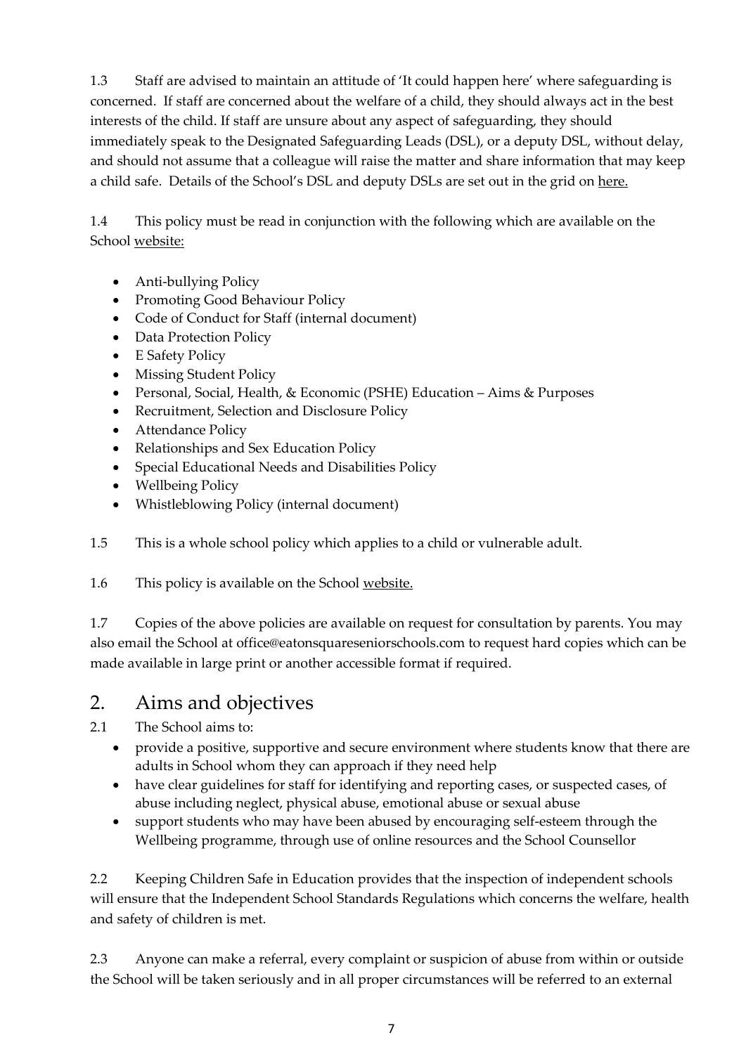1.3 Staff are advised to maintain an attitude of 'It could happen here' where safeguarding is concerned. If staff are concerned about the welfare of a child, they should always act in the best interests of the child. If staff are unsure about any aspect of safeguarding, they should immediately speak to the Designated Safeguarding Leads (DSL), or a deputy DSL, without delay, and should not assume that a colleague will raise the matter and share information that may keep a child safe. Details of the School's DSL and deputy DSLs are set out in the grid on here.

1.4 This policy must be read in conjunction with the following which are available on the School website:

- Anti-bullying Policy
- Promoting Good Behaviour Policy
- Code of Conduct for Staff (internal document)
- Data Protection Policy
- E Safety Policy
- Missing Student Policy
- Personal, Social, Health, & Economic (PSHE) Education – Aims & Purposes
- Recruitment, Selection and Disclosure Policy
- Attendance Policy
- Relationships and Sex Education Policy
- Special Educational Needs and Disabilities Policy
- Wellbeing Policy
- Whistleblowing Policy (internal document)

1.5 This is a whole school policy which applies to a child or vulnerable adult.

1.6 This policy is available on the School website.

1.7 Copies of the above policies are available on request for consultation by parents. You may also email the School at office@eatonsquareseniorschools.com to request hard copies which can be made available in large print or another accessible format if required.

## 2. Aims and objectives

2.1 The School aims to:

- provide a positive, supportive and secure environment where students know that there are adults in School whom they can approach if they need help
- have clear guidelines for staff for identifying and reporting cases, or suspected cases, of abuse including neglect, physical abuse, emotional abuse or sexual abuse
- support students who may have been abused by encouraging self-esteem through the Wellbeing programme, through use of online resources and the School Counsellor

2.2 Keeping Children Safe in Education provides that the inspection of independent schools will ensure that the Independent School Standards Regulations which concerns the welfare, health and safety of children is met.

2.3 Anyone can make a referral, every complaint or suspicion of abuse from within or outside the School will be taken seriously and in all proper circumstances will be referred to an external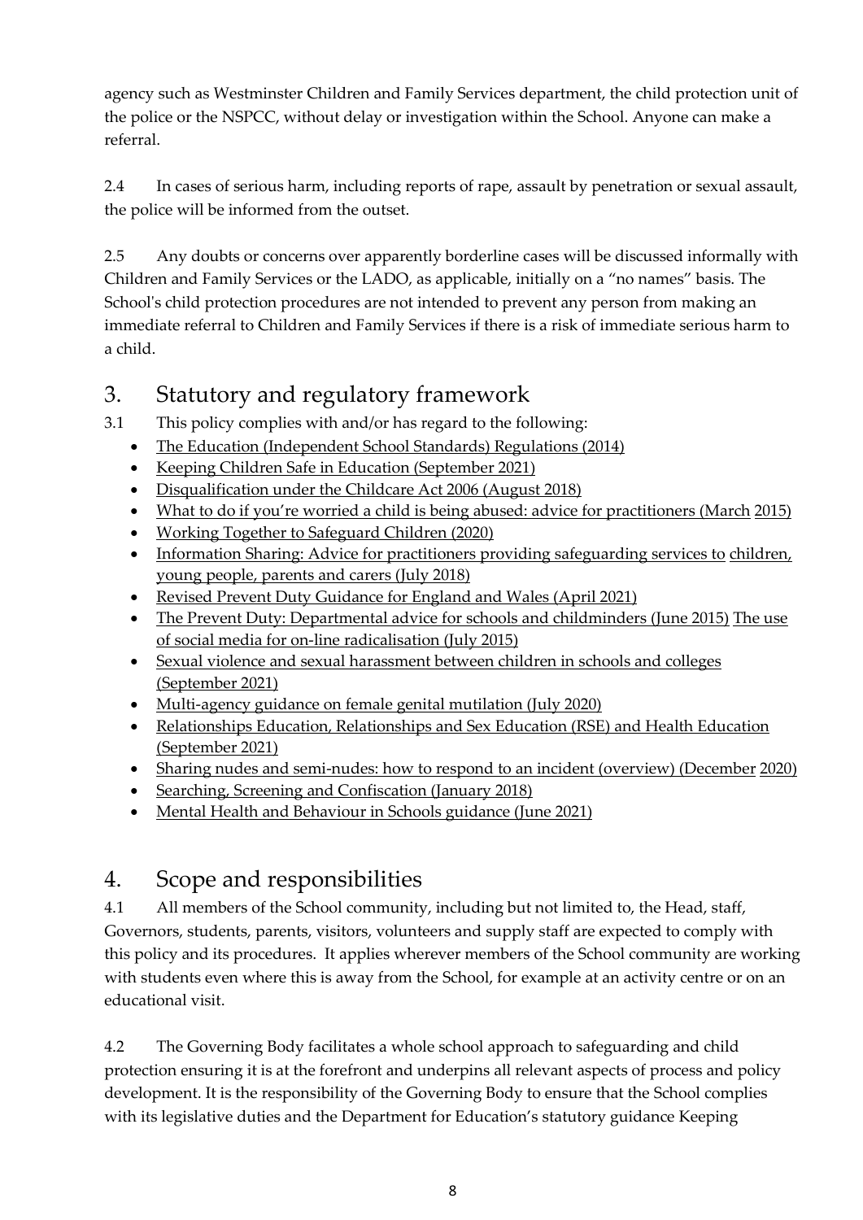agency such as Westminster Children and Family Services department, the child protection unit of the police or the NSPCC, without delay or investigation within the School. Anyone can make a referral.

2.4 In cases of serious harm, including reports of rape, assault by penetration or sexual assault, the police will be informed from the outset.

2.5 Any doubts or concerns over apparently borderline cases will be discussed informally with Children and Family Services or the LADO, as applicable, initially on a "no names" basis. The School's child protection procedures are not intended to prevent any person from making an immediate referral to Children and Family Services if there is a risk of immediate serious harm to a child.

## 3. Statutory and regulatory framework

3.1 This policy complies with and/or has regard to the following:

- The Education (Independent School Standards) Regulations (2014)
- Keeping Children Safe in Education (September 2021)
- Disqualification under the Childcare Act 2006 (August 2018)
- What to do if you're worried a child is being abused: advice for practitioners (March 2015)
- Working Together to Safeguard Children (2020)
- Information Sharing: Advice for practitioners providing safeguarding services to children, young people, parents and carers (July 2018)
- Revised Prevent Duty Guidance for England and Wales (April 2021)
- The Prevent Duty: Departmental advice for schools and childminders (June 2015) The use of social media for on-line radicalisation (July 2015)
- Sexual violence and sexual harassment between children in schools and colleges (September 2021)
- Multi-agency guidance on female genital mutilation (July 2020)
- Relationships Education, Relationships and Sex Education (RSE) and Health Education (September 2021)
- Sharing nudes and semi-nudes: how to respond to an incident (overview) (December 2020)
- Searching, Screening and Confiscation (January 2018)
- Mental Health and Behaviour in Schools guidance (June 2021)

## 4. Scope and responsibilities

4.1 All members of the School community, including but not limited to, the Head, staff, Governors, students, parents, visitors, volunteers and supply staff are expected to comply with this policy and its procedures. It applies wherever members of the School community are working with students even where this is away from the School, for example at an activity centre or on an educational visit.

4.2 The Governing Body facilitates a whole school approach to safeguarding and child protection ensuring it is at the forefront and underpins all relevant aspects of process and policy development. It is the responsibility of the Governing Body to ensure that the School complies with its legislative duties and the Department for Education's statutory guidance Keeping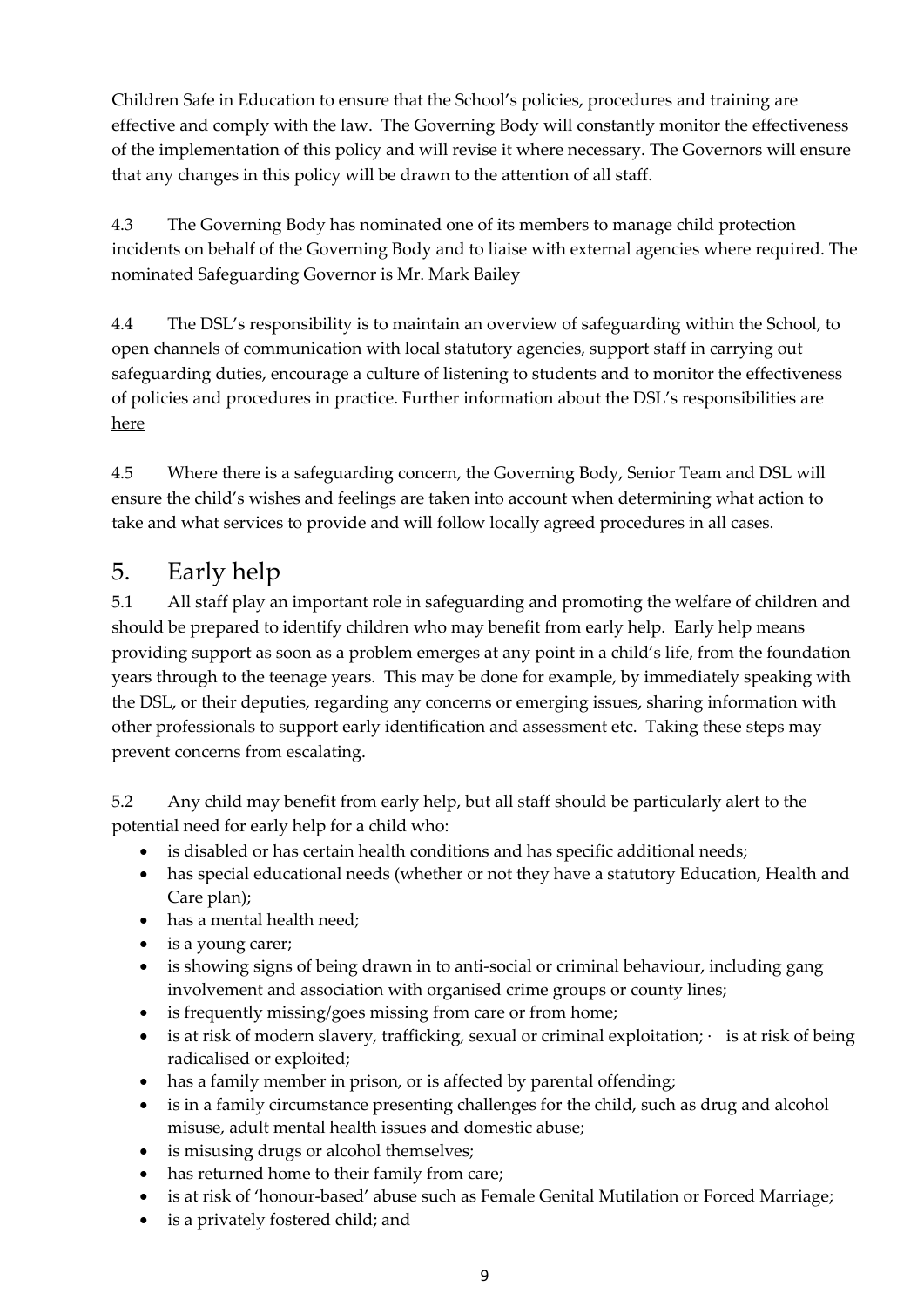Children Safe in Education to ensure that the School's policies, procedures and training are effective and comply with the law. The Governing Body will constantly monitor the effectiveness of the implementation of this policy and will revise it where necessary. The Governors will ensure that any changes in this policy will be drawn to the attention of all staff.

4.3 The Governing Body has nominated one of its members to manage child protection incidents on behalf of the Governing Body and to liaise with external agencies where required. The nominated Safeguarding Governor is Mr. Mark Bailey

4.4 The DSL's responsibility is to maintain an overview of safeguarding within the School, to open channels of communication with local statutory agencies, support staff in carrying out safeguarding duties, encourage a culture of listening to students and to monitor the effectiveness of policies and procedures in practice. Further information about the DSL's responsibilities are here

4.5 Where there is a safeguarding concern, the Governing Body, Senior Team and DSL will ensure the child's wishes and feelings are taken into account when determining what action to take and what services to provide and will follow locally agreed procedures in all cases.

# 5. Early help

5.1 All staff play an important role in safeguarding and promoting the welfare of children and should be prepared to identify children who may benefit from early help. Early help means providing support as soon as a problem emerges at any point in a child's life, from the foundation years through to the teenage years. This may be done for example, by immediately speaking with the DSL, or their deputies, regarding any concerns or emerging issues, sharing information with other professionals to support early identification and assessment etc. Taking these steps may prevent concerns from escalating.

5.2 Any child may benefit from early help, but all staff should be particularly alert to the potential need for early help for a child who:

- is disabled or has certain health conditions and has specific additional needs;
- has special educational needs (whether or not they have a statutory Education, Health and Care plan);
- has a mental health need;
- is a young carer;
- is showing signs of being drawn in to anti-social or criminal behaviour, including gang involvement and association with organised crime groups or county lines;
- is frequently missing/goes missing from care or from home;
- is at risk of modern slavery, trafficking, sexual or criminal exploitation; · is at risk of being radicalised or exploited;
- has a family member in prison, or is affected by parental offending;
- is in a family circumstance presenting challenges for the child, such as drug and alcohol misuse, adult mental health issues and domestic abuse;
- is misusing drugs or alcohol themselves;
- has returned home to their family from care;
- is at risk of 'honour-based' abuse such as Female Genital Mutilation or Forced Marriage;
- is a privately fostered child; and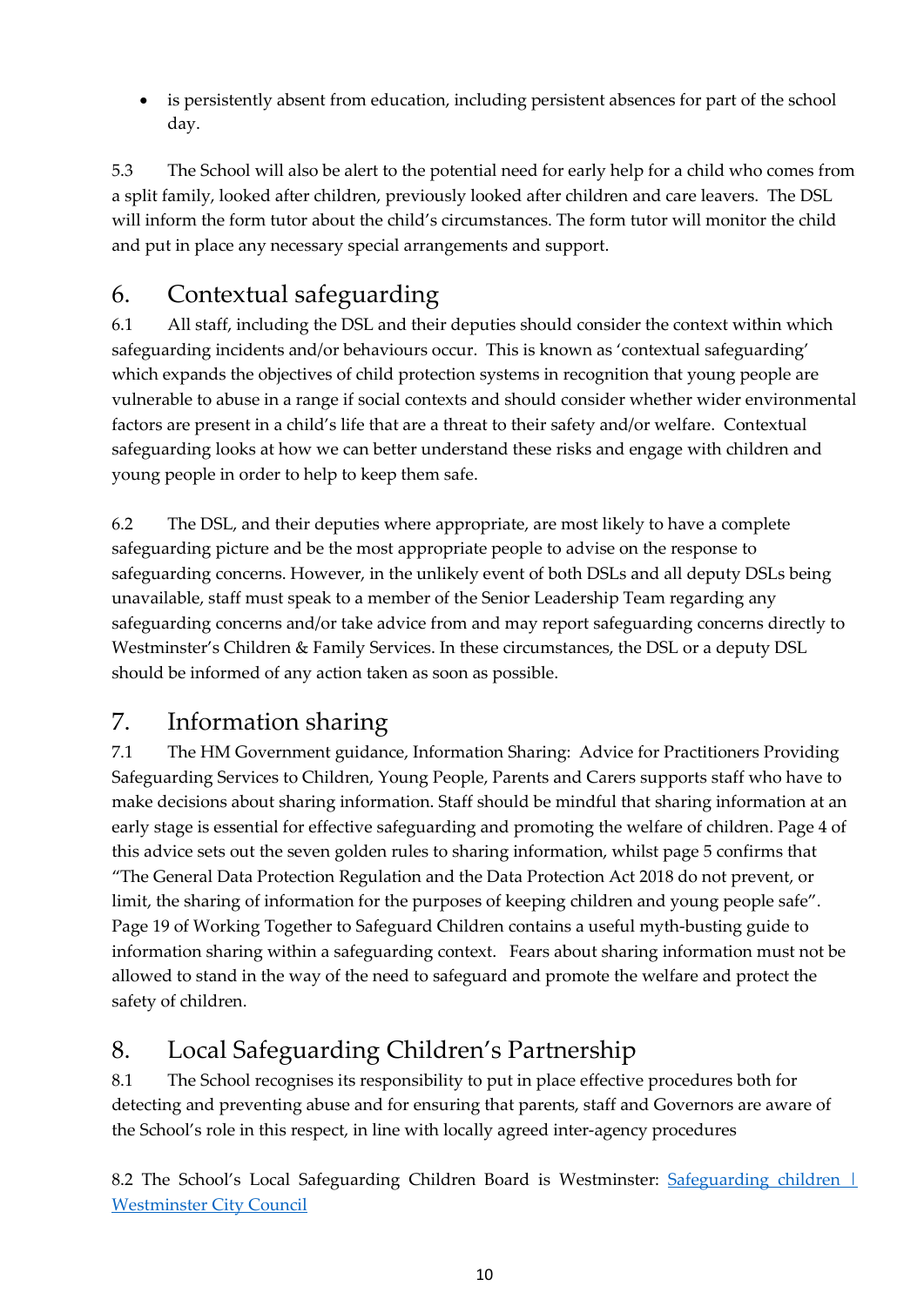- is persistently absent from education, including persistent absences for part of the school day.

5.3 The School will also be alert to the potential need for early help for a child who comes from a split family, looked after children, previously looked after children and care leavers. The DSL will inform the form tutor about the child's circumstances. The form tutor will monitor the child and put in place any necessary special arrangements and support.

## 6. Contextual safeguarding

6.1 All staff, including the DSL and their deputies should consider the context within which safeguarding incidents and/or behaviours occur. This is known as 'contextual safeguarding' which expands the objectives of child protection systems in recognition that young people are vulnerable to abuse in a range if social contexts and should consider whether wider environmental factors are present in a child's life that are a threat to their safety and/or welfare. Contextual safeguarding looks at how we can better understand these risks and engage with children and young people in order to help to keep them safe.

6.2 The DSL, and their deputies where appropriate, are most likely to have a complete safeguarding picture and be the most appropriate people to advise on the response to safeguarding concerns. However, in the unlikely event of both DSLs and all deputy DSLs being unavailable, staff must speak to a member of the Senior Leadership Team regarding any safeguarding concerns and/or take advice from and may report safeguarding concerns directly to Westminster's Children & Family Services. In these circumstances, the DSL or a deputy DSL should be informed of any action taken as soon as possible.

## 7. Information sharing

7.1 The HM Government guidance, Information Sharing: Advice for Practitioners Providing Safeguarding Services to Children, Young People, Parents and Carers supports staff who have to make decisions about sharing information. Staff should be mindful that sharing information at an early stage is essential for effective safeguarding and promoting the welfare of children. Page 4 of this advice sets out the seven golden rules to sharing information, whilst page 5 confirms that "The General Data Protection Regulation and the Data Protection Act 2018 do not prevent, or limit, the sharing of information for the purposes of keeping children and young people safe". Page 19 of Working Together to Safeguard Children contains a useful myth-busting guide to information sharing within a safeguarding context. Fears about sharing information must not be allowed to stand in the way of the need to safeguard and promote the welfare and protect the safety of children.

## 8. Local Safeguarding Children's Partnership

8.1 The School recognises its responsibility to put in place effective procedures both for detecting and preventing abuse and for ensuring that parents, staff and Governors are aware of the School's role in this respect, in line with locally agreed inter-agency procedures

8.2 The School's Local Safeguarding Children Board is Westminster: Safeguarding children | Westminster City Council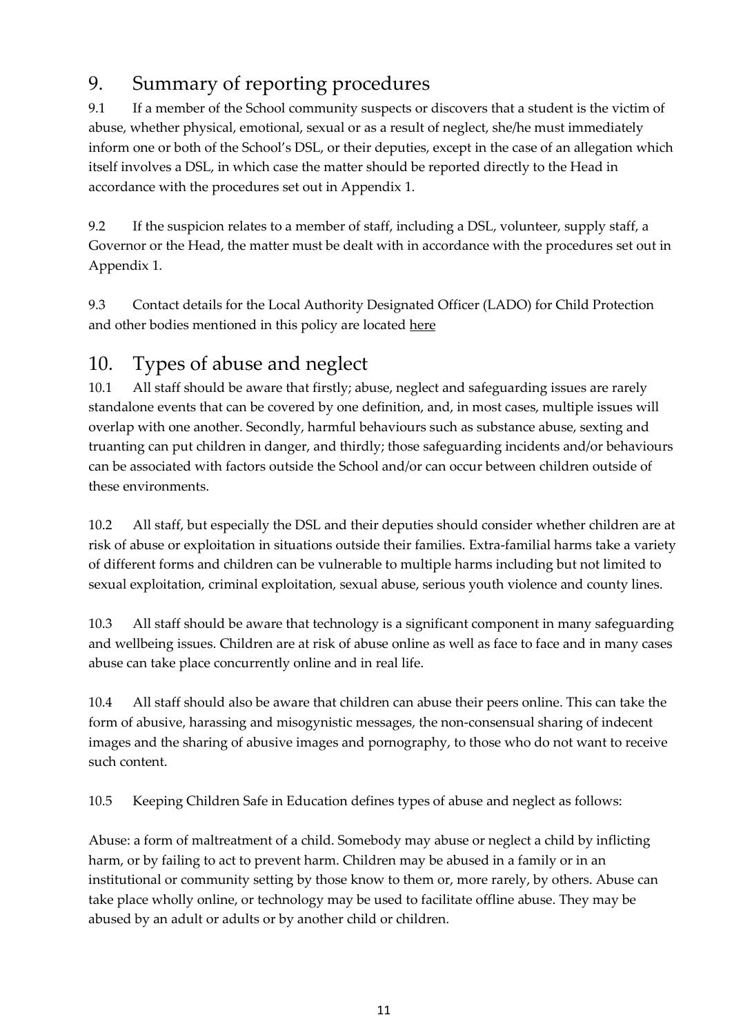## 9. Summary of reporting procedures

9.1 If a member of the School community suspects or discovers that a student is the victim of abuse, whether physical, emotional, sexual or as a result of neglect, she/he must immediately inform one or both of the School's DSL, or their deputies, except in the case of an allegation which itself involves a DSL, in which case the matter should be reported directly to the Head in accordance with the procedures set out in Appendix 1.

9.2 If the suspicion relates to a member of staff, including a DSL, volunteer, supply staff, a Governor or the Head, the matter must be dealt with in accordance with the procedures set out in Appendix 1.

9.3 Contact details for the Local Authority Designated Officer (LADO) for Child Protection and other bodies mentioned in this policy are located here

## 10. Types of abuse and neglect

10.1 All staff should be aware that firstly; abuse, neglect and safeguarding issues are rarely standalone events that can be covered by one definition, and, in most cases, multiple issues will overlap with one another. Secondly, harmful behaviours such as substance abuse, sexting and truanting can put children in danger, and thirdly; those safeguarding incidents and/or behaviours can be associated with factors outside the School and/or can occur between children outside of these environments.

10.2 All staff, but especially the DSL and their deputies should consider whether children are at risk of abuse or exploitation in situations outside their families. Extra-familial harms take a variety of different forms and children can be vulnerable to multiple harms including but not limited to sexual exploitation, criminal exploitation, sexual abuse, serious youth violence and county lines.

10.3 All staff should be aware that technology is a significant component in many safeguarding and wellbeing issues. Children are at risk of abuse online as well as face to face and in many cases abuse can take place concurrently online and in real life.

10.4 All staff should also be aware that children can abuse their peers online. This can take the form of abusive, harassing and misogynistic messages, the non-consensual sharing of indecent images and the sharing of abusive images and pornography, to those who do not want to receive such content.

10.5 Keeping Children Safe in Education defines types of abuse and neglect as follows:

Abuse: a form of maltreatment of a child. Somebody may abuse or neglect a child by inflicting harm, or by failing to act to prevent harm. Children may be abused in a family or in an institutional or community setting by those know to them or, more rarely, by others. Abuse can take place wholly online, or technology may be used to facilitate offline abuse. They may be abused by an adult or adults or by another child or children.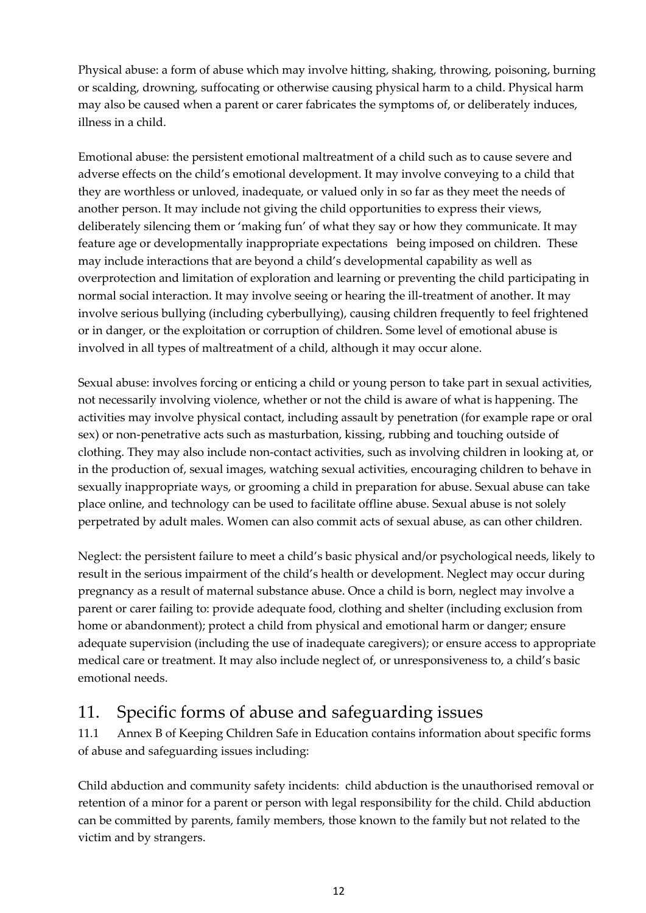Physical abuse: a form of abuse which may involve hitting, shaking, throwing, poisoning, burning or scalding, drowning, suffocating or otherwise causing physical harm to a child. Physical harm may also be caused when a parent or carer fabricates the symptoms of, or deliberately induces, illness in a child.

Emotional abuse: the persistent emotional maltreatment of a child such as to cause severe and adverse effects on the child's emotional development. It may involve conveying to a child that they are worthless or unloved, inadequate, or valued only in so far as they meet the needs of another person. It may include not giving the child opportunities to express their views, deliberately silencing them or 'making fun' of what they say or how they communicate. It may feature age or developmentally inappropriate expectations being imposed on children. These may include interactions that are beyond a child's developmental capability as well as overprotection and limitation of exploration and learning or preventing the child participating in normal social interaction. It may involve seeing or hearing the ill-treatment of another. It may involve serious bullying (including cyberbullying), causing children frequently to feel frightened or in danger, or the exploitation or corruption of children. Some level of emotional abuse is involved in all types of maltreatment of a child, although it may occur alone.

Sexual abuse: involves forcing or enticing a child or young person to take part in sexual activities, not necessarily involving violence, whether or not the child is aware of what is happening. The activities may involve physical contact, including assault by penetration (for example rape or oral sex) or non-penetrative acts such as masturbation, kissing, rubbing and touching outside of clothing. They may also include non-contact activities, such as involving children in looking at, or in the production of, sexual images, watching sexual activities, encouraging children to behave in sexually inappropriate ways, or grooming a child in preparation for abuse. Sexual abuse can take place online, and technology can be used to facilitate offline abuse. Sexual abuse is not solely perpetrated by adult males. Women can also commit acts of sexual abuse, as can other children.

Neglect: the persistent failure to meet a child's basic physical and/or psychological needs, likely to result in the serious impairment of the child's health or development. Neglect may occur during pregnancy as a result of maternal substance abuse. Once a child is born, neglect may involve a parent or carer failing to: provide adequate food, clothing and shelter (including exclusion from home or abandonment); protect a child from physical and emotional harm or danger; ensure adequate supervision (including the use of inadequate caregivers); or ensure access to appropriate medical care or treatment. It may also include neglect of, or unresponsiveness to, a child's basic emotional needs.

## 11. Specific forms of abuse and safeguarding issues

11.1 Annex B of Keeping Children Safe in Education contains information about specific forms of abuse and safeguarding issues including:

Child abduction and community safety incidents: child abduction is the unauthorised removal or retention of a minor for a parent or person with legal responsibility for the child. Child abduction can be committed by parents, family members, those known to the family but not related to the victim and by strangers.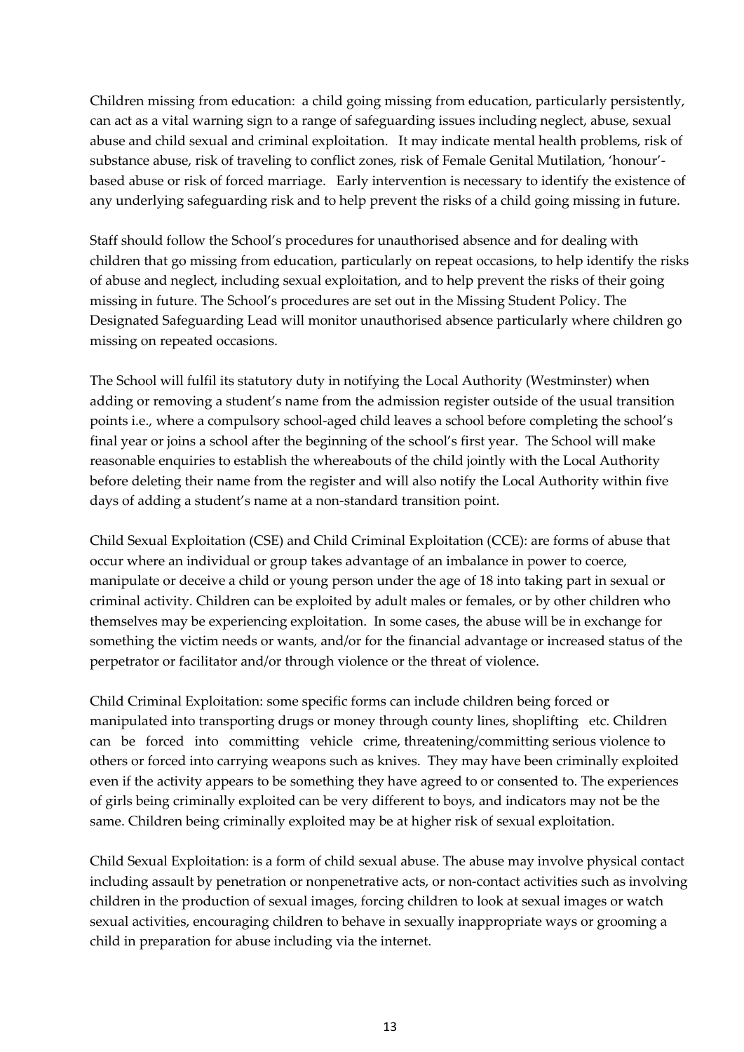Children missing from education: a child going missing from education, particularly persistently, can act as a vital warning sign to a range of safeguarding issues including neglect, abuse, sexual abuse and child sexual and criminal exploitation. It may indicate mental health problems, risk of substance abuse, risk of traveling to conflict zones, risk of Female Genital Mutilation, 'honour'-based abuse or risk of forced marriage. Early intervention is necessary to identify the existence of any underlying safeguarding risk and to help prevent the risks of a child going missing in future.

Staff should follow the School's procedures for unauthorised absence and for dealing with children that go missing from education, particularly on repeat occasions, to help identify the risks of abuse and neglect, including sexual exploitation, and to help prevent the risks of their going missing in future. The School's procedures are set out in the Missing Student Policy. The Designated Safeguarding Lead will monitor unauthorised absence particularly where children go missing on repeated occasions.

The School will fulfil its statutory duty in notifying the Local Authority (Westminster) when adding or removing a student's name from the admission register outside of the usual transition points i.e., where a compulsory school-aged child leaves a school before completing the school's final year or joins a school after the beginning of the school's first year. The School will make reasonable enquiries to establish the whereabouts of the child jointly with the Local Authority before deleting their name from the register and will also notify the Local Authority within five days of adding a student's name at a non-standard transition point.

Child Sexual Exploitation (CSE) and Child Criminal Exploitation (CCE): are forms of abuse that occur where an individual or group takes advantage of an imbalance in power to coerce, manipulate or deceive a child or young person under the age of 18 into taking part in sexual or criminal activity. Children can be exploited by adult males or females, or by other children who themselves may be experiencing exploitation. In some cases, the abuse will be in exchange for something the victim needs or wants, and/or for the financial advantage or increased status of the perpetrator or facilitator and/or through violence or the threat of violence.

Child Criminal Exploitation: some specific forms can include children being forced or manipulated into transporting drugs or money through county lines, shoplifting etc. Children can be forced into committing vehicle crime, threatening/committing serious violence to others or forced into carrying weapons such as knives. They may have been criminally exploited even if the activity appears to be something they have agreed to or consented to. The experiences of girls being criminally exploited can be very different to boys, and indicators may not be the same. Children being criminally exploited may be at higher risk of sexual exploitation.

Child Sexual Exploitation: is a form of child sexual abuse. The abuse may involve physical contact including assault by penetration or nonpenetrative acts, or non-contact activities such as involving children in the production of sexual images, forcing children to look at sexual images or watch sexual activities, encouraging children to behave in sexually inappropriate ways or grooming a child in preparation for abuse including via the internet.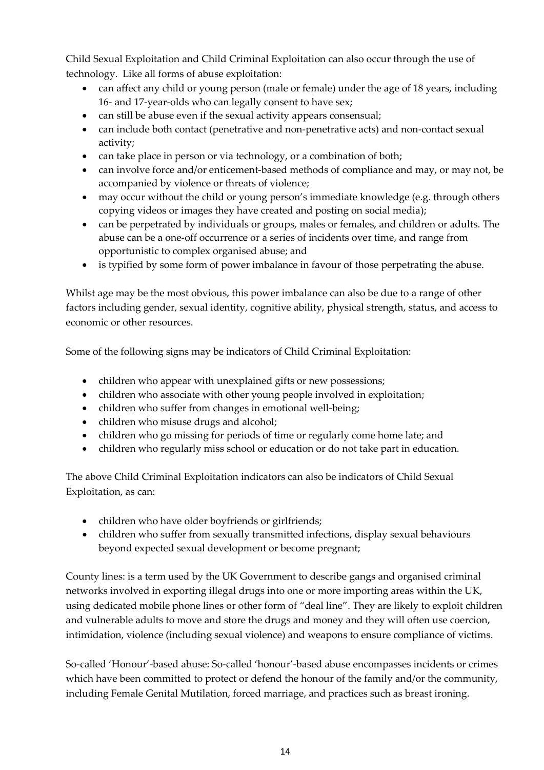Child Sexual Exploitation and Child Criminal Exploitation can also occur through the use of technology. Like all forms of abuse exploitation:

- can affect any child or young person (male or female) under the age of 18 years, including 16- and 17-year-olds who can legally consent to have sex;
- can still be abuse even if the sexual activity appears consensual;
- can include both contact (penetrative and non-penetrative acts) and non-contact sexual activity;
- can take place in person or via technology, or a combination of both;
- can involve force and/or enticement-based methods of compliance and may, or may not, be accompanied by violence or threats of violence;
- may occur without the child or young person's immediate knowledge (e.g. through others copying videos or images they have created and posting on social media);
- can be perpetrated by individuals or groups, males or females, and children or adults. The abuse can be a one-off occurrence or a series of incidents over time, and range from opportunistic to complex organised abuse; and
- is typified by some form of power imbalance in favour of those perpetrating the abuse.

Whilst age may be the most obvious, this power imbalance can also be due to a range of other factors including gender, sexual identity, cognitive ability, physical strength, status, and access to economic or other resources.

Some of the following signs may be indicators of Child Criminal Exploitation:

- children who appear with unexplained gifts or new possessions;
- children who associate with other young people involved in exploitation;
- children who suffer from changes in emotional well-being;
- children who misuse drugs and alcohol;
- children who go missing for periods of time or regularly come home late; and
- children who regularly miss school or education or do not take part in education.

The above Child Criminal Exploitation indicators can also be indicators of Child Sexual Exploitation, as can:

- children who have older boyfriends or girlfriends;
- children who suffer from sexually transmitted infections, display sexual behaviours beyond expected sexual development or become pregnant;

County lines: is a term used by the UK Government to describe gangs and organised criminal networks involved in exporting illegal drugs into one or more importing areas within the UK, using dedicated mobile phone lines or other form of "deal line". They are likely to exploit children and vulnerable adults to move and store the drugs and money and they will often use coercion, intimidation, violence (including sexual violence) and weapons to ensure compliance of victims.

So-called 'Honour'-based abuse: So-called 'honour'-based abuse encompasses incidents or crimes which have been committed to protect or defend the honour of the family and/or the community, including Female Genital Mutilation, forced marriage, and practices such as breast ironing.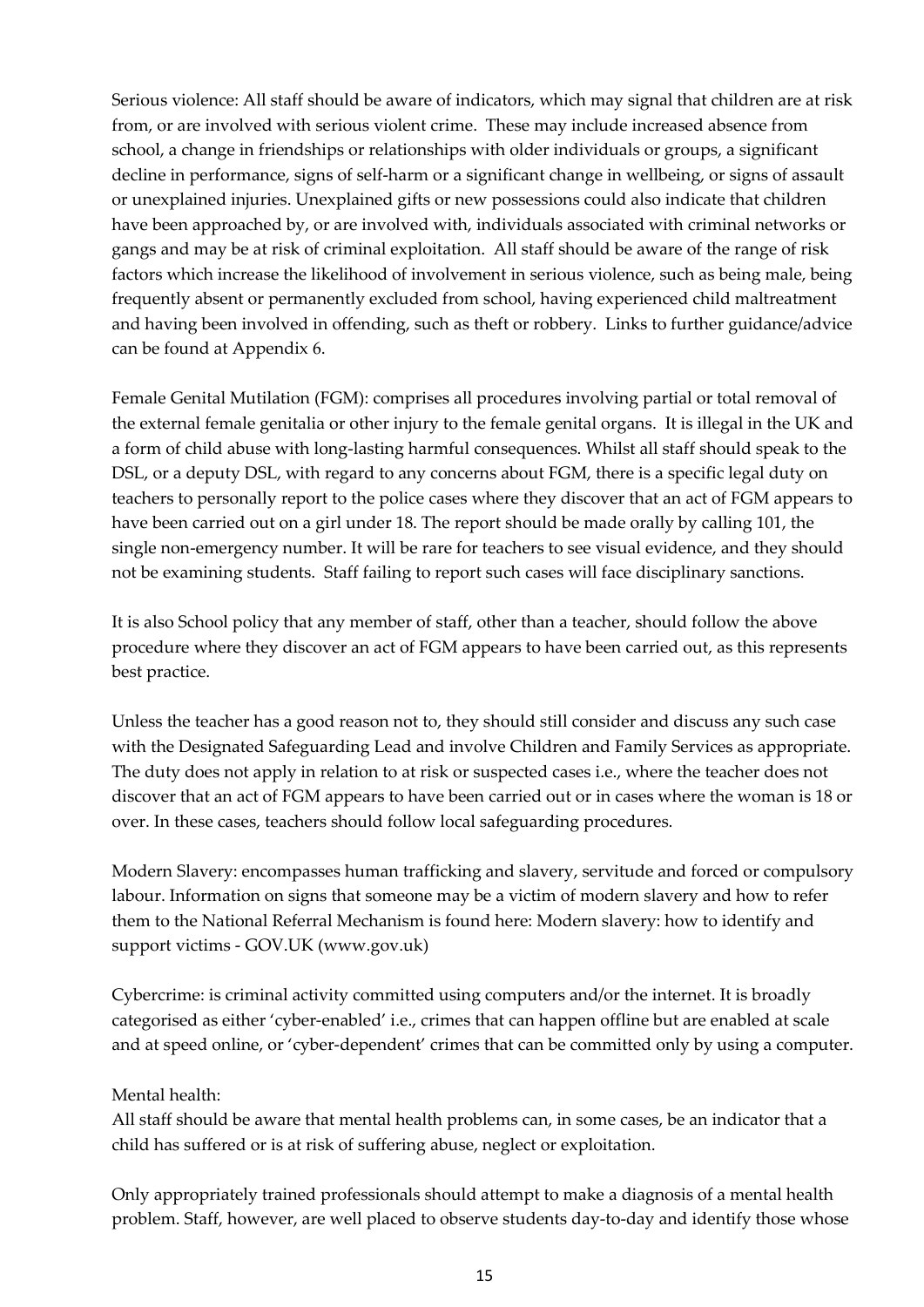Serious violence: All staff should be aware of indicators, which may signal that children are at risk from, or are involved with serious violent crime. These may include increased absence from school, a change in friendships or relationships with older individuals or groups, a significant decline in performance, signs of self-harm or a significant change in wellbeing, or signs of assault or unexplained injuries. Unexplained gifts or new possessions could also indicate that children have been approached by, or are involved with, individuals associated with criminal networks or gangs and may be at risk of criminal exploitation. All staff should be aware of the range of risk factors which increase the likelihood of involvement in serious violence, such as being male, being frequently absent or permanently excluded from school, having experienced child maltreatment and having been involved in offending, such as theft or robbery. Links to further guidance/advice can be found at Appendix 6.

Female Genital Mutilation (FGM): comprises all procedures involving partial or total removal of the external female genitalia or other injury to the female genital organs. It is illegal in the UK and a form of child abuse with long-lasting harmful consequences. Whilst all staff should speak to the DSL, or a deputy DSL, with regard to any concerns about FGM, there is a specific legal duty on teachers to personally report to the police cases where they discover that an act of FGM appears to have been carried out on a girl under 18. The report should be made orally by calling 101, the single non-emergency number. It will be rare for teachers to see visual evidence, and they should not be examining students. Staff failing to report such cases will face disciplinary sanctions.

It is also School policy that any member of staff, other than a teacher, should follow the above procedure where they discover an act of FGM appears to have been carried out, as this represents best practice.

Unless the teacher has a good reason not to, they should still consider and discuss any such case with the Designated Safeguarding Lead and involve Children and Family Services as appropriate. The duty does not apply in relation to at risk or suspected cases i.e., where the teacher does not discover that an act of FGM appears to have been carried out or in cases where the woman is 18 or over. In these cases, teachers should follow local safeguarding procedures.

Modern Slavery: encompasses human trafficking and slavery, servitude and forced or compulsory labour. Information on signs that someone may be a victim of modern slavery and how to refer them to the National Referral Mechanism is found here: Modern slavery: how to identify and support victims - GOV.UK (www.gov.uk)

Cybercrime: is criminal activity committed using computers and/or the internet. It is broadly categorised as either 'cyber-enabled' i.e., crimes that can happen offline but are enabled at scale and at speed online, or 'cyber-dependent' crimes that can be committed only by using a computer.

Mental health:

All staff should be aware that mental health problems can, in some cases, be an indicator that a child has suffered or is at risk of suffering abuse, neglect or exploitation.

Only appropriately trained professionals should attempt to make a diagnosis of a mental health problem. Staff, however, are well placed to observe students day-to-day and identify those whose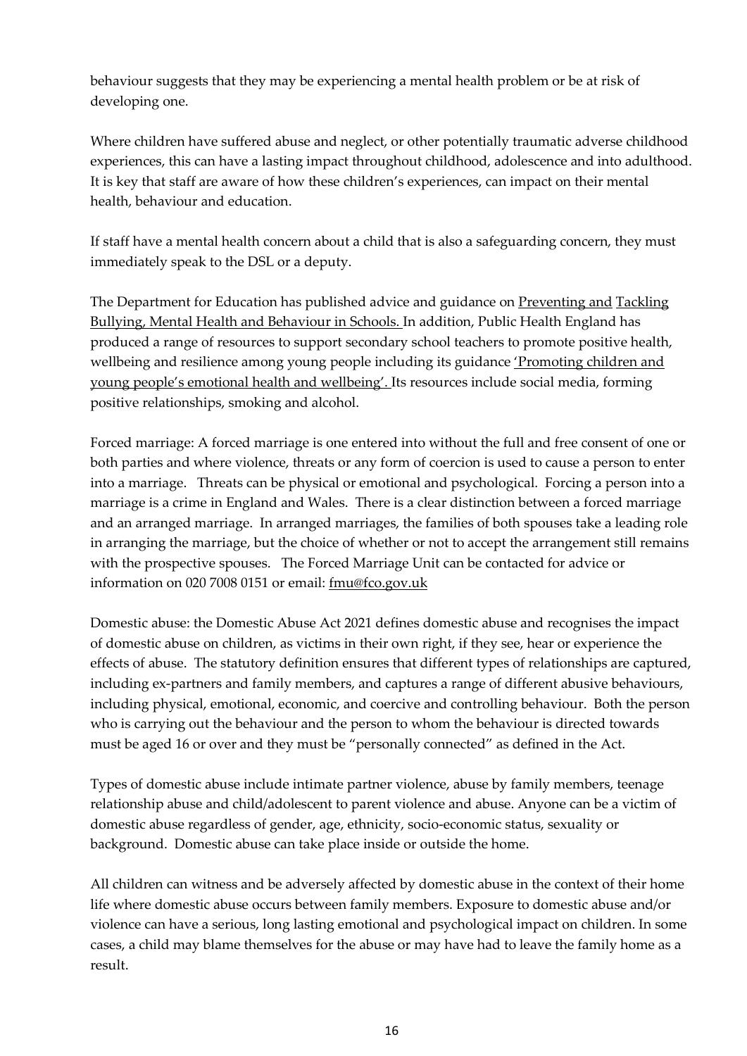behaviour suggests that they may be experiencing a mental health problem or be at risk of developing one.

Where children have suffered abuse and neglect, or other potentially traumatic adverse childhood experiences, this can have a lasting impact throughout childhood, adolescence and into adulthood. It is key that staff are aware of how these children's experiences, can impact on their mental health, behaviour and education.

If staff have a mental health concern about a child that is also a safeguarding concern, they must immediately speak to the DSL or a deputy.

The Department for Education has published advice and guidance on Preventing and Tackling Bullying, Mental Health and Behaviour in Schools. In addition, Public Health England has produced a range of resources to support secondary school teachers to promote positive health, wellbeing and resilience among young people including its guidance 'Promoting children and young people's emotional health and wellbeing'. Its resources include social media, forming positive relationships, smoking and alcohol.

Forced marriage: A forced marriage is one entered into without the full and free consent of one or both parties and where violence, threats or any form of coercion is used to cause a person to enter into a marriage. Threats can be physical or emotional and psychological. Forcing a person into a marriage is a crime in England and Wales. There is a clear distinction between a forced marriage and an arranged marriage. In arranged marriages, the families of both spouses take a leading role in arranging the marriage, but the choice of whether or not to accept the arrangement still remains with the prospective spouses. The Forced Marriage Unit can be contacted for advice or information on 020 7008 0151 or email: fmu@fco.gov.uk

Domestic abuse: the Domestic Abuse Act 2021 defines domestic abuse and recognises the impact of domestic abuse on children, as victims in their own right, if they see, hear or experience the effects of abuse. The statutory definition ensures that different types of relationships are captured, including ex-partners and family members, and captures a range of different abusive behaviours, including physical, emotional, economic, and coercive and controlling behaviour. Both the person who is carrying out the behaviour and the person to whom the behaviour is directed towards must be aged 16 or over and they must be "personally connected" as defined in the Act.

Types of domestic abuse include intimate partner violence, abuse by family members, teenage relationship abuse and child/adolescent to parent violence and abuse. Anyone can be a victim of domestic abuse regardless of gender, age, ethnicity, socio-economic status, sexuality or background. Domestic abuse can take place inside or outside the home.

All children can witness and be adversely affected by domestic abuse in the context of their home life where domestic abuse occurs between family members. Exposure to domestic abuse and/or violence can have a serious, long lasting emotional and psychological impact on children. In some cases, a child may blame themselves for the abuse or may have had to leave the family home as a result.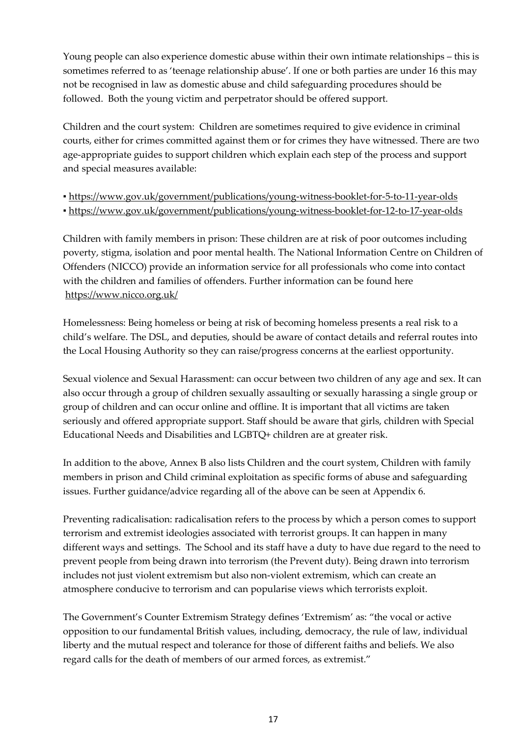Young people can also experience domestic abuse within their own intimate relationships – this is sometimes referred to as 'teenage relationship abuse'. If one or both parties are under 16 this may not be recognised in law as domestic abuse and child safeguarding procedures should be followed. Both the young victim and perpetrator should be offered support.

Children and the court system: Children are sometimes required to give evidence in criminal courts, either for crimes committed against them or for crimes they have witnessed. There are two age-appropriate guides to support children which explain each step of the process and support and special measures available:

- https://www.gov.uk/government/publications/young-witness-booklet-for-5-to-11-year-olds
- https://www.gov.uk/government/publications/young-witness-booklet-for-12-to-17-year-olds

Children with family members in prison: These children are at risk of poor outcomes including poverty, stigma, isolation and poor mental health. The National Information Centre on Children of Offenders (NICCO) provide an information service for all professionals who come into contact with the children and families of offenders. Further information can be found here https://www.nicco.org.uk/

Homelessness: Being homeless or being at risk of becoming homeless presents a real risk to a child's welfare. The DSL, and deputies, should be aware of contact details and referral routes into the Local Housing Authority so they can raise/progress concerns at the earliest opportunity.

Sexual violence and Sexual Harassment: can occur between two children of any age and sex. It can also occur through a group of children sexually assaulting or sexually harassing a single group or group of children and can occur online and offline. It is important that all victims are taken seriously and offered appropriate support. Staff should be aware that girls, children with Special Educational Needs and Disabilities and LGBTQ+ children are at greater risk.

In addition to the above, Annex B also lists Children and the court system, Children with family members in prison and Child criminal exploitation as specific forms of abuse and safeguarding issues. Further guidance/advice regarding all of the above can be seen at Appendix 6.

Preventing radicalisation: radicalisation refers to the process by which a person comes to support terrorism and extremist ideologies associated with terrorist groups. It can happen in many different ways and settings. The School and its staff have a duty to have due regard to the need to prevent people from being drawn into terrorism (the Prevent duty). Being drawn into terrorism includes not just violent extremism but also non-violent extremism, which can create an atmosphere conducive to terrorism and can popularise views which terrorists exploit.

The Government's Counter Extremism Strategy defines 'Extremism' as: "the vocal or active opposition to our fundamental British values, including, democracy, the rule of law, individual liberty and the mutual respect and tolerance for those of different faiths and beliefs. We also regard calls for the death of members of our armed forces, as extremist."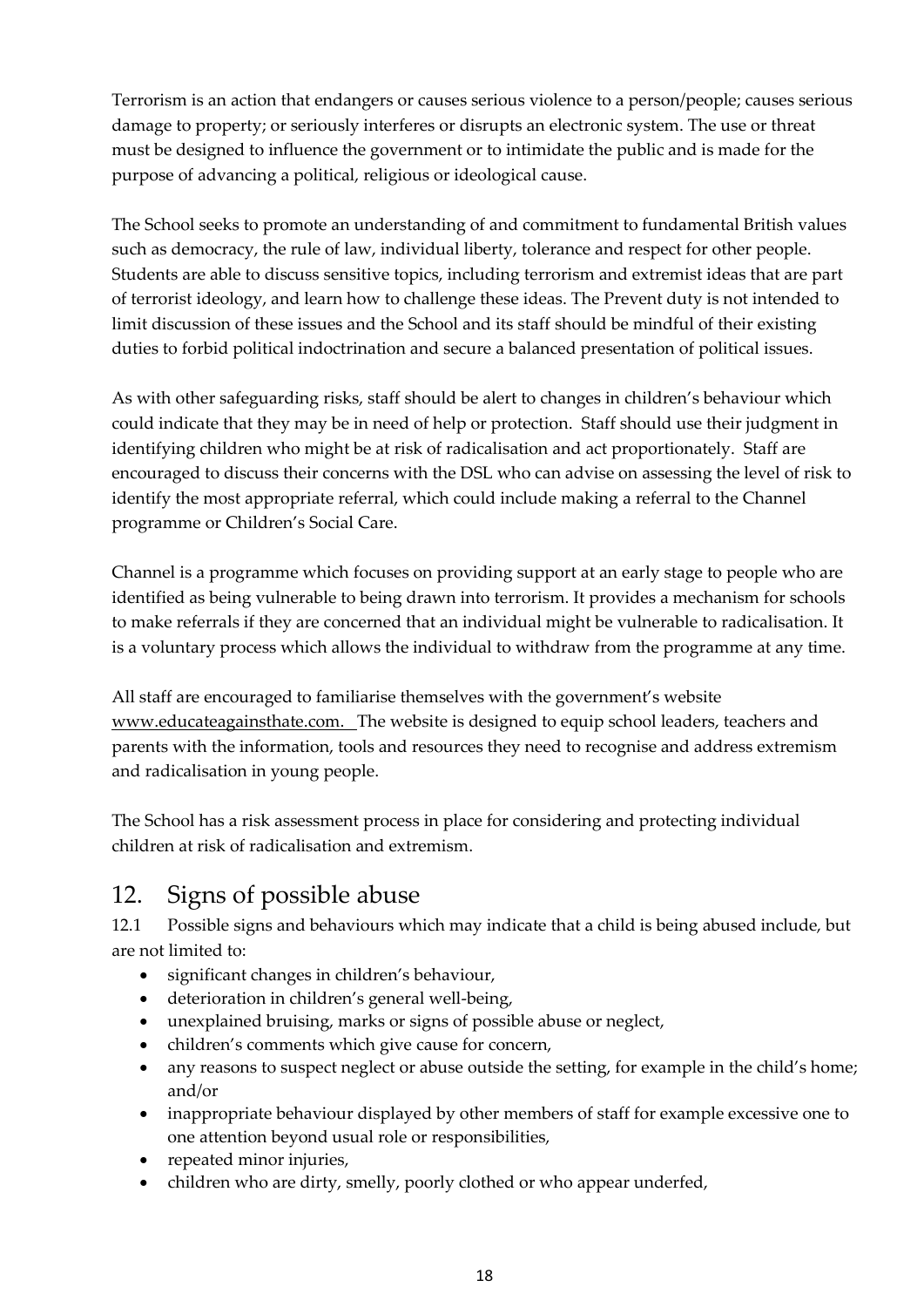Terrorism is an action that endangers or causes serious violence to a person/people; causes serious damage to property; or seriously interferes or disrupts an electronic system. The use or threat must be designed to influence the government or to intimidate the public and is made for the purpose of advancing a political, religious or ideological cause.

The School seeks to promote an understanding of and commitment to fundamental British values such as democracy, the rule of law, individual liberty, tolerance and respect for other people. Students are able to discuss sensitive topics, including terrorism and extremist ideas that are part of terrorist ideology, and learn how to challenge these ideas. The Prevent duty is not intended to limit discussion of these issues and the School and its staff should be mindful of their existing duties to forbid political indoctrination and secure a balanced presentation of political issues.

As with other safeguarding risks, staff should be alert to changes in children's behaviour which could indicate that they may be in need of help or protection. Staff should use their judgment in identifying children who might be at risk of radicalisation and act proportionately. Staff are encouraged to discuss their concerns with the DSL who can advise on assessing the level of risk to identify the most appropriate referral, which could include making a referral to the Channel programme or Children's Social Care.

Channel is a programme which focuses on providing support at an early stage to people who are identified as being vulnerable to being drawn into terrorism. It provides a mechanism for schools to make referrals if they are concerned that an individual might be vulnerable to radicalisation. It is a voluntary process which allows the individual to withdraw from the programme at any time.

All staff are encouraged to familiarise themselves with the government's website www.educateagainsthate.com. The website is designed to equip school leaders, teachers and parents with the information, tools and resources they need to recognise and address extremism and radicalisation in young people.

The School has a risk assessment process in place for considering and protecting individual children at risk of radicalisation and extremism.

## 12. Signs of possible abuse

12.1 Possible signs and behaviours which may indicate that a child is being abused include, but are not limited to:

- significant changes in children's behaviour,
- deterioration in children's general well-being,
- unexplained bruising, marks or signs of possible abuse or neglect,
- children's comments which give cause for concern,
- any reasons to suspect neglect or abuse outside the setting, for example in the child's home; and/or
- inappropriate behaviour displayed by other members of staff for example excessive one to one attention beyond usual role or responsibilities,
- repeated minor injuries,
- children who are dirty, smelly, poorly clothed or who appear underfed,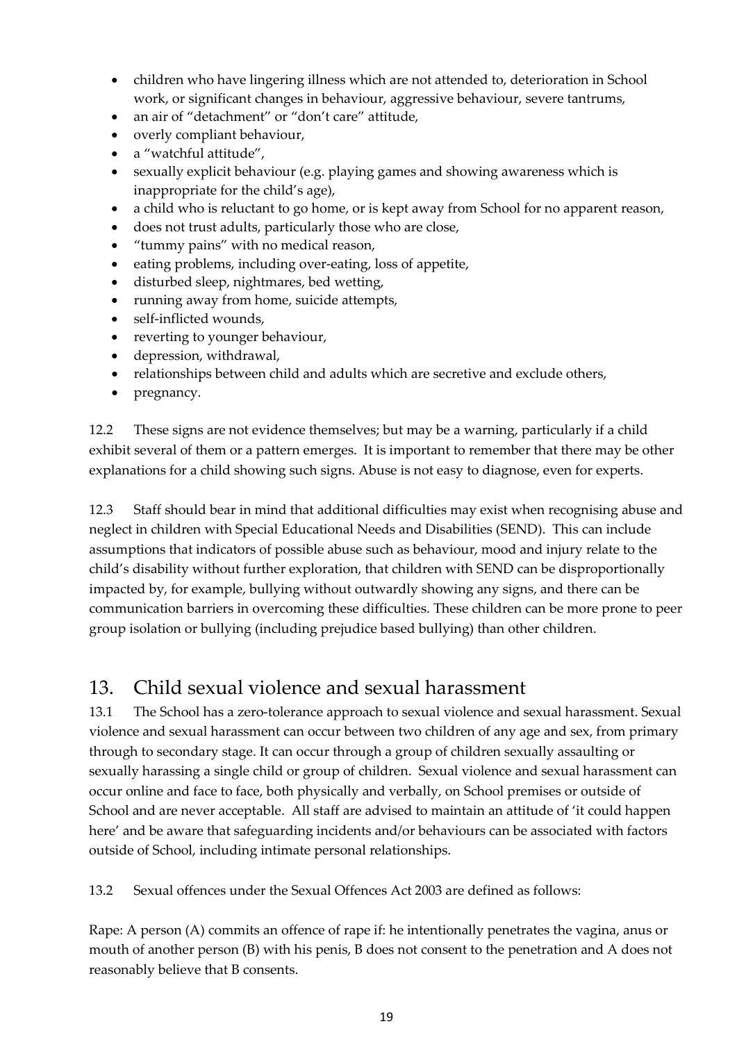- children who have lingering illness which are not attended to, deterioration in School work, or significant changes in behaviour, aggressive behaviour, severe tantrums,
- an air of "detachment" or "don't care" attitude,
- overly compliant behaviour,
- a "watchful attitude",
- sexually explicit behaviour (e.g. playing games and showing awareness which is inappropriate for the child's age),
- a child who is reluctant to go home, or is kept away from School for no apparent reason,
- does not trust adults, particularly those who are close,
- "tummy pains" with no medical reason,
- eating problems, including over-eating, loss of appetite,
- disturbed sleep, nightmares, bed wetting,
- running away from home, suicide attempts,
- self-inflicted wounds,
- reverting to younger behaviour,
- depression, withdrawal,
- relationships between child and adults which are secretive and exclude others,
- pregnancy.

12.2 These signs are not evidence themselves; but may be a warning, particularly if a child exhibit several of them or a pattern emerges. It is important to remember that there may be other explanations for a child showing such signs. Abuse is not easy to diagnose, even for experts.

12.3 Staff should bear in mind that additional difficulties may exist when recognising abuse and neglect in children with Special Educational Needs and Disabilities (SEND). This can include assumptions that indicators of possible abuse such as behaviour, mood and injury relate to the child's disability without further exploration, that children with SEND can be disproportionally impacted by, for example, bullying without outwardly showing any signs, and there can be communication barriers in overcoming these difficulties. These children can be more prone to peer group isolation or bullying (including prejudice based bullying) than other children.

## 13. Child sexual violence and sexual harassment

13.1 The School has a zero-tolerance approach to sexual violence and sexual harassment. Sexual violence and sexual harassment can occur between two children of any age and sex, from primary through to secondary stage. It can occur through a group of children sexually assaulting or sexually harassing a single child or group of children. Sexual violence and sexual harassment can occur online and face to face, both physically and verbally, on School premises or outside of School and are never acceptable. All staff are advised to maintain an attitude of 'it could happen here' and be aware that safeguarding incidents and/or behaviours can be associated with factors outside of School, including intimate personal relationships.

13.2 Sexual offences under the Sexual Offences Act 2003 are defined as follows:

Rape: A person (A) commits an offence of rape if: he intentionally penetrates the vagina, anus or mouth of another person (B) with his penis, B does not consent to the penetration and A does not reasonably believe that B consents.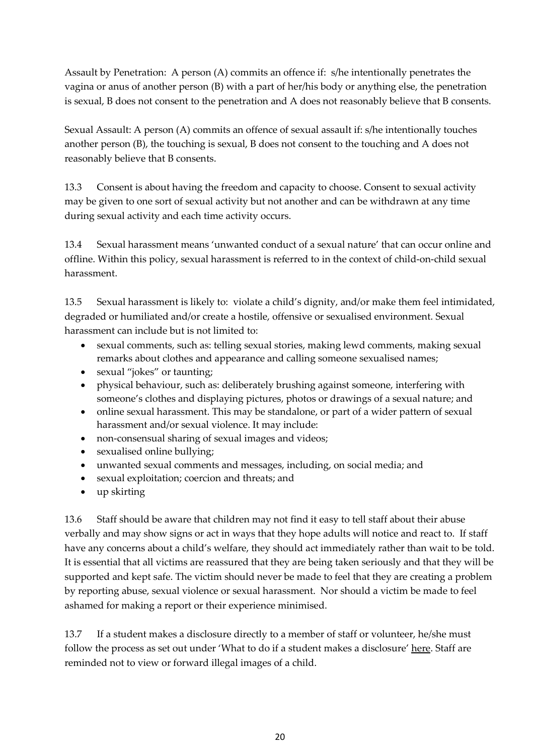Assault by Penetration: A person (A) commits an offence if: s/he intentionally penetrates the vagina or anus of another person (B) with a part of her/his body or anything else, the penetration is sexual, B does not consent to the penetration and A does not reasonably believe that B consents.

Sexual Assault: A person (A) commits an offence of sexual assault if: s/he intentionally touches another person (B), the touching is sexual, B does not consent to the touching and A does not reasonably believe that B consents.

13.3 Consent is about having the freedom and capacity to choose. Consent to sexual activity may be given to one sort of sexual activity but not another and can be withdrawn at any time during sexual activity and each time activity occurs.

13.4 Sexual harassment means 'unwanted conduct of a sexual nature' that can occur online and offline. Within this policy, sexual harassment is referred to in the context of child-on-child sexual harassment.

13.5 Sexual harassment is likely to: violate a child's dignity, and/or make them feel intimidated, degraded or humiliated and/or create a hostile, offensive or sexualised environment. Sexual harassment can include but is not limited to:

- sexual comments, such as: telling sexual stories, making lewd comments, making sexual remarks about clothes and appearance and calling someone sexualised names;
- sexual "jokes" or taunting;
- physical behaviour, such as: deliberately brushing against someone, interfering with someone's clothes and displaying pictures, photos or drawings of a sexual nature; and
- online sexual harassment. This may be standalone, or part of a wider pattern of sexual harassment and/or sexual violence. It may include:
- non-consensual sharing of sexual images and videos;
- sexualised online bullying;
- unwanted sexual comments and messages, including, on social media; and
- sexual exploitation; coercion and threats; and
- up skirting

13.6 Staff should be aware that children may not find it easy to tell staff about their abuse verbally and may show signs or act in ways that they hope adults will notice and react to. If staff have any concerns about a child's welfare, they should act immediately rather than wait to be told. It is essential that all victims are reassured that they are being taken seriously and that they will be supported and kept safe. The victim should never be made to feel that they are creating a problem by reporting abuse, sexual violence or sexual harassment. Nor should a victim be made to feel ashamed for making a report or their experience minimised.

13.7 If a student makes a disclosure directly to a member of staff or volunteer, he/she must follow the process as set out under 'What to do if a student makes a disclosure' here. Staff are reminded not to view or forward illegal images of a child.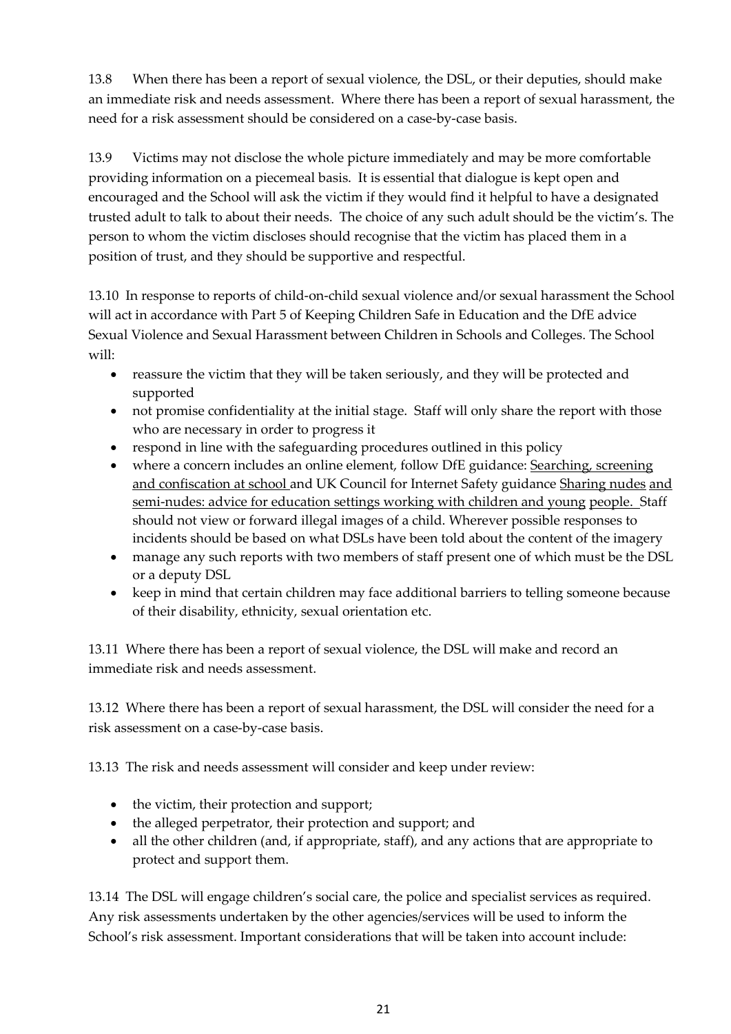13.8 When there has been a report of sexual violence, the DSL, or their deputies, should make an immediate risk and needs assessment. Where there has been a report of sexual harassment, the need for a risk assessment should be considered on a case-by-case basis.

13.9 Victims may not disclose the whole picture immediately and may be more comfortable providing information on a piecemeal basis. It is essential that dialogue is kept open and encouraged and the School will ask the victim if they would find it helpful to have a designated trusted adult to talk to about their needs. The choice of any such adult should be the victim's. The person to whom the victim discloses should recognise that the victim has placed them in a position of trust, and they should be supportive and respectful.

13.10 In response to reports of child-on-child sexual violence and/or sexual harassment the School will act in accordance with Part 5 of Keeping Children Safe in Education and the DfE advice Sexual Violence and Sexual Harassment between Children in Schools and Colleges. The School will:

- reassure the victim that they will be taken seriously, and they will be protected and supported
- not promise confidentiality at the initial stage. Staff will only share the report with those who are necessary in order to progress it
- respond in line with the safeguarding procedures outlined in this policy
- where a concern includes an online element, follow DfE guidance: Searching, screening and confiscation at school and UK Council for Internet Safety guidance Sharing nudes and semi-nudes: advice for education settings working with children and young people. Staff should not view or forward illegal images of a child. Wherever possible responses to incidents should be based on what DSLs have been told about the content of the imagery
- manage any such reports with two members of staff present one of which must be the DSL or a deputy DSL
- keep in mind that certain children may face additional barriers to telling someone because of their disability, ethnicity, sexual orientation etc.

13.11 Where there has been a report of sexual violence, the DSL will make and record an immediate risk and needs assessment.

13.12 Where there has been a report of sexual harassment, the DSL will consider the need for a risk assessment on a case-by-case basis.

13.13 The risk and needs assessment will consider and keep under review:

- the victim, their protection and support;
- the alleged perpetrator, their protection and support; and
- all the other children (and, if appropriate, staff), and any actions that are appropriate to protect and support them.

13.14 The DSL will engage children's social care, the police and specialist services as required. Any risk assessments undertaken by the other agencies/services will be used to inform the School's risk assessment. Important considerations that will be taken into account include: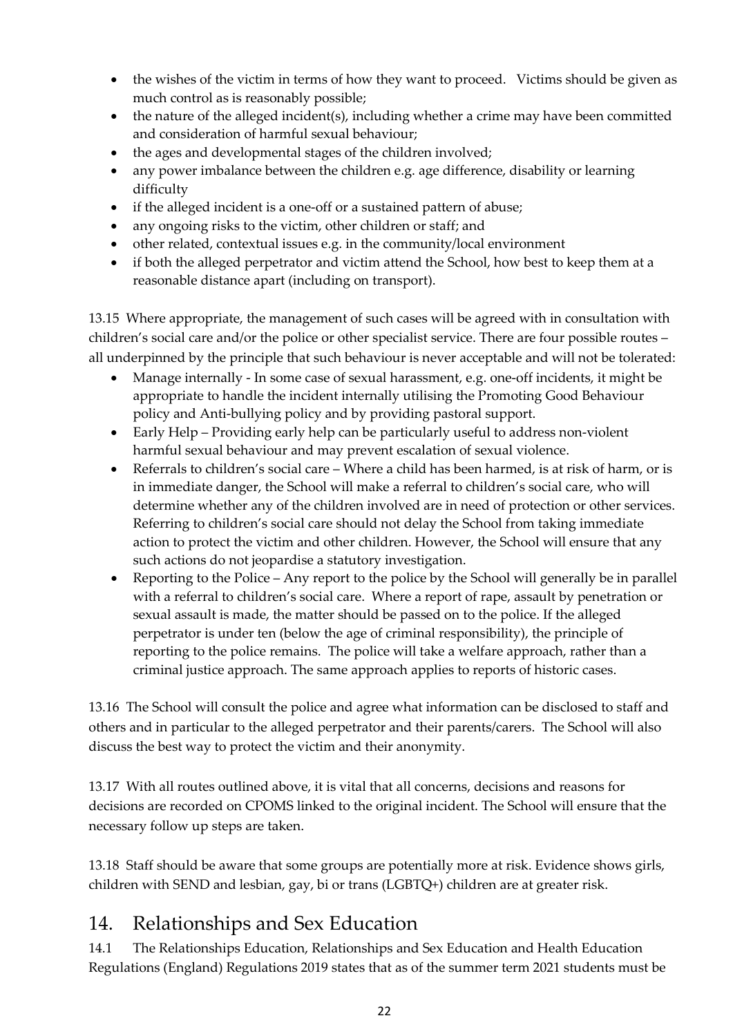- the wishes of the victim in terms of how they want to proceed. Victims should be given as much control as is reasonably possible;
- the nature of the alleged incident(s), including whether a crime may have been committed and consideration of harmful sexual behaviour;
- the ages and developmental stages of the children involved;
- any power imbalance between the children e.g. age difference, disability or learning difficulty
- if the alleged incident is a one-off or a sustained pattern of abuse;
- any ongoing risks to the victim, other children or staff; and
- other related, contextual issues e.g. in the community/local environment
- if both the alleged perpetrator and victim attend the School, how best to keep them at a reasonable distance apart (including on transport).

13.15 Where appropriate, the management of such cases will be agreed with in consultation with children's social care and/or the police or other specialist service. There are four possible routes – all underpinned by the principle that such behaviour is never acceptable and will not be tolerated:

- Manage internally - In some case of sexual harassment, e.g. one-off incidents, it might be appropriate to handle the incident internally utilising the Promoting Good Behaviour policy and Anti-bullying policy and by providing pastoral support.
- Early Help – Providing early help can be particularly useful to address non-violent harmful sexual behaviour and may prevent escalation of sexual violence.
- Referrals to children's social care – Where a child has been harmed, is at risk of harm, or is in immediate danger, the School will make a referral to children's social care, who will determine whether any of the children involved are in need of protection or other services. Referring to children's social care should not delay the School from taking immediate action to protect the victim and other children. However, the School will ensure that any such actions do not jeopardise a statutory investigation.
- Reporting to the Police – Any report to the police by the School will generally be in parallel with a referral to children's social care. Where a report of rape, assault by penetration or sexual assault is made, the matter should be passed on to the police. If the alleged perpetrator is under ten (below the age of criminal responsibility), the principle of reporting to the police remains. The police will take a welfare approach, rather than a criminal justice approach. The same approach applies to reports of historic cases.

13.16 The School will consult the police and agree what information can be disclosed to staff and others and in particular to the alleged perpetrator and their parents/carers. The School will also discuss the best way to protect the victim and their anonymity.

13.17 With all routes outlined above, it is vital that all concerns, decisions and reasons for decisions are recorded on CPOMS linked to the original incident. The School will ensure that the necessary follow up steps are taken.

13.18 Staff should be aware that some groups are potentially more at risk. Evidence shows girls, children with SEND and lesbian, gay, bi or trans (LGBTQ+) children are at greater risk.

# 14. Relationships and Sex Education

14.1 The Relationships Education, Relationships and Sex Education and Health Education Regulations (England) Regulations 2019 states that as of the summer term 2021 students must be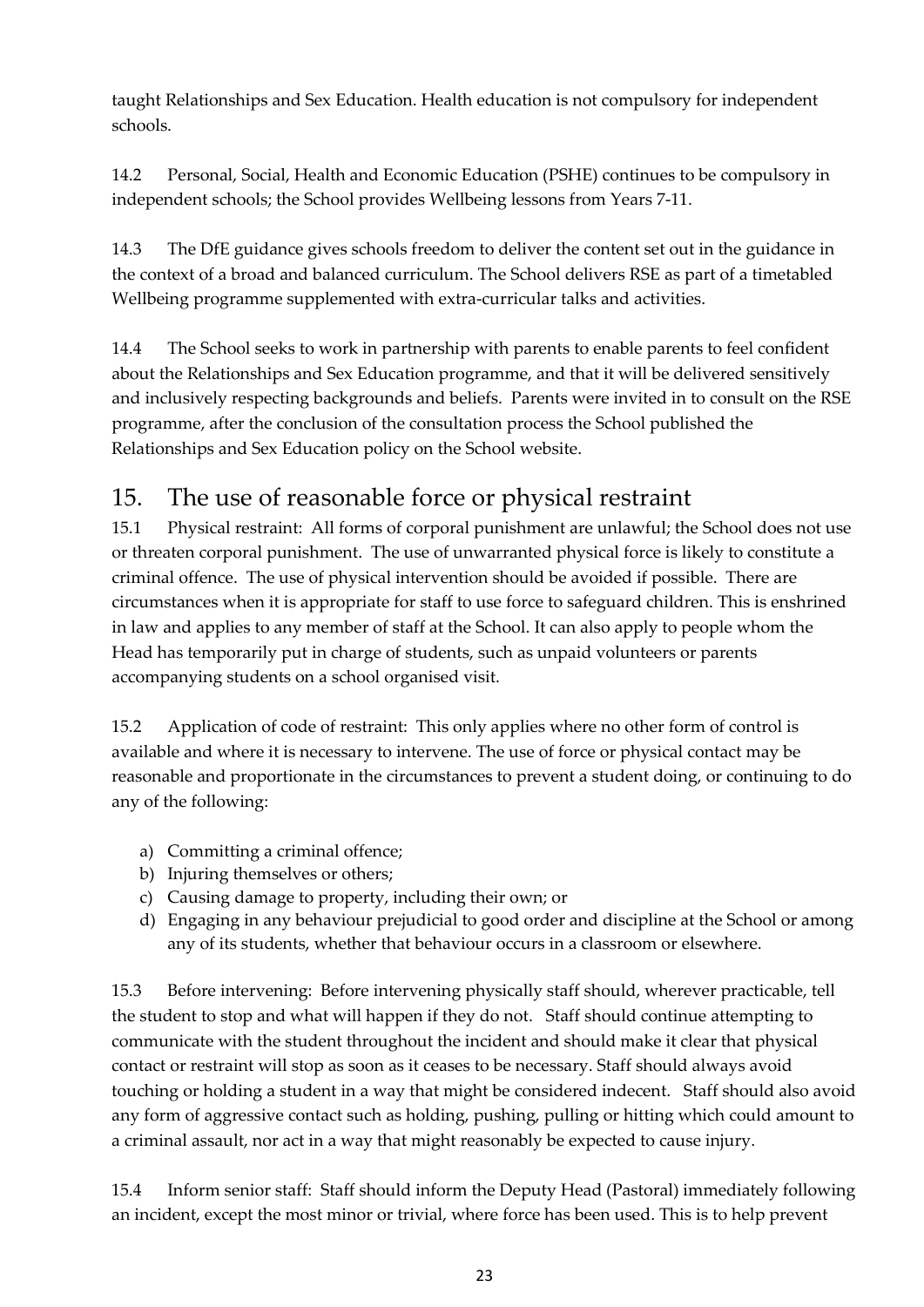taught Relationships and Sex Education. Health education is not compulsory for independent schools.

14.2 Personal, Social, Health and Economic Education (PSHE) continues to be compulsory in independent schools; the School provides Wellbeing lessons from Years 7-11.

14.3 The DfE guidance gives schools freedom to deliver the content set out in the guidance in the context of a broad and balanced curriculum. The School delivers RSE as part of a timetabled Wellbeing programme supplemented with extra-curricular talks and activities.

14.4 The School seeks to work in partnership with parents to enable parents to feel confident about the Relationships and Sex Education programme, and that it will be delivered sensitively and inclusively respecting backgrounds and beliefs. Parents were invited in to consult on the RSE programme, after the conclusion of the consultation process the School published the Relationships and Sex Education policy on the School website.

# 15. The use of reasonable force or physical restraint

15.1 Physical restraint: All forms of corporal punishment are unlawful; the School does not use or threaten corporal punishment. The use of unwarranted physical force is likely to constitute a criminal offence. The use of physical intervention should be avoided if possible. There are circumstances when it is appropriate for staff to use force to safeguard children. This is enshrined in law and applies to any member of staff at the School. It can also apply to people whom the Head has temporarily put in charge of students, such as unpaid volunteers or parents accompanying students on a school organised visit.

15.2 Application of code of restraint: This only applies where no other form of control is available and where it is necessary to intervene. The use of force or physical contact may be reasonable and proportionate in the circumstances to prevent a student doing, or continuing to do any of the following:

a) Committing a criminal offence;
b) Injuring themselves or others;
c) Causing damage to property, including their own; or
d) Engaging in any behaviour prejudicial to good order and discipline at the School or among any of its students, whether that behaviour occurs in a classroom or elsewhere.

15.3 Before intervening: Before intervening physically staff should, wherever practicable, tell the student to stop and what will happen if they do not. Staff should continue attempting to communicate with the student throughout the incident and should make it clear that physical contact or restraint will stop as soon as it ceases to be necessary. Staff should always avoid touching or holding a student in a way that might be considered indecent. Staff should also avoid any form of aggressive contact such as holding, pushing, pulling or hitting which could amount to a criminal assault, nor act in a way that might reasonably be expected to cause injury.

15.4 Inform senior staff: Staff should inform the Deputy Head (Pastoral) immediately following an incident, except the most minor or trivial, where force has been used. This is to help prevent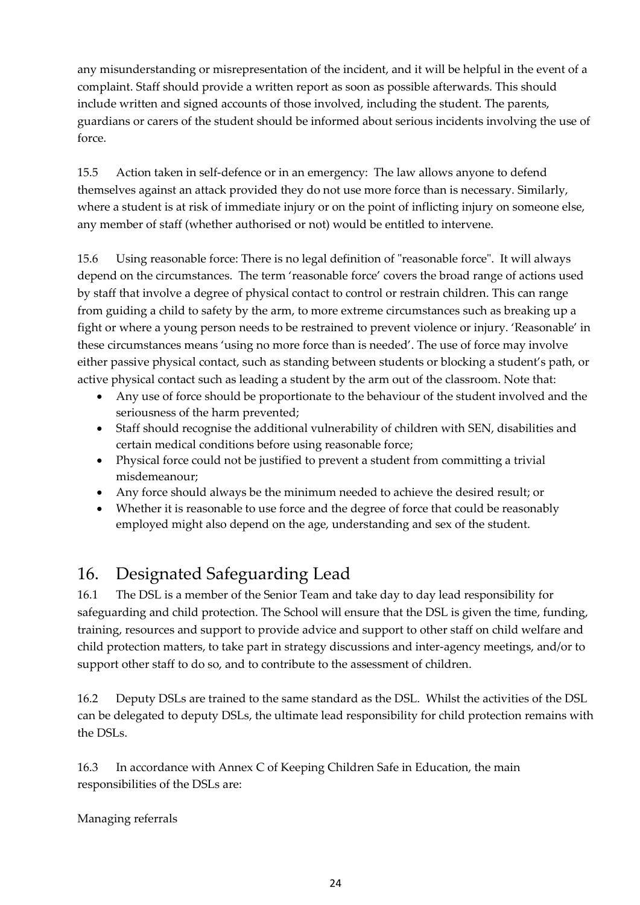any misunderstanding or misrepresentation of the incident, and it will be helpful in the event of a complaint. Staff should provide a written report as soon as possible afterwards. This should include written and signed accounts of those involved, including the student. The parents, guardians or carers of the student should be informed about serious incidents involving the use of force.

15.5 Action taken in self-defence or in an emergency: The law allows anyone to defend themselves against an attack provided they do not use more force than is necessary. Similarly, where a student is at risk of immediate injury or on the point of inflicting injury on someone else, any member of staff (whether authorised or not) would be entitled to intervene.

15.6 Using reasonable force: There is no legal definition of "reasonable force". It will always depend on the circumstances. The term 'reasonable force' covers the broad range of actions used by staff that involve a degree of physical contact to control or restrain children. This can range from guiding a child to safety by the arm, to more extreme circumstances such as breaking up a fight or where a young person needs to be restrained to prevent violence or injury. 'Reasonable' in these circumstances means 'using no more force than is needed'. The use of force may involve either passive physical contact, such as standing between students or blocking a student's path, or active physical contact such as leading a student by the arm out of the classroom. Note that:

- Any use of force should be proportionate to the behaviour of the student involved and the seriousness of the harm prevented;
- Staff should recognise the additional vulnerability of children with SEN, disabilities and certain medical conditions before using reasonable force;
- Physical force could not be justified to prevent a student from committing a trivial misdemeanour;
- Any force should always be the minimum needed to achieve the desired result; or
- Whether it is reasonable to use force and the degree of force that could be reasonably employed might also depend on the age, understanding and sex of the student.

## 16. Designated Safeguarding Lead

16.1 The DSL is a member of the Senior Team and take day to day lead responsibility for safeguarding and child protection. The School will ensure that the DSL is given the time, funding, training, resources and support to provide advice and support to other staff on child welfare and child protection matters, to take part in strategy discussions and inter-agency meetings, and/or to support other staff to do so, and to contribute to the assessment of children.

16.2 Deputy DSLs are trained to the same standard as the DSL. Whilst the activities of the DSL can be delegated to deputy DSLs, the ultimate lead responsibility for child protection remains with the DSLs.

16.3 In accordance with Annex C of Keeping Children Safe in Education, the main responsibilities of the DSLs are:

Managing referrals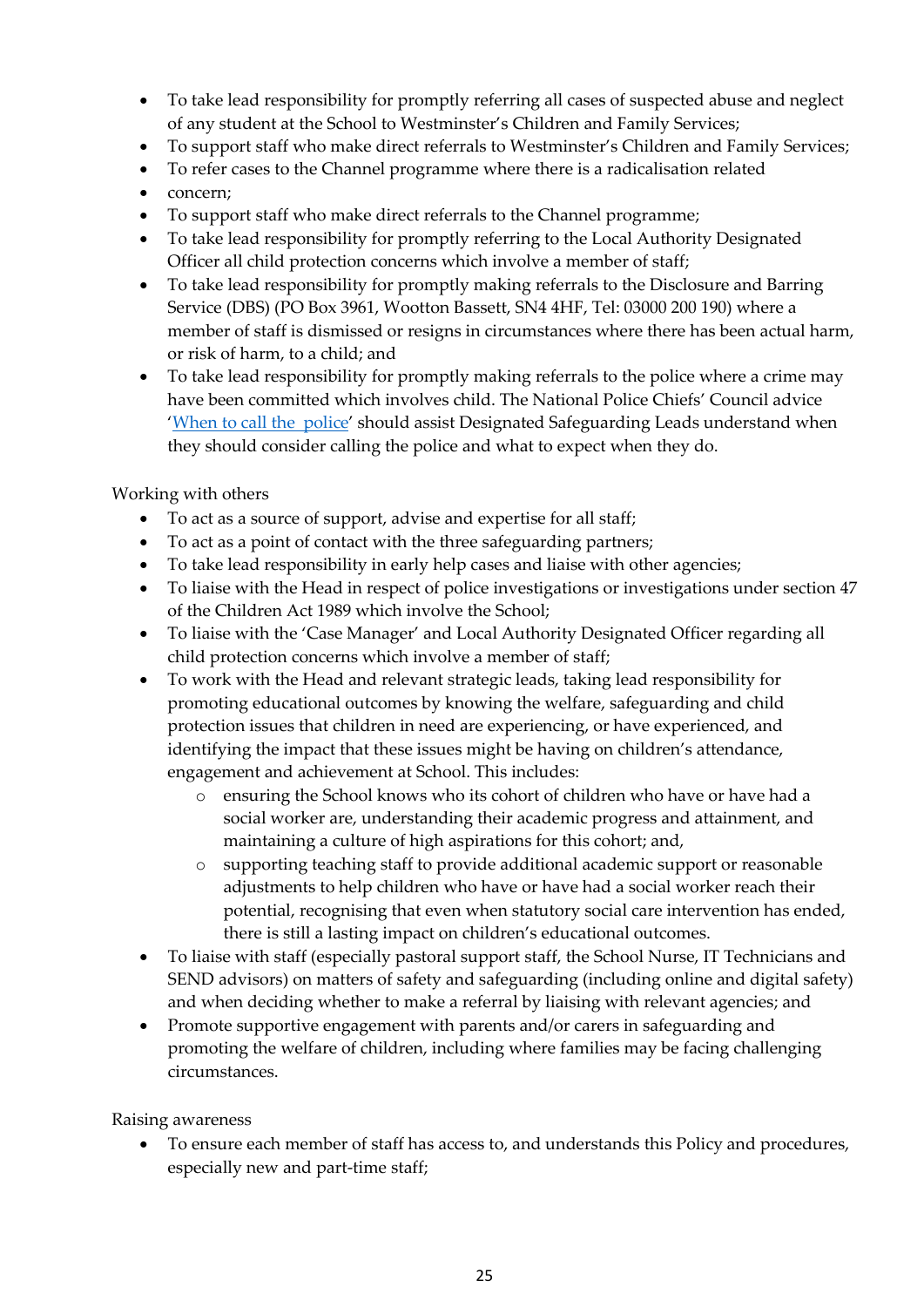- To take lead responsibility for promptly referring all cases of suspected abuse and neglect of any student at the School to Westminster's Children and Family Services;
- To support staff who make direct referrals to Westminster's Children and Family Services;
- To refer cases to the Channel programme where there is a radicalisation related
- concern;
- To support staff who make direct referrals to the Channel programme;
- To take lead responsibility for promptly referring to the Local Authority Designated Officer all child protection concerns which involve a member of staff;
- To take lead responsibility for promptly making referrals to the Disclosure and Barring Service (DBS) (PO Box 3961, Wootton Bassett, SN4 4HF, Tel: 03000 200 190) where a member of staff is dismissed or resigns in circumstances where there has been actual harm, or risk of harm, to a child; and
- To take lead responsibility for promptly making referrals to the police where a crime may have been committed which involves child. The National Police Chiefs' Council advice '[When to call the police]' should assist Designated Safeguarding Leads understand when they should consider calling the police and what to expect when they do.

Working with others

- To act as a source of support, advise and expertise for all staff;
- To act as a point of contact with the three safeguarding partners;
- To take lead responsibility in early help cases and liaise with other agencies;
- To liaise with the Head in respect of police investigations or investigations under section 47 of the Children Act 1989 which involve the School;
- To liaise with the 'Case Manager' and Local Authority Designated Officer regarding all child protection concerns which involve a member of staff;
- To work with the Head and relevant strategic leads, taking lead responsibility for promoting educational outcomes by knowing the welfare, safeguarding and child protection issues that children in need are experiencing, or have experienced, and identifying the impact that these issues might be having on children's attendance, engagement and achievement at School. This includes:
  - ensuring the School knows who its cohort of children who have or have had a social worker are, understanding their academic progress and attainment, and maintaining a culture of high aspirations for this cohort; and,
  - supporting teaching staff to provide additional academic support or reasonable adjustments to help children who have or have had a social worker reach their potential, recognising that even when statutory social care intervention has ended, there is still a lasting impact on children's educational outcomes.
- To liaise with staff (especially pastoral support staff, the School Nurse, IT Technicians and SEND advisors) on matters of safety and safeguarding (including online and digital safety) and when deciding whether to make a referral by liaising with relevant agencies; and
- Promote supportive engagement with parents and/or carers in safeguarding and promoting the welfare of children, including where families may be facing challenging circumstances.

Raising awareness

- To ensure each member of staff has access to, and understands this Policy and procedures, especially new and part-time staff;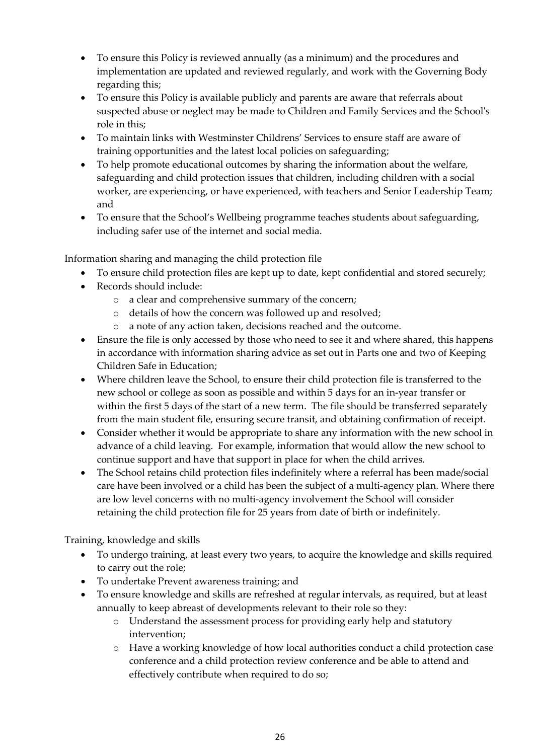- To ensure this Policy is reviewed annually (as a minimum) and the procedures and implementation are updated and reviewed regularly, and work with the Governing Body regarding this;
- To ensure this Policy is available publicly and parents are aware that referrals about suspected abuse or neglect may be made to Children and Family Services and the School's role in this;
- To maintain links with Westminster Childrens' Services to ensure staff are aware of training opportunities and the latest local policies on safeguarding;
- To help promote educational outcomes by sharing the information about the welfare, safeguarding and child protection issues that children, including children with a social worker, are experiencing, or have experienced, with teachers and Senior Leadership Team; and
- To ensure that the School's Wellbeing programme teaches students about safeguarding, including safer use of the internet and social media.

Information sharing and managing the child protection file

- To ensure child protection files are kept up to date, kept confidential and stored securely;
- Records should include:
    - a clear and comprehensive summary of the concern;
    - details of how the concern was followed up and resolved;
    - a note of any action taken, decisions reached and the outcome.
- Ensure the file is only accessed by those who need to see it and where shared, this happens in accordance with information sharing advice as set out in Parts one and two of Keeping Children Safe in Education;
- Where children leave the School, to ensure their child protection file is transferred to the new school or college as soon as possible and within 5 days for an in-year transfer or within the first 5 days of the start of a new term. The file should be transferred separately from the main student file, ensuring secure transit, and obtaining confirmation of receipt.
- Consider whether it would be appropriate to share any information with the new school in advance of a child leaving. For example, information that would allow the new school to continue support and have that support in place for when the child arrives.
- The School retains child protection files indefinitely where a referral has been made/social care have been involved or a child has been the subject of a multi-agency plan. Where there are low level concerns with no multi-agency involvement the School will consider retaining the child protection file for 25 years from date of birth or indefinitely.

Training, knowledge and skills

- To undergo training, at least every two years, to acquire the knowledge and skills required to carry out the role;
- To undertake Prevent awareness training; and
- To ensure knowledge and skills are refreshed at regular intervals, as required, but at least annually to keep abreast of developments relevant to their role so they:
    - Understand the assessment process for providing early help and statutory intervention;
    - Have a working knowledge of how local authorities conduct a child protection case conference and a child protection review conference and be able to attend and effectively contribute when required to do so;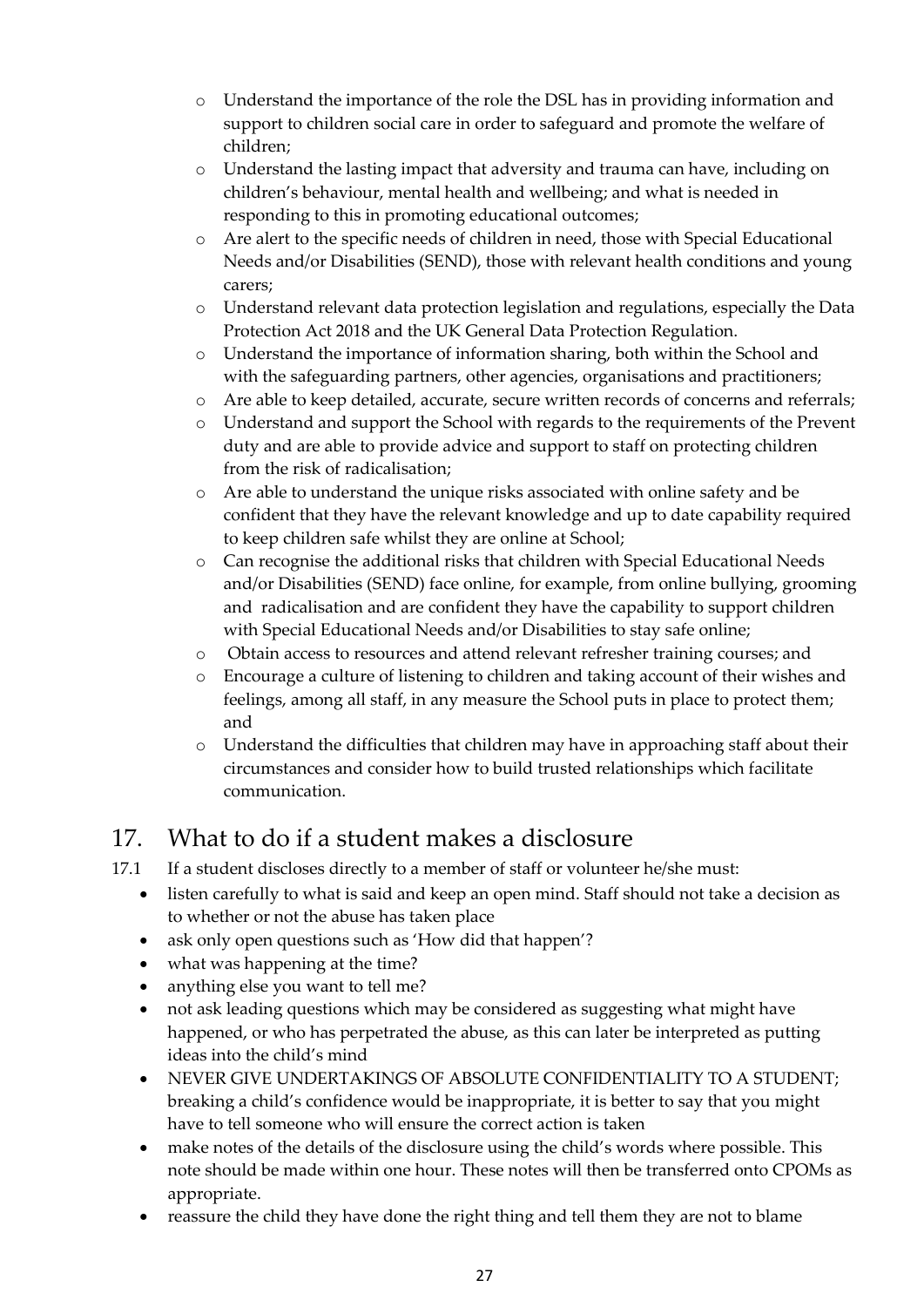- Understand the importance of the role the DSL has in providing information and support to children social care in order to safeguard and promote the welfare of children;
- Understand the lasting impact that adversity and trauma can have, including on children's behaviour, mental health and wellbeing; and what is needed in responding to this in promoting educational outcomes;
- Are alert to the specific needs of children in need, those with Special Educational Needs and/or Disabilities (SEND), those with relevant health conditions and young carers;
- Understand relevant data protection legislation and regulations, especially the Data Protection Act 2018 and the UK General Data Protection Regulation.
- Understand the importance of information sharing, both within the School and with the safeguarding partners, other agencies, organisations and practitioners;
- Are able to keep detailed, accurate, secure written records of concerns and referrals;
- Understand and support the School with regards to the requirements of the Prevent duty and are able to provide advice and support to staff on protecting children from the risk of radicalisation;
- Are able to understand the unique risks associated with online safety and be confident that they have the relevant knowledge and up to date capability required to keep children safe whilst they are online at School;
- Can recognise the additional risks that children with Special Educational Needs and/or Disabilities (SEND) face online, for example, from online bullying, grooming and radicalisation and are confident they have the capability to support children with Special Educational Needs and/or Disabilities to stay safe online;
- Obtain access to resources and attend relevant refresher training courses; and
- Encourage a culture of listening to children and taking account of their wishes and feelings, among all staff, in any measure the School puts in place to protect them; and
- Understand the difficulties that children may have in approaching staff about their circumstances and consider how to build trusted relationships which facilitate communication.

# 17. What to do if a student makes a disclosure

17.1 If a student discloses directly to a member of staff or volunteer he/she must:

- listen carefully to what is said and keep an open mind. Staff should not take a decision as to whether or not the abuse has taken place
- ask only open questions such as 'How did that happen'?
- what was happening at the time?
- anything else you want to tell me?
- not ask leading questions which may be considered as suggesting what might have happened, or who has perpetrated the abuse, as this can later be interpreted as putting ideas into the child's mind
- NEVER GIVE UNDERTAKINGS OF ABSOLUTE CONFIDENTIALITY TO A STUDENT; breaking a child's confidence would be inappropriate, it is better to say that you might have to tell someone who will ensure the correct action is taken
- make notes of the details of the disclosure using the child's words where possible. This note should be made within one hour. These notes will then be transferred onto CPOMs as appropriate.
- reassure the child they have done the right thing and tell them they are not to blame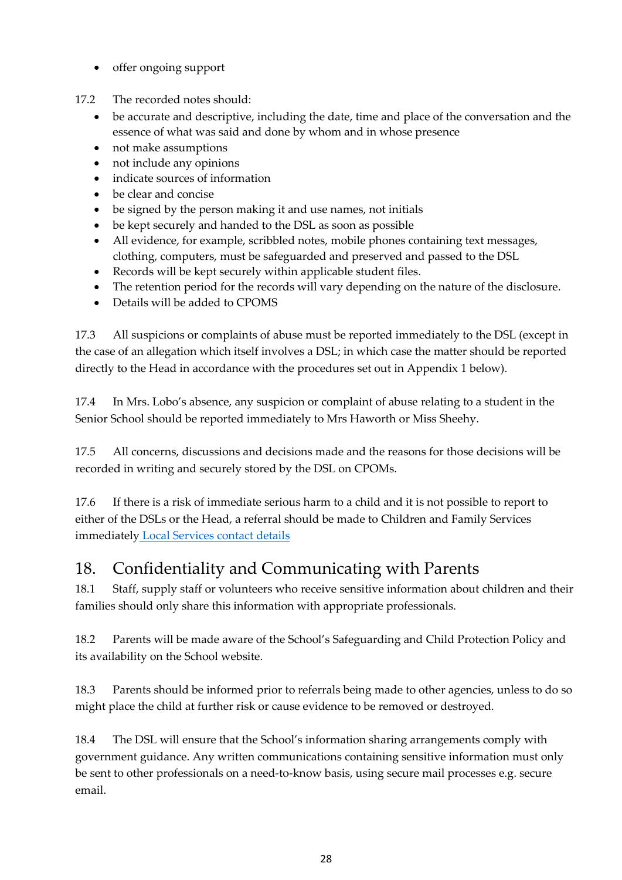- offer ongoing support

17.2 The recorded notes should:

- be accurate and descriptive, including the date, time and place of the conversation and the essence of what was said and done by whom and in whose presence
- not make assumptions
- not include any opinions
- indicate sources of information
- be clear and concise
- be signed by the person making it and use names, not initials
- be kept securely and handed to the DSL as soon as possible
- All evidence, for example, scribbled notes, mobile phones containing text messages, clothing, computers, must be safeguarded and preserved and passed to the DSL
- Records will be kept securely within applicable student files.
- The retention period for the records will vary depending on the nature of the disclosure.
- Details will be added to CPOMS

17.3 All suspicions or complaints of abuse must be reported immediately to the DSL (except in the case of an allegation which itself involves a DSL; in which case the matter should be reported directly to the Head in accordance with the procedures set out in Appendix 1 below).

17.4 In Mrs. Lobo's absence, any suspicion or complaint of abuse relating to a student in the Senior School should be reported immediately to Mrs Haworth or Miss Sheehy.

17.5 All concerns, discussions and decisions made and the reasons for those decisions will be recorded in writing and securely stored by the DSL on CPOMs.

17.6 If there is a risk of immediate serious harm to a child and it is not possible to report to either of the DSLs or the Head, a referral should be made to Children and Family Services immediately Local Services contact details

## 18. Confidentiality and Communicating with Parents

18.1 Staff, supply staff or volunteers who receive sensitive information about children and their families should only share this information with appropriate professionals.

18.2 Parents will be made aware of the School's Safeguarding and Child Protection Policy and its availability on the School website.

18.3 Parents should be informed prior to referrals being made to other agencies, unless to do so might place the child at further risk or cause evidence to be removed or destroyed.

18.4 The DSL will ensure that the School's information sharing arrangements comply with government guidance. Any written communications containing sensitive information must only be sent to other professionals on a need-to-know basis, using secure mail processes e.g. secure email.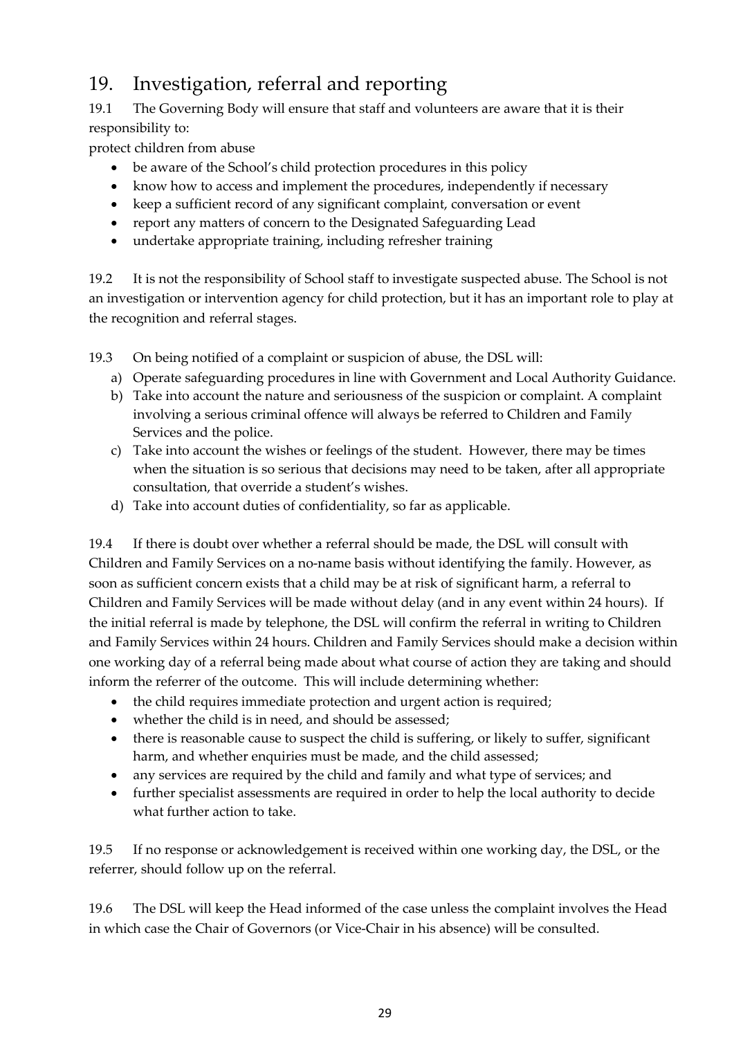## 19. Investigation, referral and reporting

19.1 The Governing Body will ensure that staff and volunteers are aware that it is their responsibility to:

protect children from abuse

- be aware of the School's child protection procedures in this policy
- know how to access and implement the procedures, independently if necessary
- keep a sufficient record of any significant complaint, conversation or event
- report any matters of concern to the Designated Safeguarding Lead
- undertake appropriate training, including refresher training

19.2 It is not the responsibility of School staff to investigate suspected abuse. The School is not an investigation or intervention agency for child protection, but it has an important role to play at the recognition and referral stages.

19.3 On being notified of a complaint or suspicion of abuse, the DSL will:

a) Operate safeguarding procedures in line with Government and Local Authority Guidance.
b) Take into account the nature and seriousness of the suspicion or complaint. A complaint involving a serious criminal offence will always be referred to Children and Family Services and the police.
c) Take into account the wishes or feelings of the student. However, there may be times when the situation is so serious that decisions may need to be taken, after all appropriate consultation, that override a student's wishes.
d) Take into account duties of confidentiality, so far as applicable.

19.4 If there is doubt over whether a referral should be made, the DSL will consult with Children and Family Services on a no-name basis without identifying the family. However, as soon as sufficient concern exists that a child may be at risk of significant harm, a referral to Children and Family Services will be made without delay (and in any event within 24 hours). If the initial referral is made by telephone, the DSL will confirm the referral in writing to Children and Family Services within 24 hours. Children and Family Services should make a decision within one working day of a referral being made about what course of action they are taking and should inform the referrer of the outcome. This will include determining whether:

- the child requires immediate protection and urgent action is required;
- whether the child is in need, and should be assessed;
- there is reasonable cause to suspect the child is suffering, or likely to suffer, significant harm, and whether enquiries must be made, and the child assessed;
- any services are required by the child and family and what type of services; and
- further specialist assessments are required in order to help the local authority to decide what further action to take.

19.5 If no response or acknowledgement is received within one working day, the DSL, or the referrer, should follow up on the referral.

19.6 The DSL will keep the Head informed of the case unless the complaint involves the Head in which case the Chair of Governors (or Vice-Chair in his absence) will be consulted.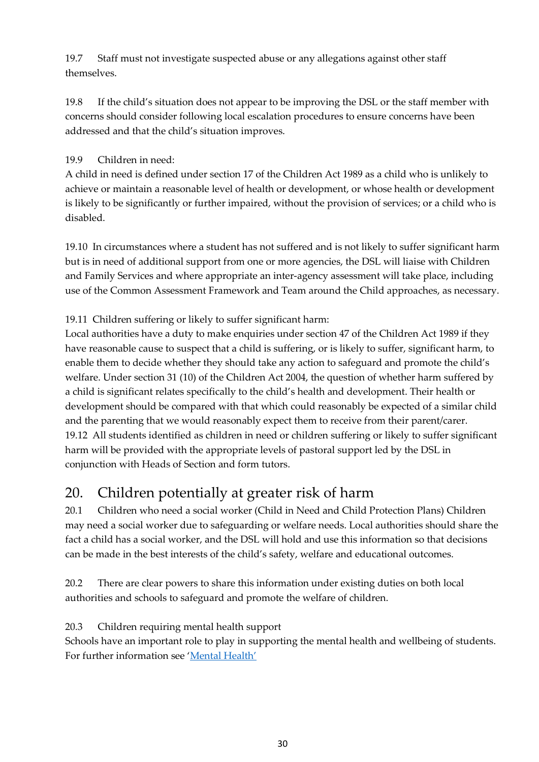19.7 Staff must not investigate suspected abuse or any allegations against other staff themselves.

19.8 If the child's situation does not appear to be improving the DSL or the staff member with concerns should consider following local escalation procedures to ensure concerns have been addressed and that the child's situation improves.

19.9 Children in need:
A child in need is defined under section 17 of the Children Act 1989 as a child who is unlikely to achieve or maintain a reasonable level of health or development, or whose health or development is likely to be significantly or further impaired, without the provision of services; or a child who is disabled.

19.10 In circumstances where a student has not suffered and is not likely to suffer significant harm but is in need of additional support from one or more agencies, the DSL will liaise with Children and Family Services and where appropriate an inter-agency assessment will take place, including use of the Common Assessment Framework and Team around the Child approaches, as necessary.

19.11 Children suffering or likely to suffer significant harm:
Local authorities have a duty to make enquiries under section 47 of the Children Act 1989 if they have reasonable cause to suspect that a child is suffering, or is likely to suffer, significant harm, to enable them to decide whether they should take any action to safeguard and promote the child's welfare. Under section 31 (10) of the Children Act 2004, the question of whether harm suffered by a child is significant relates specifically to the child's health and development. Their health or development should be compared with that which could reasonably be expected of a similar child and the parenting that we would reasonably expect them to receive from their parent/carer.
19.12 All students identified as children in need or children suffering or likely to suffer significant harm will be provided with the appropriate levels of pastoral support led by the DSL in conjunction with Heads of Section and form tutors.

# 20. Children potentially at greater risk of harm

20.1 Children who need a social worker (Child in Need and Child Protection Plans) Children may need a social worker due to safeguarding or welfare needs. Local authorities should share the fact a child has a social worker, and the DSL will hold and use this information so that decisions can be made in the best interests of the child's safety, welfare and educational outcomes.

20.2 There are clear powers to share this information under existing duties on both local authorities and schools to safeguard and promote the welfare of children.

20.3 Children requiring mental health support
Schools have an important role to play in supporting the mental health and wellbeing of students. For further information see '[Mental Health']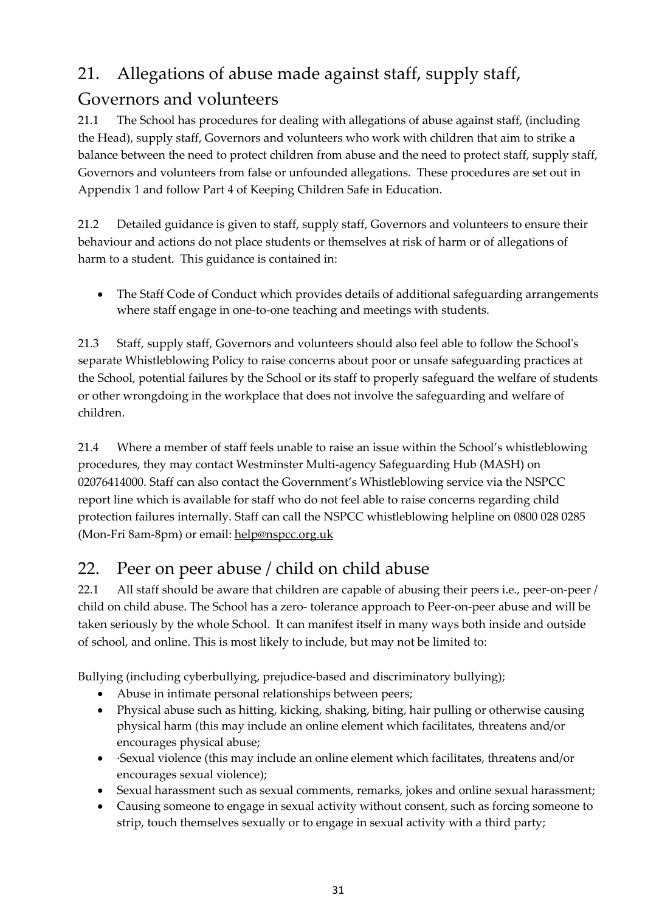## 21. Allegations of abuse made against staff, supply staff, Governors and volunteers

21.1 The School has procedures for dealing with allegations of abuse against staff, (including the Head), supply staff, Governors and volunteers who work with children that aim to strike a balance between the need to protect children from abuse and the need to protect staff, supply staff, Governors and volunteers from false or unfounded allegations. These procedures are set out in Appendix 1 and follow Part 4 of Keeping Children Safe in Education.

21.2 Detailed guidance is given to staff, supply staff, Governors and volunteers to ensure their behaviour and actions do not place students or themselves at risk of harm or of allegations of harm to a student. This guidance is contained in:

- The Staff Code of Conduct which provides details of additional safeguarding arrangements where staff engage in one-to-one teaching and meetings with students.

21.3 Staff, supply staff, Governors and volunteers should also feel able to follow the School's separate Whistleblowing Policy to raise concerns about poor or unsafe safeguarding practices at the School, potential failures by the School or its staff to properly safeguard the welfare of students or other wrongdoing in the workplace that does not involve the safeguarding and welfare of children.

21.4 Where a member of staff feels unable to raise an issue within the School's whistleblowing procedures, they may contact Westminster Multi-agency Safeguarding Hub (MASH) on 02076414000. Staff can also contact the Government's Whistleblowing service via the NSPCC report line which is available for staff who do not feel able to raise concerns regarding child protection failures internally. Staff can call the NSPCC whistleblowing helpline on 0800 028 0285 (Mon-Fri 8am-8pm) or email: help@nspcc.org.uk

## 22. Peer on peer abuse / child on child abuse

22.1 All staff should be aware that children are capable of abusing their peers i.e., peer-on-peer / child on child abuse. The School has a zero- tolerance approach to Peer-on-peer abuse and will be taken seriously by the whole School. It can manifest itself in many ways both inside and outside of school, and online. This is most likely to include, but may not be limited to:

Bullying (including cyberbullying, prejudice-based and discriminatory bullying);

- Abuse in intimate personal relationships between peers;
- Physical abuse such as hitting, kicking, shaking, biting, hair pulling or otherwise causing physical harm (this may include an online element which facilitates, threatens and/or encourages physical abuse;
- ·Sexual violence (this may include an online element which facilitates, threatens and/or encourages sexual violence);
- Sexual harassment such as sexual comments, remarks, jokes and online sexual harassment;
- Causing someone to engage in sexual activity without consent, such as forcing someone to strip, touch themselves sexually or to engage in sexual activity with a third party;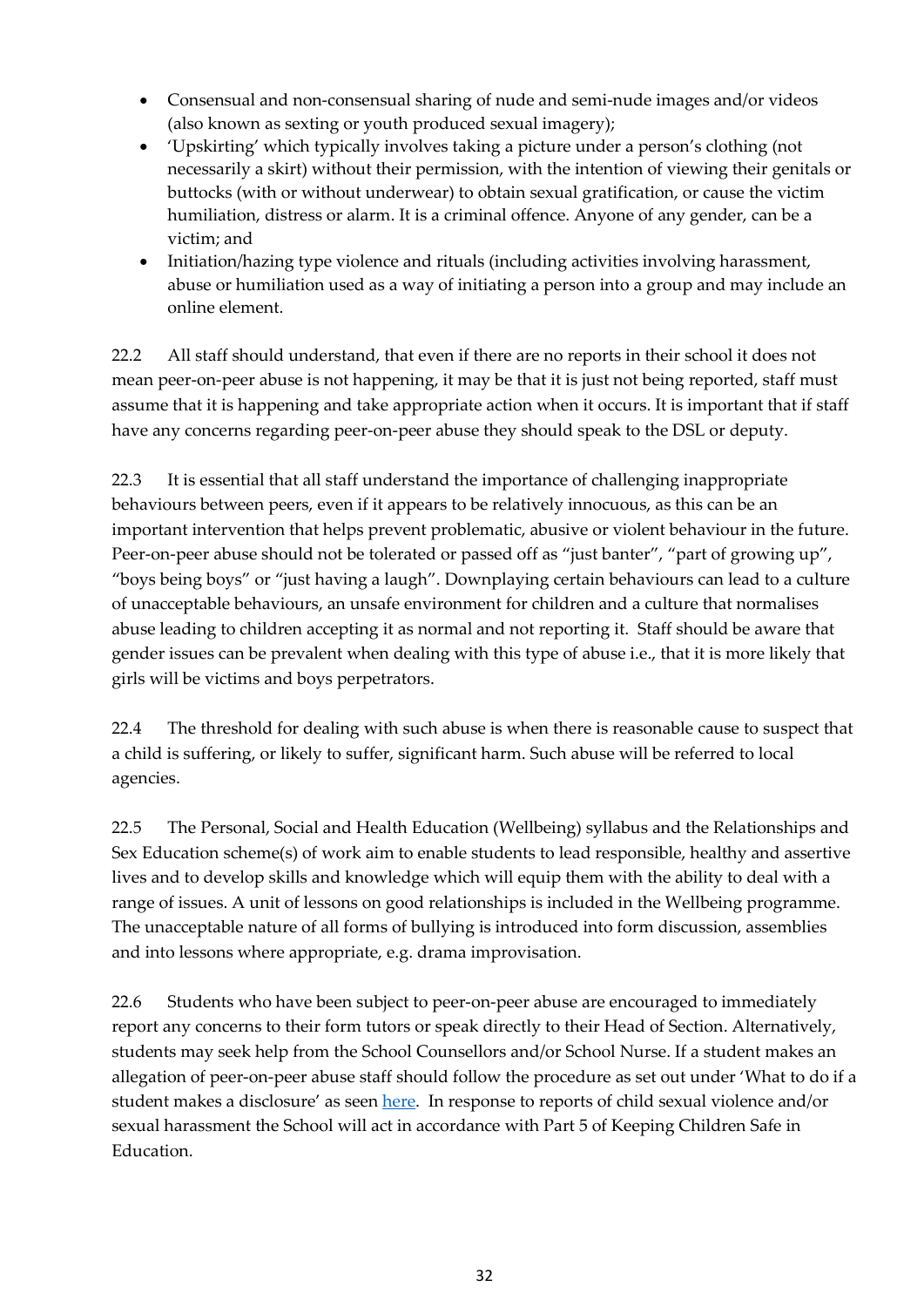- Consensual and non-consensual sharing of nude and semi-nude images and/or videos (also known as sexting or youth produced sexual imagery);
- 'Upskirting' which typically involves taking a picture under a person's clothing (not necessarily a skirt) without their permission, with the intention of viewing their genitals or buttocks (with or without underwear) to obtain sexual gratification, or cause the victim humiliation, distress or alarm. It is a criminal offence. Anyone of any gender, can be a victim; and
- Initiation/hazing type violence and rituals (including activities involving harassment, abuse or humiliation used as a way of initiating a person into a group and may include an online element.

22.2 All staff should understand, that even if there are no reports in their school it does not mean peer-on-peer abuse is not happening, it may be that it is just not being reported, staff must assume that it is happening and take appropriate action when it occurs. It is important that if staff have any concerns regarding peer-on-peer abuse they should speak to the DSL or deputy.

22.3 It is essential that all staff understand the importance of challenging inappropriate behaviours between peers, even if it appears to be relatively innocuous, as this can be an important intervention that helps prevent problematic, abusive or violent behaviour in the future. Peer-on-peer abuse should not be tolerated or passed off as "just banter", "part of growing up", "boys being boys" or "just having a laugh". Downplaying certain behaviours can lead to a culture of unacceptable behaviours, an unsafe environment for children and a culture that normalises abuse leading to children accepting it as normal and not reporting it. Staff should be aware that gender issues can be prevalent when dealing with this type of abuse i.e., that it is more likely that girls will be victims and boys perpetrators.

22.4 The threshold for dealing with such abuse is when there is reasonable cause to suspect that a child is suffering, or likely to suffer, significant harm. Such abuse will be referred to local agencies.

22.5 The Personal, Social and Health Education (Wellbeing) syllabus and the Relationships and Sex Education scheme(s) of work aim to enable students to lead responsible, healthy and assertive lives and to develop skills and knowledge which will equip them with the ability to deal with a range of issues. A unit of lessons on good relationships is included in the Wellbeing programme. The unacceptable nature of all forms of bullying is introduced into form discussion, assemblies and into lessons where appropriate, e.g. drama improvisation.

22.6 Students who have been subject to peer-on-peer abuse are encouraged to immediately report any concerns to their form tutors or speak directly to their Head of Section. Alternatively, students may seek help from the School Counsellors and/or School Nurse. If a student makes an allegation of peer-on-peer abuse staff should follow the procedure as set out under 'What to do if a student makes a disclosure' as seen here. In response to reports of child sexual violence and/or sexual harassment the School will act in accordance with Part 5 of Keeping Children Safe in Education.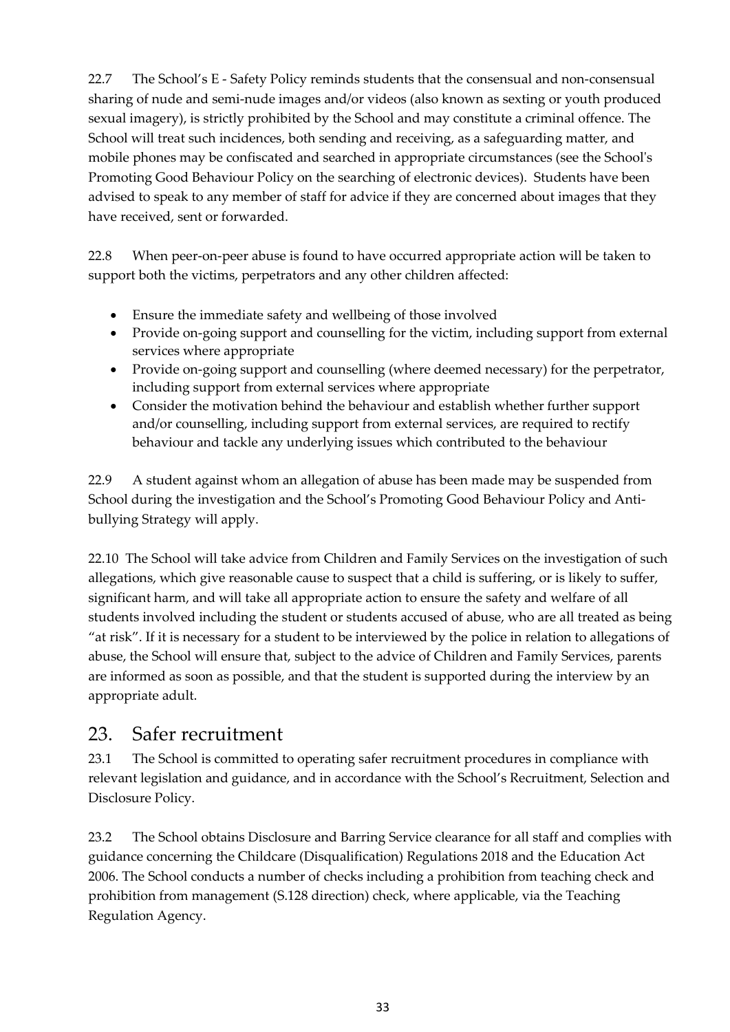22.7 The School's E - Safety Policy reminds students that the consensual and non-consensual sharing of nude and semi-nude images and/or videos (also known as sexting or youth produced sexual imagery), is strictly prohibited by the School and may constitute a criminal offence. The School will treat such incidences, both sending and receiving, as a safeguarding matter, and mobile phones may be confiscated and searched in appropriate circumstances (see the School's Promoting Good Behaviour Policy on the searching of electronic devices). Students have been advised to speak to any member of staff for advice if they are concerned about images that they have received, sent or forwarded.

22.8 When peer-on-peer abuse is found to have occurred appropriate action will be taken to support both the victims, perpetrators and any other children affected:

- Ensure the immediate safety and wellbeing of those involved
- Provide on-going support and counselling for the victim, including support from external services where appropriate
- Provide on-going support and counselling (where deemed necessary) for the perpetrator, including support from external services where appropriate
- Consider the motivation behind the behaviour and establish whether further support and/or counselling, including support from external services, are required to rectify behaviour and tackle any underlying issues which contributed to the behaviour

22.9 A student against whom an allegation of abuse has been made may be suspended from School during the investigation and the School's Promoting Good Behaviour Policy and Anti-bullying Strategy will apply.

22.10 The School will take advice from Children and Family Services on the investigation of such allegations, which give reasonable cause to suspect that a child is suffering, or is likely to suffer, significant harm, and will take all appropriate action to ensure the safety and welfare of all students involved including the student or students accused of abuse, who are all treated as being "at risk". If it is necessary for a student to be interviewed by the police in relation to allegations of abuse, the School will ensure that, subject to the advice of Children and Family Services, parents are informed as soon as possible, and that the student is supported during the interview by an appropriate adult.

## 23. Safer recruitment

23.1 The School is committed to operating safer recruitment procedures in compliance with relevant legislation and guidance, and in accordance with the School's Recruitment, Selection and Disclosure Policy.

23.2 The School obtains Disclosure and Barring Service clearance for all staff and complies with guidance concerning the Childcare (Disqualification) Regulations 2018 and the Education Act 2006. The School conducts a number of checks including a prohibition from teaching check and prohibition from management (S.128 direction) check, where applicable, via the Teaching Regulation Agency.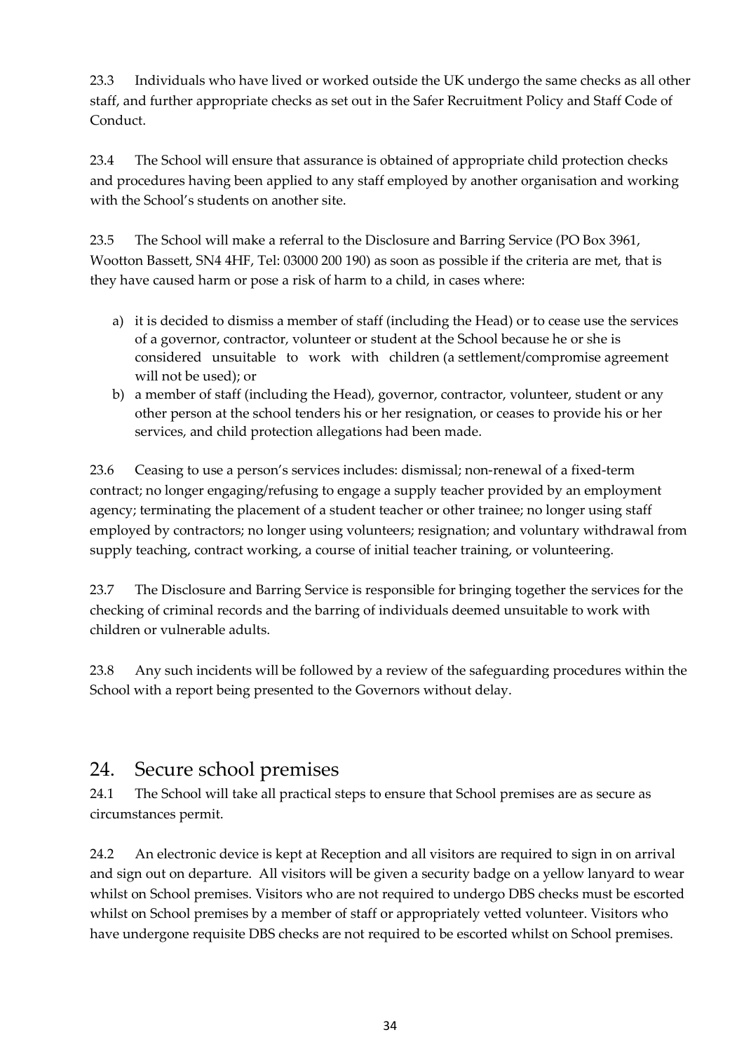23.3 Individuals who have lived or worked outside the UK undergo the same checks as all other staff, and further appropriate checks as set out in the Safer Recruitment Policy and Staff Code of Conduct.

23.4 The School will ensure that assurance is obtained of appropriate child protection checks and procedures having been applied to any staff employed by another organisation and working with the School's students on another site.

23.5 The School will make a referral to the Disclosure and Barring Service (PO Box 3961, Wootton Bassett, SN4 4HF, Tel: 03000 200 190) as soon as possible if the criteria are met, that is they have caused harm or pose a risk of harm to a child, in cases where:

a) it is decided to dismiss a member of staff (including the Head) or to cease use the services of a governor, contractor, volunteer or student at the School because he or she is considered unsuitable to work with children (a settlement/compromise agreement will not be used); or
b) a member of staff (including the Head), governor, contractor, volunteer, student or any other person at the school tenders his or her resignation, or ceases to provide his or her services, and child protection allegations had been made.

23.6 Ceasing to use a person's services includes: dismissal; non-renewal of a fixed-term contract; no longer engaging/refusing to engage a supply teacher provided by an employment agency; terminating the placement of a student teacher or other trainee; no longer using staff employed by contractors; no longer using volunteers; resignation; and voluntary withdrawal from supply teaching, contract working, a course of initial teacher training, or volunteering.

23.7 The Disclosure and Barring Service is responsible for bringing together the services for the checking of criminal records and the barring of individuals deemed unsuitable to work with children or vulnerable adults.

23.8 Any such incidents will be followed by a review of the safeguarding procedures within the School with a report being presented to the Governors without delay.

## 24. Secure school premises

24.1 The School will take all practical steps to ensure that School premises are as secure as circumstances permit.

24.2 An electronic device is kept at Reception and all visitors are required to sign in on arrival and sign out on departure. All visitors will be given a security badge on a yellow lanyard to wear whilst on School premises. Visitors who are not required to undergo DBS checks must be escorted whilst on School premises by a member of staff or appropriately vetted volunteer. Visitors who have undergone requisite DBS checks are not required to be escorted whilst on School premises.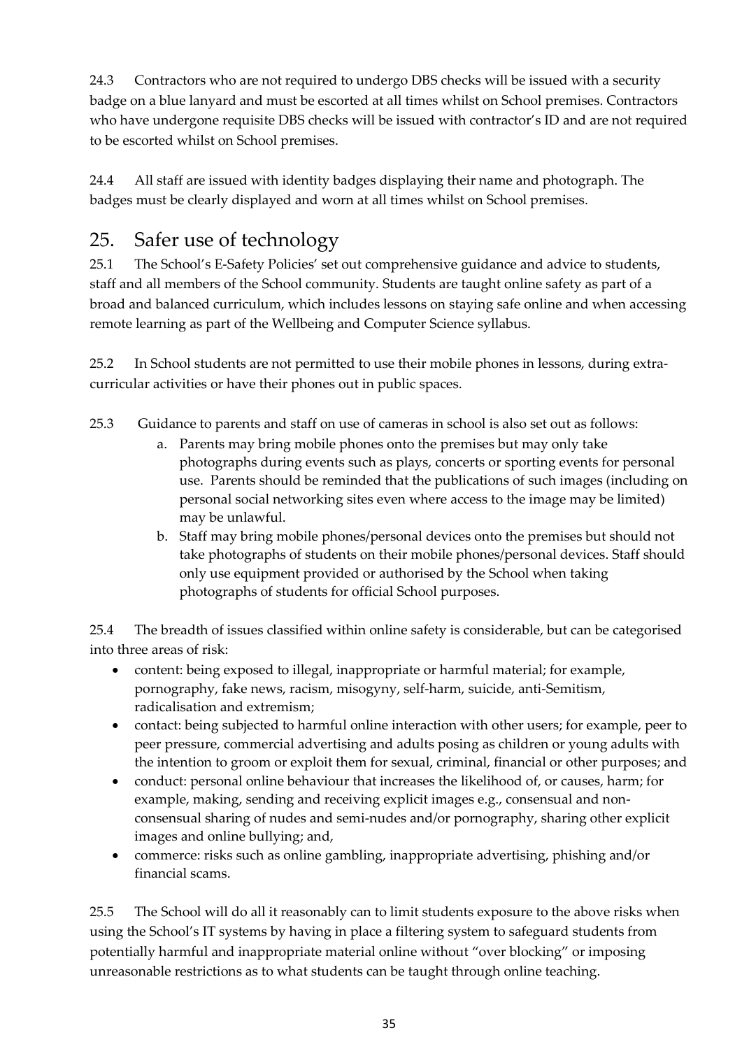24.3 Contractors who are not required to undergo DBS checks will be issued with a security badge on a blue lanyard and must be escorted at all times whilst on School premises. Contractors who have undergone requisite DBS checks will be issued with contractor's ID and are not required to be escorted whilst on School premises.

24.4 All staff are issued with identity badges displaying their name and photograph. The badges must be clearly displayed and worn at all times whilst on School premises.

## 25. Safer use of technology

25.1 The School's E-Safety Policies' set out comprehensive guidance and advice to students, staff and all members of the School community. Students are taught online safety as part of a broad and balanced curriculum, which includes lessons on staying safe online and when accessing remote learning as part of the Wellbeing and Computer Science syllabus.

25.2 In School students are not permitted to use their mobile phones in lessons, during extra-curricular activities or have their phones out in public spaces.

25.3 Guidance to parents and staff on use of cameras in school is also set out as follows:

a. Parents may bring mobile phones onto the premises but may only take photographs during events such as plays, concerts or sporting events for personal use. Parents should be reminded that the publications of such images (including on personal social networking sites even where access to the image may be limited) may be unlawful.

b. Staff may bring mobile phones/personal devices onto the premises but should not take photographs of students on their mobile phones/personal devices. Staff should only use equipment provided or authorised by the School when taking photographs of students for official School purposes.

25.4 The breadth of issues classified within online safety is considerable, but can be categorised into three areas of risk:

- content: being exposed to illegal, inappropriate or harmful material; for example, pornography, fake news, racism, misogyny, self-harm, suicide, anti-Semitism, radicalisation and extremism;
- contact: being subjected to harmful online interaction with other users; for example, peer to peer pressure, commercial advertising and adults posing as children or young adults with the intention to groom or exploit them for sexual, criminal, financial or other purposes; and
- conduct: personal online behaviour that increases the likelihood of, or causes, harm; for example, making, sending and receiving explicit images e.g., consensual and non-consensual sharing of nudes and semi-nudes and/or pornography, sharing other explicit images and online bullying; and,
- commerce: risks such as online gambling, inappropriate advertising, phishing and/or financial scams.

25.5 The School will do all it reasonably can to limit students exposure to the above risks when using the School's IT systems by having in place a filtering system to safeguard students from potentially harmful and inappropriate material online without "over blocking" or imposing unreasonable restrictions as to what students can be taught through online teaching.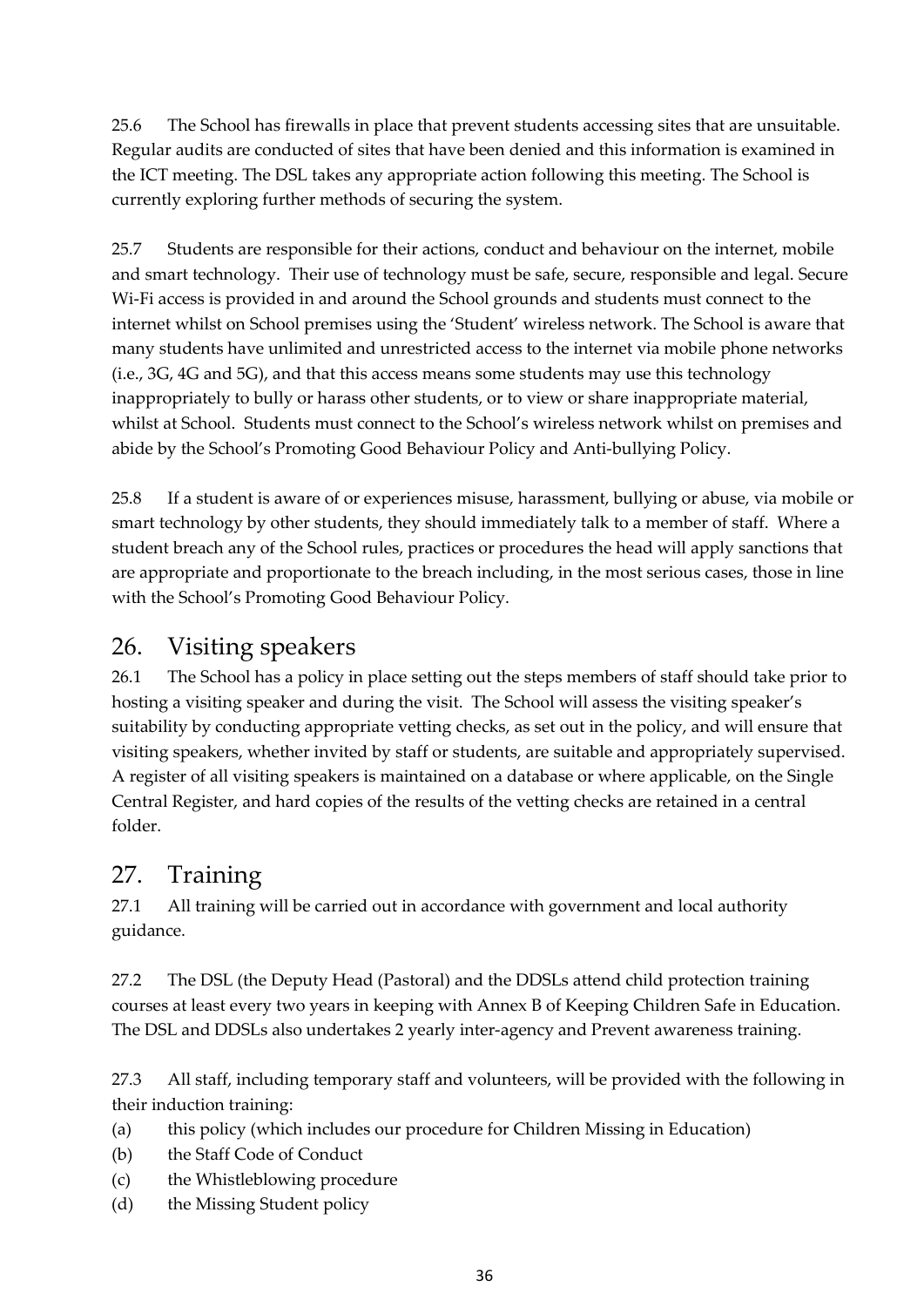25.6 The School has firewalls in place that prevent students accessing sites that are unsuitable. Regular audits are conducted of sites that have been denied and this information is examined in the ICT meeting. The DSL takes any appropriate action following this meeting. The School is currently exploring further methods of securing the system.

25.7 Students are responsible for their actions, conduct and behaviour on the internet, mobile and smart technology. Their use of technology must be safe, secure, responsible and legal. Secure Wi-Fi access is provided in and around the School grounds and students must connect to the internet whilst on School premises using the 'Student' wireless network. The School is aware that many students have unlimited and unrestricted access to the internet via mobile phone networks (i.e., 3G, 4G and 5G), and that this access means some students may use this technology inappropriately to bully or harass other students, or to view or share inappropriate material, whilst at School. Students must connect to the School's wireless network whilst on premises and abide by the School's Promoting Good Behaviour Policy and Anti-bullying Policy.

25.8 If a student is aware of or experiences misuse, harassment, bullying or abuse, via mobile or smart technology by other students, they should immediately talk to a member of staff. Where a student breach any of the School rules, practices or procedures the head will apply sanctions that are appropriate and proportionate to the breach including, in the most serious cases, those in line with the School's Promoting Good Behaviour Policy.

## 26. Visiting speakers

26.1 The School has a policy in place setting out the steps members of staff should take prior to hosting a visiting speaker and during the visit. The School will assess the visiting speaker's suitability by conducting appropriate vetting checks, as set out in the policy, and will ensure that visiting speakers, whether invited by staff or students, are suitable and appropriately supervised. A register of all visiting speakers is maintained on a database or where applicable, on the Single Central Register, and hard copies of the results of the vetting checks are retained in a central folder.

## 27. Training

27.1 All training will be carried out in accordance with government and local authority guidance.

27.2 The DSL (the Deputy Head (Pastoral) and the DDSLs attend child protection training courses at least every two years in keeping with Annex B of Keeping Children Safe in Education. The DSL and DDSLs also undertakes 2 yearly inter-agency and Prevent awareness training.

27.3 All staff, including temporary staff and volunteers, will be provided with the following in their induction training:

(a) this policy (which includes our procedure for Children Missing in Education)

(b) the Staff Code of Conduct

(c) the Whistleblowing procedure

(d) the Missing Student policy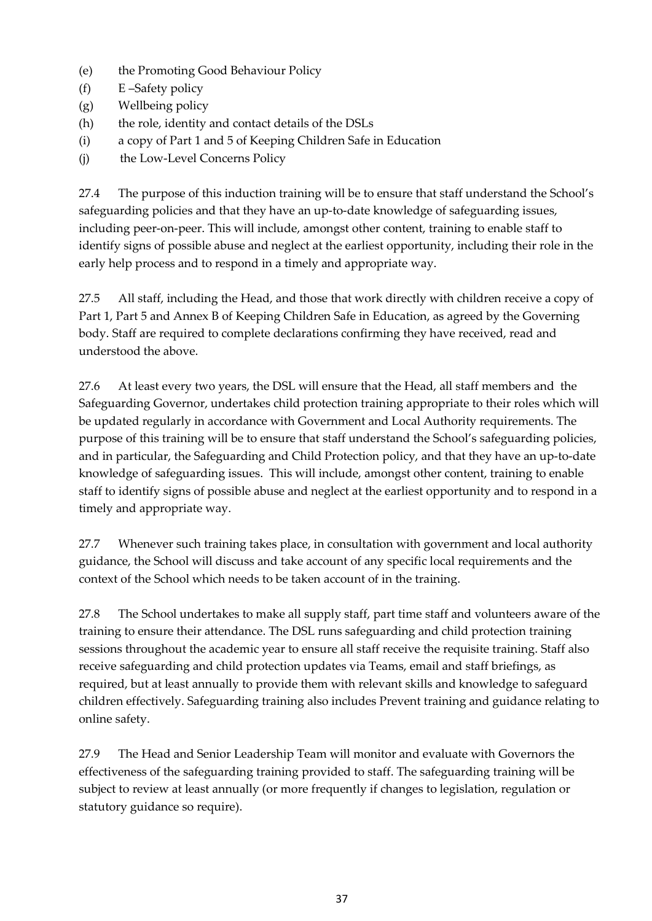(e) the Promoting Good Behaviour Policy
(f) E –Safety policy
(g) Wellbeing policy
(h) the role, identity and contact details of the DSLs
(i) a copy of Part 1 and 5 of Keeping Children Safe in Education
(j) the Low-Level Concerns Policy

27.4 The purpose of this induction training will be to ensure that staff understand the School's safeguarding policies and that they have an up-to-date knowledge of safeguarding issues, including peer-on-peer. This will include, amongst other content, training to enable staff to identify signs of possible abuse and neglect at the earliest opportunity, including their role in the early help process and to respond in a timely and appropriate way.

27.5 All staff, including the Head, and those that work directly with children receive a copy of Part 1, Part 5 and Annex B of Keeping Children Safe in Education, as agreed by the Governing body. Staff are required to complete declarations confirming they have received, read and understood the above.

27.6 At least every two years, the DSL will ensure that the Head, all staff members and the Safeguarding Governor, undertakes child protection training appropriate to their roles which will be updated regularly in accordance with Government and Local Authority requirements. The purpose of this training will be to ensure that staff understand the School's safeguarding policies, and in particular, the Safeguarding and Child Protection policy, and that they have an up-to-date knowledge of safeguarding issues. This will include, amongst other content, training to enable staff to identify signs of possible abuse and neglect at the earliest opportunity and to respond in a timely and appropriate way.

27.7 Whenever such training takes place, in consultation with government and local authority guidance, the School will discuss and take account of any specific local requirements and the context of the School which needs to be taken account of in the training.

27.8 The School undertakes to make all supply staff, part time staff and volunteers aware of the training to ensure their attendance. The DSL runs safeguarding and child protection training sessions throughout the academic year to ensure all staff receive the requisite training. Staff also receive safeguarding and child protection updates via Teams, email and staff briefings, as required, but at least annually to provide them with relevant skills and knowledge to safeguard children effectively. Safeguarding training also includes Prevent training and guidance relating to online safety.

27.9 The Head and Senior Leadership Team will monitor and evaluate with Governors the effectiveness of the safeguarding training provided to staff. The safeguarding training will be subject to review at least annually (or more frequently if changes to legislation, regulation or statutory guidance so require).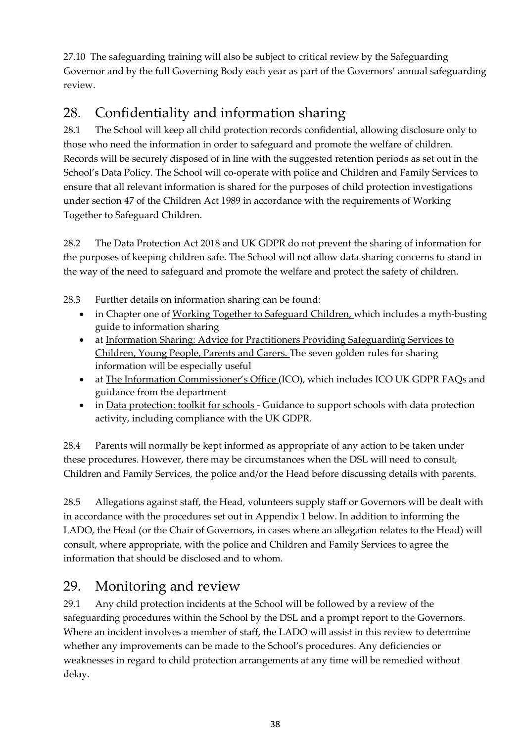27.10 The safeguarding training will also be subject to critical review by the Safeguarding Governor and by the full Governing Body each year as part of the Governors' annual safeguarding review.

## 28. Confidentiality and information sharing

28.1 The School will keep all child protection records confidential, allowing disclosure only to those who need the information in order to safeguard and promote the welfare of children. Records will be securely disposed of in line with the suggested retention periods as set out in the School's Data Policy. The School will co-operate with police and Children and Family Services to ensure that all relevant information is shared for the purposes of child protection investigations under section 47 of the Children Act 1989 in accordance with the requirements of Working Together to Safeguard Children.

28.2 The Data Protection Act 2018 and UK GDPR do not prevent the sharing of information for the purposes of keeping children safe. The School will not allow data sharing concerns to stand in the way of the need to safeguard and promote the welfare and protect the safety of children.

28.3 Further details on information sharing can be found:

- in Chapter one of Working Together to Safeguard Children, which includes a myth-busting guide to information sharing
- at Information Sharing: Advice for Practitioners Providing Safeguarding Services to Children, Young People, Parents and Carers. The seven golden rules for sharing information will be especially useful
- at The Information Commissioner's Office (ICO), which includes ICO UK GDPR FAQs and guidance from the department
- in Data protection: toolkit for schools - Guidance to support schools with data protection activity, including compliance with the UK GDPR.

28.4 Parents will normally be kept informed as appropriate of any action to be taken under these procedures. However, there may be circumstances when the DSL will need to consult, Children and Family Services, the police and/or the Head before discussing details with parents.

28.5 Allegations against staff, the Head, volunteers supply staff or Governors will be dealt with in accordance with the procedures set out in Appendix 1 below. In addition to informing the LADO, the Head (or the Chair of Governors, in cases where an allegation relates to the Head) will consult, where appropriate, with the police and Children and Family Services to agree the information that should be disclosed and to whom.

## 29. Monitoring and review

29.1 Any child protection incidents at the School will be followed by a review of the safeguarding procedures within the School by the DSL and a prompt report to the Governors. Where an incident involves a member of staff, the LADO will assist in this review to determine whether any improvements can be made to the School's procedures. Any deficiencies or weaknesses in regard to child protection arrangements at any time will be remedied without delay.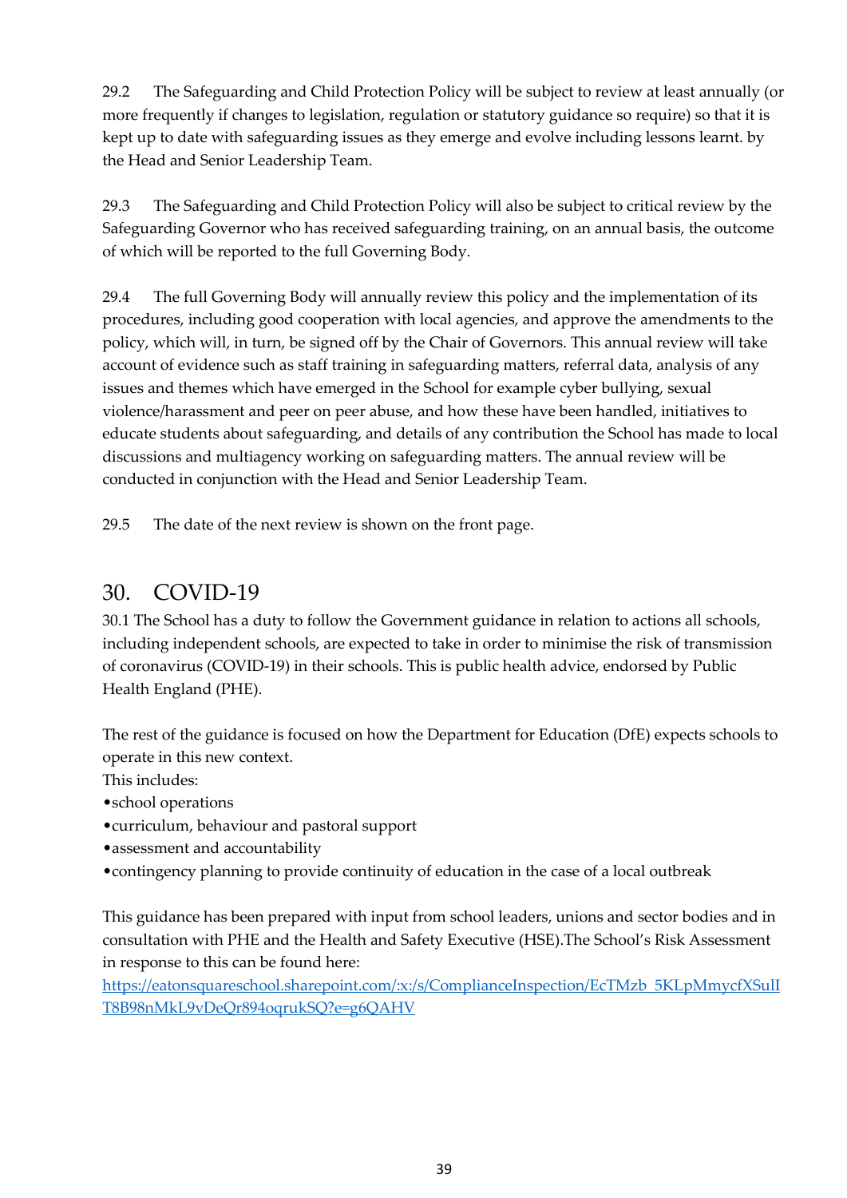29.2 The Safeguarding and Child Protection Policy will be subject to review at least annually (or more frequently if changes to legislation, regulation or statutory guidance so require) so that it is kept up to date with safeguarding issues as they emerge and evolve including lessons learnt. by the Head and Senior Leadership Team.

29.3 The Safeguarding and Child Protection Policy will also be subject to critical review by the Safeguarding Governor who has received safeguarding training, on an annual basis, the outcome of which will be reported to the full Governing Body.

29.4 The full Governing Body will annually review this policy and the implementation of its procedures, including good cooperation with local agencies, and approve the amendments to the policy, which will, in turn, be signed off by the Chair of Governors. This annual review will take account of evidence such as staff training in safeguarding matters, referral data, analysis of any issues and themes which have emerged in the School for example cyber bullying, sexual violence/harassment and peer on peer abuse, and how these have been handled, initiatives to educate students about safeguarding, and details of any contribution the School has made to local discussions and multiagency working on safeguarding matters. The annual review will be conducted in conjunction with the Head and Senior Leadership Team.

29.5 The date of the next review is shown on the front page.

## 30. COVID-19

30.1 The School has a duty to follow the Government guidance in relation to actions all schools, including independent schools, are expected to take in order to minimise the risk of transmission of coronavirus (COVID-19) in their schools. This is public health advice, endorsed by Public Health England (PHE).

The rest of the guidance is focused on how the Department for Education (DfE) expects schools to operate in this new context.
This includes:

- school operations
- curriculum, behaviour and pastoral support
- assessment and accountability
- contingency planning to provide continuity of education in the case of a local outbreak

This guidance has been prepared with input from school leaders, unions and sector bodies and in consultation with PHE and the Health and Safety Executive (HSE).The School's Risk Assessment in response to this can be found here:
[https://eatonsquareschool.sharepoint.com/:x:/s/ComplianceInspection/EcTMzb_5KLpMmycfXSulIT8B98nMkL9vDeQr894oqrukSQ?e=g6QAHV](https://eatonsquareschool.sharepoint.com/:x:/s/ComplianceInspection/EcTMzb_5KLpMmycfXSulIT8B98nMkL9vDeQr894oqrukSQ?e=g6QAHV)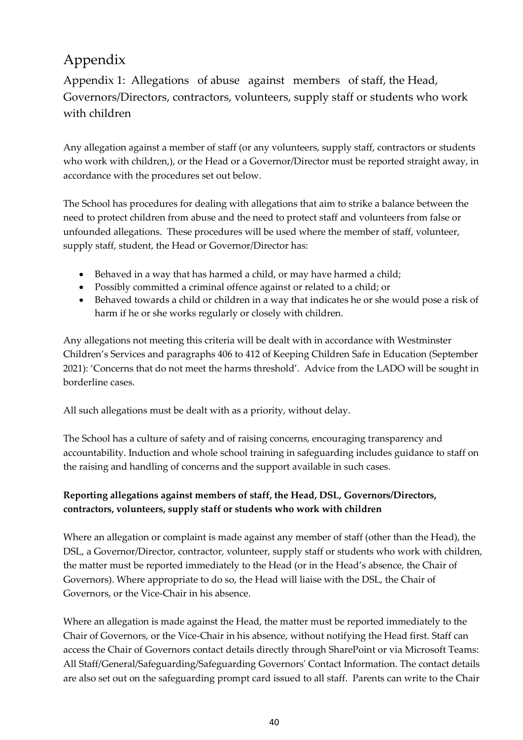# Appendix

## Appendix 1: Allegations of abuse against members of staff, the Head, Governors/Directors, contractors, volunteers, supply staff or students who work with children

Any allegation against a member of staff (or any volunteers, supply staff, contractors or students who work with children,), or the Head or a Governor/Director must be reported straight away, in accordance with the procedures set out below.

The School has procedures for dealing with allegations that aim to strike a balance between the need to protect children from abuse and the need to protect staff and volunteers from false or unfounded allegations. These procedures will be used where the member of staff, volunteer, supply staff, student, the Head or Governor/Director has:

- Behaved in a way that has harmed a child, or may have harmed a child;
- Possibly committed a criminal offence against or related to a child; or
- Behaved towards a child or children in a way that indicates he or she would pose a risk of harm if he or she works regularly or closely with children.

Any allegations not meeting this criteria will be dealt with in accordance with Westminster Children's Services and paragraphs 406 to 412 of Keeping Children Safe in Education (September 2021): 'Concerns that do not meet the harms threshold'. Advice from the LADO will be sought in borderline cases.

All such allegations must be dealt with as a priority, without delay.

The School has a culture of safety and of raising concerns, encouraging transparency and accountability. Induction and whole school training in safeguarding includes guidance to staff on the raising and handling of concerns and the support available in such cases.

**Reporting allegations against members of staff, the Head, DSL, Governors/Directors, contractors, volunteers, supply staff or students who work with children**

Where an allegation or complaint is made against any member of staff (other than the Head), the DSL, a Governor/Director, contractor, volunteer, supply staff or students who work with children, the matter must be reported immediately to the Head (or in the Head's absence, the Chair of Governors). Where appropriate to do so, the Head will liaise with the DSL, the Chair of Governors, or the Vice-Chair in his absence.

Where an allegation is made against the Head, the matter must be reported immediately to the Chair of Governors, or the Vice-Chair in his absence, without notifying the Head first. Staff can access the Chair of Governors contact details directly through SharePoint or via Microsoft Teams: All Staff/General/Safeguarding/Safeguarding Governors' Contact Information. The contact details are also set out on the safeguarding prompt card issued to all staff. Parents can write to the Chair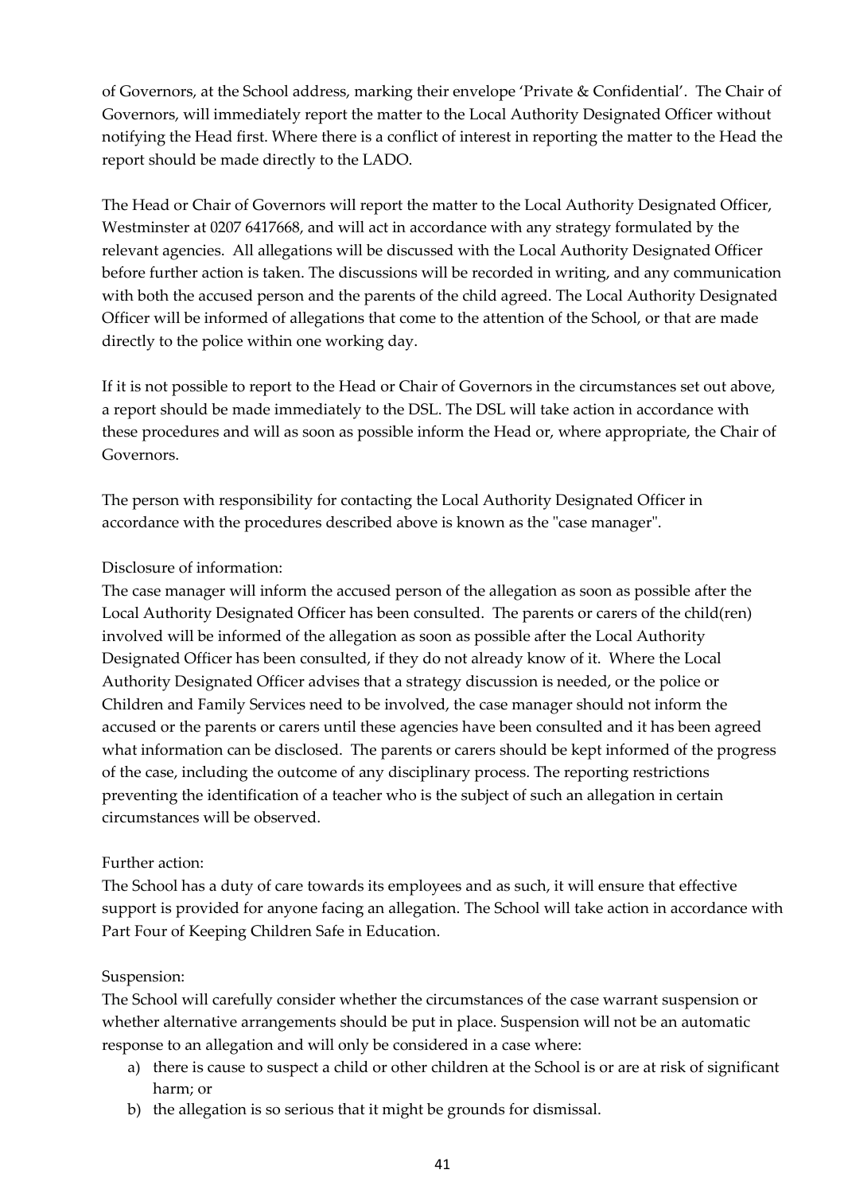of Governors, at the School address, marking their envelope 'Private & Confidential'. The Chair of Governors, will immediately report the matter to the Local Authority Designated Officer without notifying the Head first. Where there is a conflict of interest in reporting the matter to the Head the report should be made directly to the LADO.

The Head or Chair of Governors will report the matter to the Local Authority Designated Officer, Westminster at 0207 6417668, and will act in accordance with any strategy formulated by the relevant agencies. All allegations will be discussed with the Local Authority Designated Officer before further action is taken. The discussions will be recorded in writing, and any communication with both the accused person and the parents of the child agreed. The Local Authority Designated Officer will be informed of allegations that come to the attention of the School, or that are made directly to the police within one working day.

If it is not possible to report to the Head or Chair of Governors in the circumstances set out above, a report should be made immediately to the DSL. The DSL will take action in accordance with these procedures and will as soon as possible inform the Head or, where appropriate, the Chair of Governors.

The person with responsibility for contacting the Local Authority Designated Officer in accordance with the procedures described above is known as the "case manager".

Disclosure of information:

The case manager will inform the accused person of the allegation as soon as possible after the Local Authority Designated Officer has been consulted. The parents or carers of the child(ren) involved will be informed of the allegation as soon as possible after the Local Authority Designated Officer has been consulted, if they do not already know of it. Where the Local Authority Designated Officer advises that a strategy discussion is needed, or the police or Children and Family Services need to be involved, the case manager should not inform the accused or the parents or carers until these agencies have been consulted and it has been agreed what information can be disclosed. The parents or carers should be kept informed of the progress of the case, including the outcome of any disciplinary process. The reporting restrictions preventing the identification of a teacher who is the subject of such an allegation in certain circumstances will be observed.

Further action:

The School has a duty of care towards its employees and as such, it will ensure that effective support is provided for anyone facing an allegation. The School will take action in accordance with Part Four of Keeping Children Safe in Education.

Suspension:

The School will carefully consider whether the circumstances of the case warrant suspension or whether alternative arrangements should be put in place. Suspension will not be an automatic response to an allegation and will only be considered in a case where:

a) there is cause to suspect a child or other children at the School is or are at risk of significant harm; or
b) the allegation is so serious that it might be grounds for dismissal.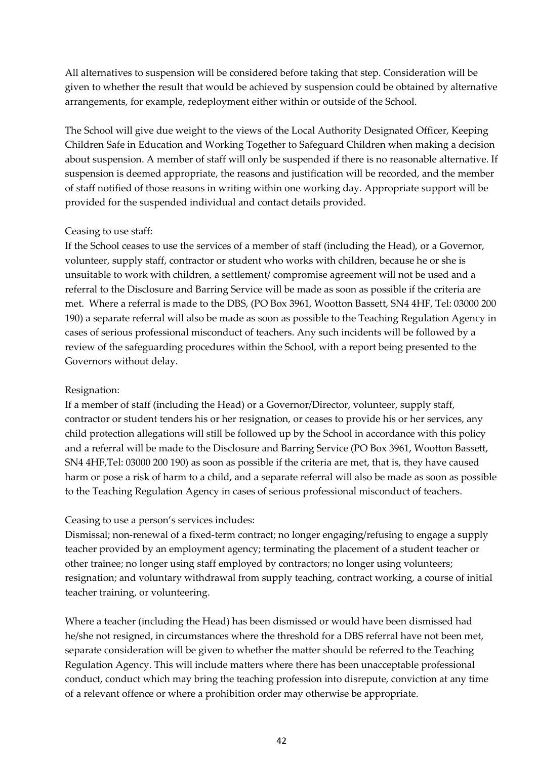All alternatives to suspension will be considered before taking that step. Consideration will be given to whether the result that would be achieved by suspension could be obtained by alternative arrangements, for example, redeployment either within or outside of the School.

The School will give due weight to the views of the Local Authority Designated Officer, Keeping Children Safe in Education and Working Together to Safeguard Children when making a decision about suspension. A member of staff will only be suspended if there is no reasonable alternative. If suspension is deemed appropriate, the reasons and justification will be recorded, and the member of staff notified of those reasons in writing within one working day. Appropriate support will be provided for the suspended individual and contact details provided.

Ceasing to use staff:
If the School ceases to use the services of a member of staff (including the Head), or a Governor, volunteer, supply staff, contractor or student who works with children, because he or she is unsuitable to work with children, a settlement/ compromise agreement will not be used and a referral to the Disclosure and Barring Service will be made as soon as possible if the criteria are met. Where a referral is made to the DBS, (PO Box 3961, Wootton Bassett, SN4 4HF, Tel: 03000 200 190) a separate referral will also be made as soon as possible to the Teaching Regulation Agency in cases of serious professional misconduct of teachers. Any such incidents will be followed by a review of the safeguarding procedures within the School, with a report being presented to the Governors without delay.

Resignation:
If a member of staff (including the Head) or a Governor/Director, volunteer, supply staff, contractor or student tenders his or her resignation, or ceases to provide his or her services, any child protection allegations will still be followed up by the School in accordance with this policy and a referral will be made to the Disclosure and Barring Service (PO Box 3961, Wootton Bassett, SN4 4HF,Tel: 03000 200 190) as soon as possible if the criteria are met, that is, they have caused harm or pose a risk of harm to a child, and a separate referral will also be made as soon as possible to the Teaching Regulation Agency in cases of serious professional misconduct of teachers.

Ceasing to use a person's services includes:
Dismissal; non-renewal of a fixed-term contract; no longer engaging/refusing to engage a supply teacher provided by an employment agency; terminating the placement of a student teacher or other trainee; no longer using staff employed by contractors; no longer using volunteers; resignation; and voluntary withdrawal from supply teaching, contract working, a course of initial teacher training, or volunteering.

Where a teacher (including the Head) has been dismissed or would have been dismissed had he/she not resigned, in circumstances where the threshold for a DBS referral have not been met, separate consideration will be given to whether the matter should be referred to the Teaching Regulation Agency. This will include matters where there has been unacceptable professional conduct, conduct which may bring the teaching profession into disrepute, conviction at any time of a relevant offence or where a prohibition order may otherwise be appropriate.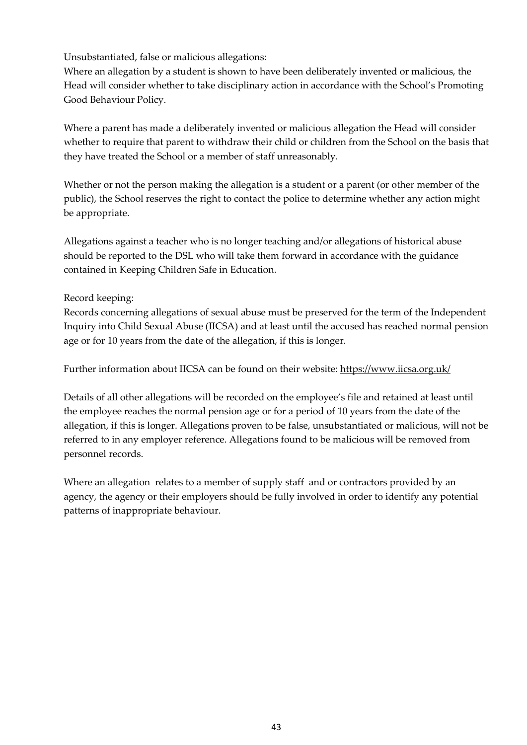Unsubstantiated, false or malicious allegations:

Where an allegation by a student is shown to have been deliberately invented or malicious, the Head will consider whether to take disciplinary action in accordance with the School's Promoting Good Behaviour Policy.

Where a parent has made a deliberately invented or malicious allegation the Head will consider whether to require that parent to withdraw their child or children from the School on the basis that they have treated the School or a member of staff unreasonably.

Whether or not the person making the allegation is a student or a parent (or other member of the public), the School reserves the right to contact the police to determine whether any action might be appropriate.

Allegations against a teacher who is no longer teaching and/or allegations of historical abuse should be reported to the DSL who will take them forward in accordance with the guidance contained in Keeping Children Safe in Education.

Record keeping:

Records concerning allegations of sexual abuse must be preserved for the term of the Independent Inquiry into Child Sexual Abuse (IICSA) and at least until the accused has reached normal pension age or for 10 years from the date of the allegation, if this is longer.

Further information about IICSA can be found on their website: https://www.iicsa.org.uk/

Details of all other allegations will be recorded on the employee's file and retained at least until the employee reaches the normal pension age or for a period of 10 years from the date of the allegation, if this is longer. Allegations proven to be false, unsubstantiated or malicious, will not be referred to in any employer reference. Allegations found to be malicious will be removed from personnel records.

Where an allegation relates to a member of supply staff and or contractors provided by an agency, the agency or their employers should be fully involved in order to identify any potential patterns of inappropriate behaviour.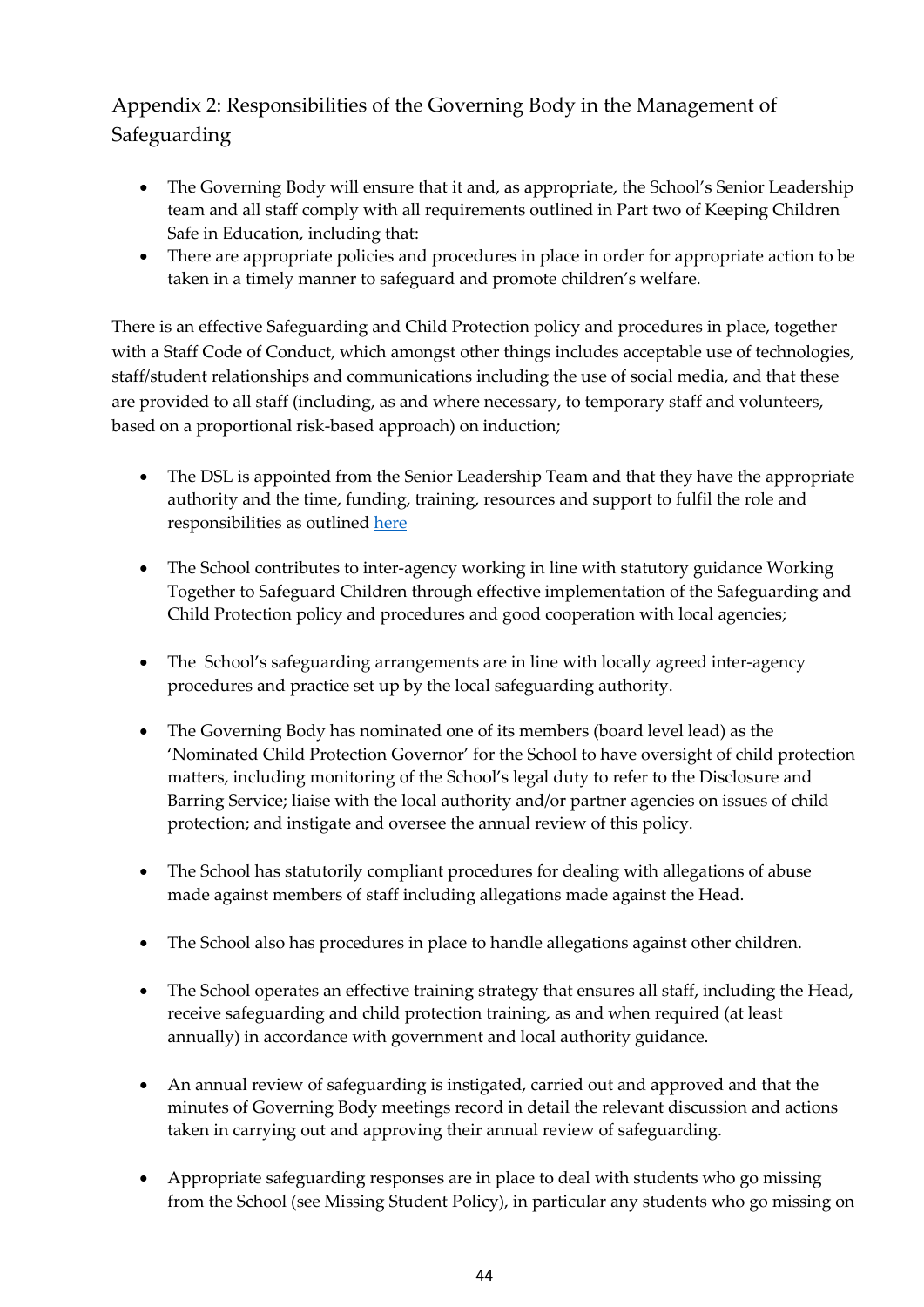## Appendix 2: Responsibilities of the Governing Body in the Management of Safeguarding

- The Governing Body will ensure that it and, as appropriate, the School's Senior Leadership team and all staff comply with all requirements outlined in Part two of Keeping Children Safe in Education, including that:
- There are appropriate policies and procedures in place in order for appropriate action to be taken in a timely manner to safeguard and promote children's welfare.

There is an effective Safeguarding and Child Protection policy and procedures in place, together with a Staff Code of Conduct, which amongst other things includes acceptable use of technologies, staff/student relationships and communications including the use of social media, and that these are provided to all staff (including, as and where necessary, to temporary staff and volunteers, based on a proportional risk-based approach) on induction;

- The DSL is appointed from the Senior Leadership Team and that they have the appropriate authority and the time, funding, training, resources and support to fulfil the role and responsibilities as outlined [here]

- The School contributes to inter-agency working in line with statutory guidance Working Together to Safeguard Children through effective implementation of the Safeguarding and Child Protection policy and procedures and good cooperation with local agencies;

- The School's safeguarding arrangements are in line with locally agreed inter-agency procedures and practice set up by the local safeguarding authority.

- The Governing Body has nominated one of its members (board level lead) as the 'Nominated Child Protection Governor' for the School to have oversight of child protection matters, including monitoring of the School's legal duty to refer to the Disclosure and Barring Service; liaise with the local authority and/or partner agencies on issues of child protection; and instigate and oversee the annual review of this policy.

- The School has statutorily compliant procedures for dealing with allegations of abuse made against members of staff including allegations made against the Head.

- The School also has procedures in place to handle allegations against other children.

- The School operates an effective training strategy that ensures all staff, including the Head, receive safeguarding and child protection training, as and when required (at least annually) in accordance with government and local authority guidance.

- An annual review of safeguarding is instigated, carried out and approved and that the minutes of Governing Body meetings record in detail the relevant discussion and actions taken in carrying out and approving their annual review of safeguarding.

- Appropriate safeguarding responses are in place to deal with students who go missing from the School (see Missing Student Policy), in particular any students who go missing on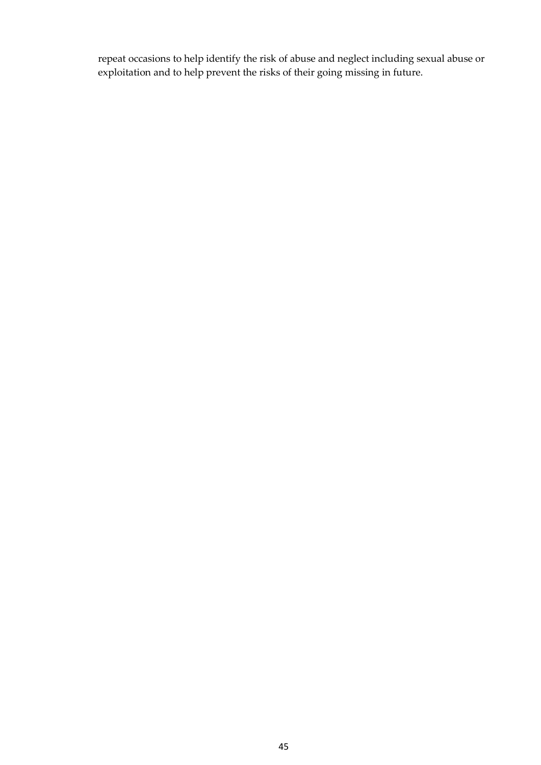repeat occasions to help identify the risk of abuse and neglect including sexual abuse or exploitation and to help prevent the risks of their going missing in future.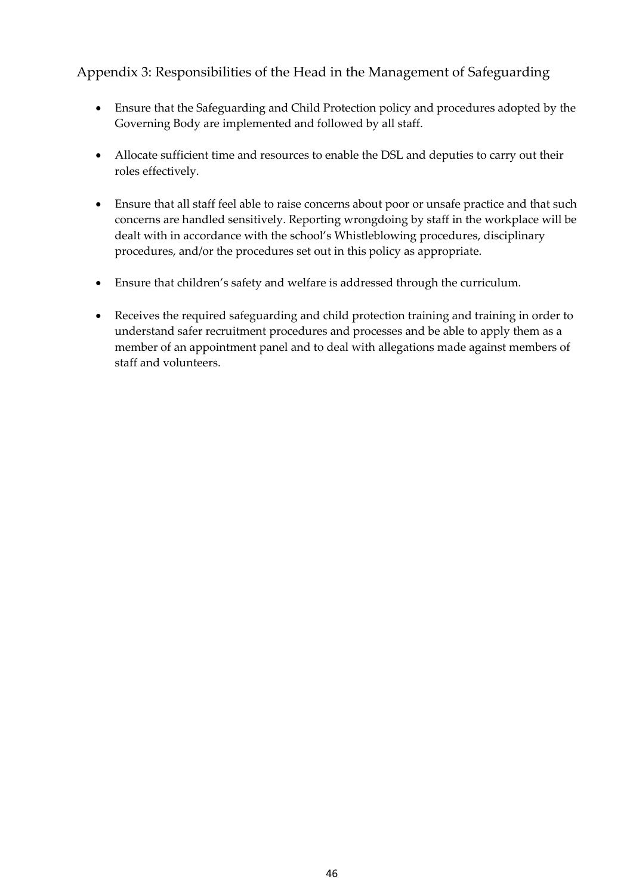## Appendix 3: Responsibilities of the Head in the Management of Safeguarding

- Ensure that the Safeguarding and Child Protection policy and procedures adopted by the Governing Body are implemented and followed by all staff.

- Allocate sufficient time and resources to enable the DSL and deputies to carry out their roles effectively.

- Ensure that all staff feel able to raise concerns about poor or unsafe practice and that such concerns are handled sensitively. Reporting wrongdoing by staff in the workplace will be dealt with in accordance with the school's Whistleblowing procedures, disciplinary procedures, and/or the procedures set out in this policy as appropriate.

- Ensure that children's safety and welfare is addressed through the curriculum.

- Receives the required safeguarding and child protection training and training in order to understand safer recruitment procedures and processes and be able to apply them as a member of an appointment panel and to deal with allegations made against members of staff and volunteers.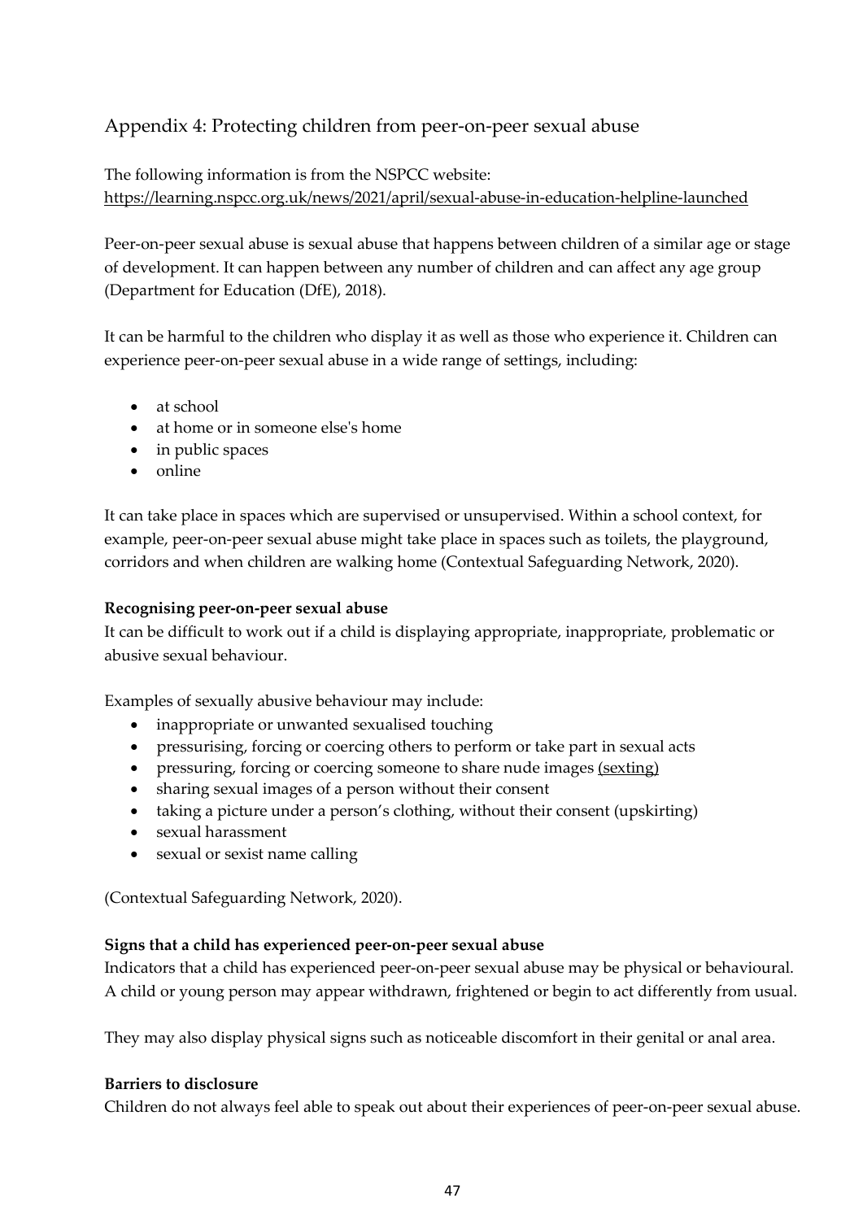## Appendix 4: Protecting children from peer-on-peer sexual abuse

The following information is from the NSPCC website:
https://learning.nspcc.org.uk/news/2021/april/sexual-abuse-in-education-helpline-launched

Peer-on-peer sexual abuse is sexual abuse that happens between children of a similar age or stage of development. It can happen between any number of children and can affect any age group (Department for Education (DfE), 2018).

It can be harmful to the children who display it as well as those who experience it. Children can experience peer-on-peer sexual abuse in a wide range of settings, including:

- at school
- at home or in someone else's home
- in public spaces
- online

It can take place in spaces which are supervised or unsupervised. Within a school context, for example, peer-on-peer sexual abuse might take place in spaces such as toilets, the playground, corridors and when children are walking home (Contextual Safeguarding Network, 2020).

**Recognising peer-on-peer sexual abuse**

It can be difficult to work out if a child is displaying appropriate, inappropriate, problematic or abusive sexual behaviour.

Examples of sexually abusive behaviour may include:

- inappropriate or unwanted sexualised touching
- pressurising, forcing or coercing others to perform or take part in sexual acts
- pressuring, forcing or coercing someone to share nude images (sexting)
- sharing sexual images of a person without their consent
- taking a picture under a person's clothing, without their consent (upskirting)
- sexual harassment
- sexual or sexist name calling

(Contextual Safeguarding Network, 2020).

**Signs that a child has experienced peer-on-peer sexual abuse**

Indicators that a child has experienced peer-on-peer sexual abuse may be physical or behavioural. A child or young person may appear withdrawn, frightened or begin to act differently from usual.

They may also display physical signs such as noticeable discomfort in their genital or anal area.

**Barriers to disclosure**

Children do not always feel able to speak out about their experiences of peer-on-peer sexual abuse.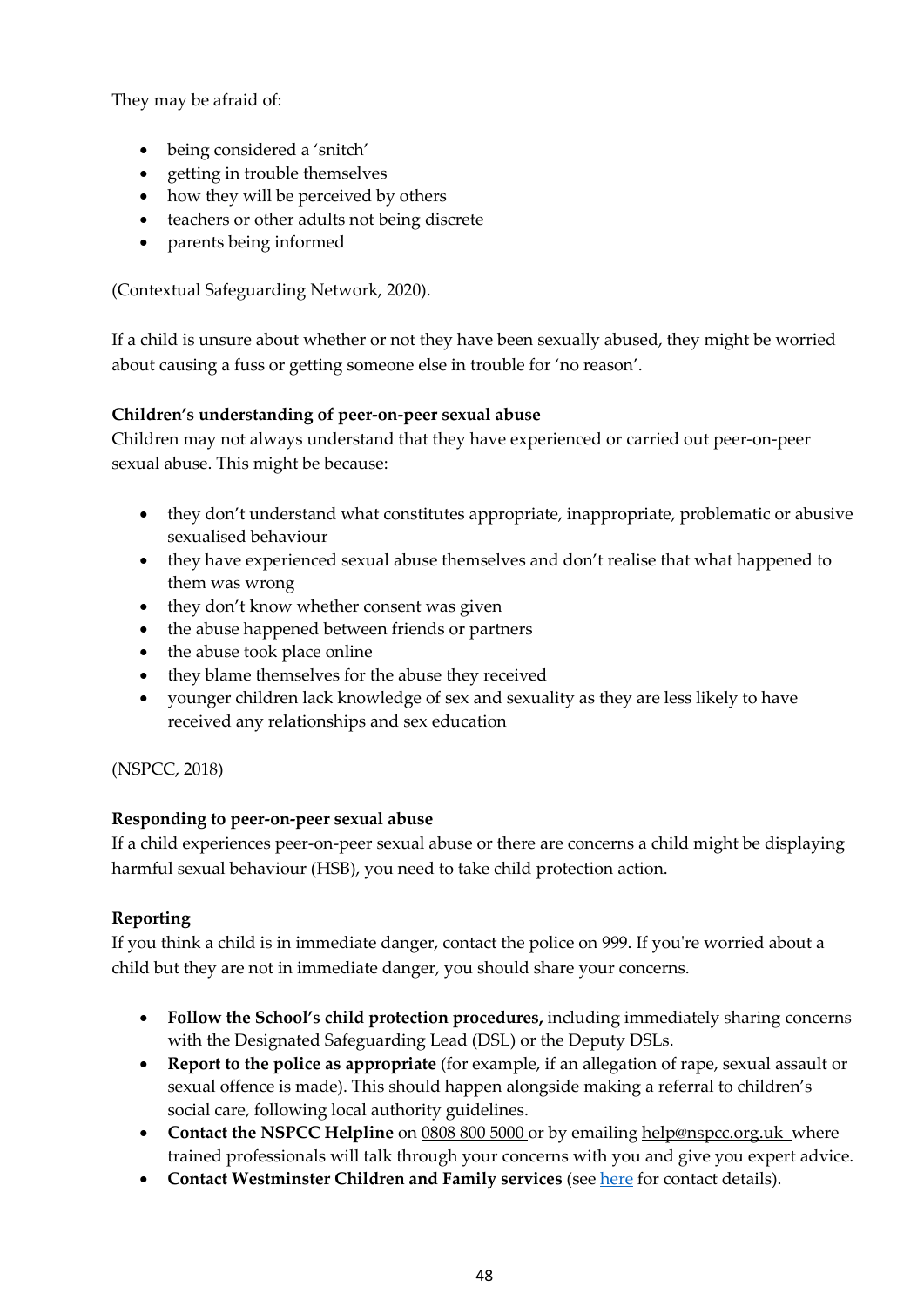They may be afraid of:

- being considered a 'snitch'
- getting in trouble themselves
- how they will be perceived by others
- teachers or other adults not being discrete
- parents being informed

(Contextual Safeguarding Network, 2020).

If a child is unsure about whether or not they have been sexually abused, they might be worried about causing a fuss or getting someone else in trouble for 'no reason'.

**Children's understanding of peer-on-peer sexual abuse**
Children may not always understand that they have experienced or carried out peer-on-peer sexual abuse. This might be because:

- they don't understand what constitutes appropriate, inappropriate, problematic or abusive sexualised behaviour
- they have experienced sexual abuse themselves and don't realise that what happened to them was wrong
- they don't know whether consent was given
- the abuse happened between friends or partners
- the abuse took place online
- they blame themselves for the abuse they received
- younger children lack knowledge of sex and sexuality as they are less likely to have received any relationships and sex education

(NSPCC, 2018)

**Responding to peer-on-peer sexual abuse**
If a child experiences peer-on-peer sexual abuse or there are concerns a child might be displaying harmful sexual behaviour (HSB), you need to take child protection action.

**Reporting**
If you think a child is in immediate danger, contact the police on 999. If you're worried about a child but they are not in immediate danger, you should share your concerns.

- **Follow the School's child protection procedures,** including immediately sharing concerns with the Designated Safeguarding Lead (DSL) or the Deputy DSLs.
- **Report to the police as appropriate** (for example, if an allegation of rape, sexual assault or sexual offence is made). This should happen alongside making a referral to children's social care, following local authority guidelines.
- **Contact the NSPCC Helpline** on 0808 800 5000 or by emailing help@nspcc.org.uk where trained professionals will talk through your concerns with you and give you expert advice.
- **Contact Westminster Children and Family services** (see here for contact details).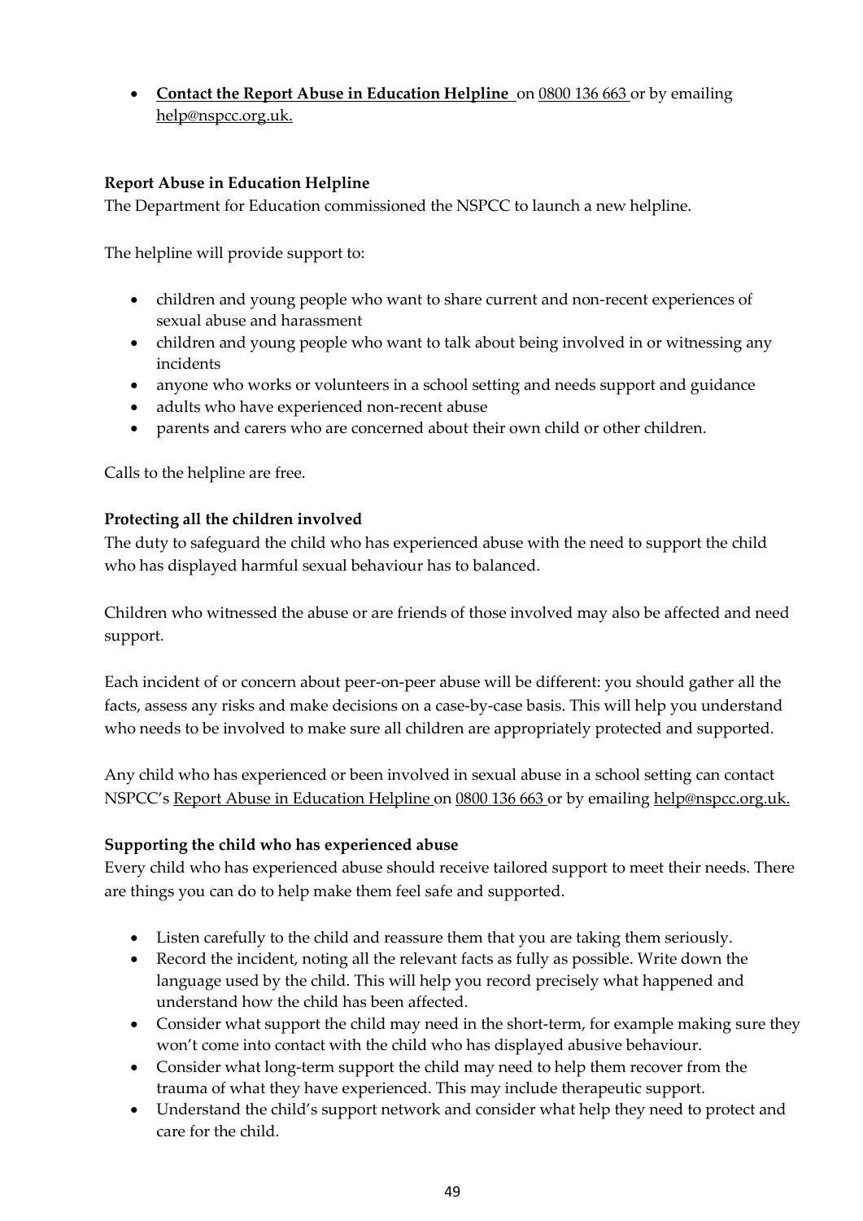- **Contact the Report Abuse in Education Helpline** on 0800 136 663 or by emailing help@nspcc.org.uk.

**Report Abuse in Education Helpline**

The Department for Education commissioned the NSPCC to launch a new helpline.

The helpline will provide support to:

- children and young people who want to share current and non-recent experiences of sexual abuse and harassment
- children and young people who want to talk about being involved in or witnessing any incidents
- anyone who works or volunteers in a school setting and needs support and guidance
- adults who have experienced non-recent abuse
- parents and carers who are concerned about their own child or other children.

Calls to the helpline are free.

**Protecting all the children involved**

The duty to safeguard the child who has experienced abuse with the need to support the child who has displayed harmful sexual behaviour has to balanced.

Children who witnessed the abuse or are friends of those involved may also be affected and need support.

Each incident of or concern about peer-on-peer abuse will be different: you should gather all the facts, assess any risks and make decisions on a case-by-case basis. This will help you understand who needs to be involved to make sure all children are appropriately protected and supported.

Any child who has experienced or been involved in sexual abuse in a school setting can contact NSPCC's Report Abuse in Education Helpline on 0800 136 663 or by emailing help@nspcc.org.uk.

**Supporting the child who has experienced abuse**

Every child who has experienced abuse should receive tailored support to meet their needs. There are things you can do to help make them feel safe and supported.

- Listen carefully to the child and reassure them that you are taking them seriously.
- Record the incident, noting all the relevant facts as fully as possible. Write down the language used by the child. This will help you record precisely what happened and understand how the child has been affected.
- Consider what support the child may need in the short-term, for example making sure they won't come into contact with the child who has displayed abusive behaviour.
- Consider what long-term support the child may need to help them recover from the trauma of what they have experienced. This may include therapeutic support.
- Understand the child's support network and consider what help they need to protect and care for the child.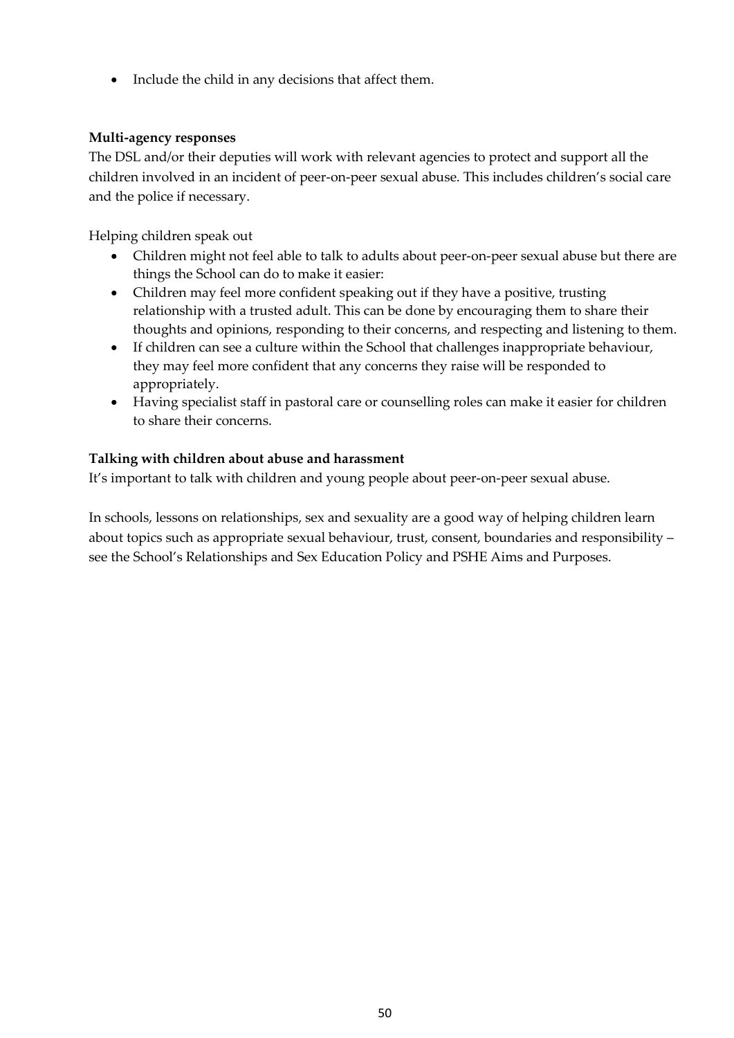- Include the child in any decisions that affect them.

**Multi-agency responses**

The DSL and/or their deputies will work with relevant agencies to protect and support all the children involved in an incident of peer-on-peer sexual abuse. This includes children's social care and the police if necessary.

Helping children speak out

- Children might not feel able to talk to adults about peer-on-peer sexual abuse but there are things the School can do to make it easier:
- Children may feel more confident speaking out if they have a positive, trusting relationship with a trusted adult. This can be done by encouraging them to share their thoughts and opinions, responding to their concerns, and respecting and listening to them.
- If children can see a culture within the School that challenges inappropriate behaviour, they may feel more confident that any concerns they raise will be responded to appropriately.
- Having specialist staff in pastoral care or counselling roles can make it easier for children to share their concerns.

**Talking with children about abuse and harassment**

It's important to talk with children and young people about peer-on-peer sexual abuse.

In schools, lessons on relationships, sex and sexuality are a good way of helping children learn about topics such as appropriate sexual behaviour, trust, consent, boundaries and responsibility – see the School's Relationships and Sex Education Policy and PSHE Aims and Purposes.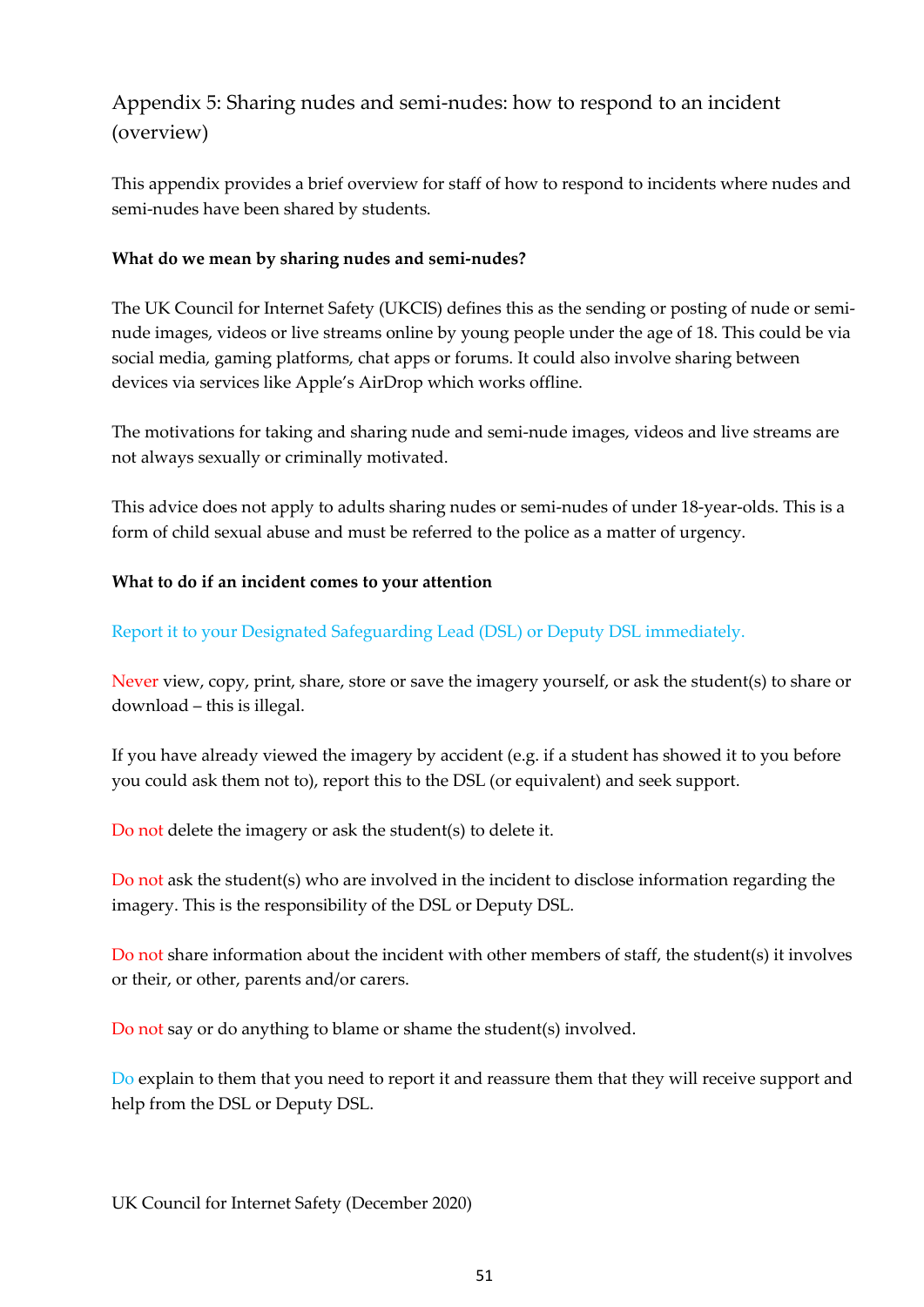## Appendix 5: Sharing nudes and semi-nudes: how to respond to an incident (overview)

This appendix provides a brief overview for staff of how to respond to incidents where nudes and semi-nudes have been shared by students.

**What do we mean by sharing nudes and semi-nudes?**

The UK Council for Internet Safety (UKCIS) defines this as the sending or posting of nude or semi-nude images, videos or live streams online by young people under the age of 18. This could be via social media, gaming platforms, chat apps or forums. It could also involve sharing between devices via services like Apple's AirDrop which works offline.

The motivations for taking and sharing nude and semi-nude images, videos and live streams are not always sexually or criminally motivated.

This advice does not apply to adults sharing nudes or semi-nudes of under 18-year-olds. This is a form of child sexual abuse and must be referred to the police as a matter of urgency.

**What to do if an incident comes to your attention**

Report it to your Designated Safeguarding Lead (DSL) or Deputy DSL immediately.

Never view, copy, print, share, store or save the imagery yourself, or ask the student(s) to share or download – this is illegal.

If you have already viewed the imagery by accident (e.g. if a student has showed it to you before you could ask them not to), report this to the DSL (or equivalent) and seek support.

Do not delete the imagery or ask the student(s) to delete it.

Do not ask the student(s) who are involved in the incident to disclose information regarding the imagery. This is the responsibility of the DSL or Deputy DSL.

Do not share information about the incident with other members of staff, the student(s) it involves or their, or other, parents and/or carers.

Do not say or do anything to blame or shame the student(s) involved.

Do explain to them that you need to report it and reassure them that they will receive support and help from the DSL or Deputy DSL.

UK Council for Internet Safety (December 2020)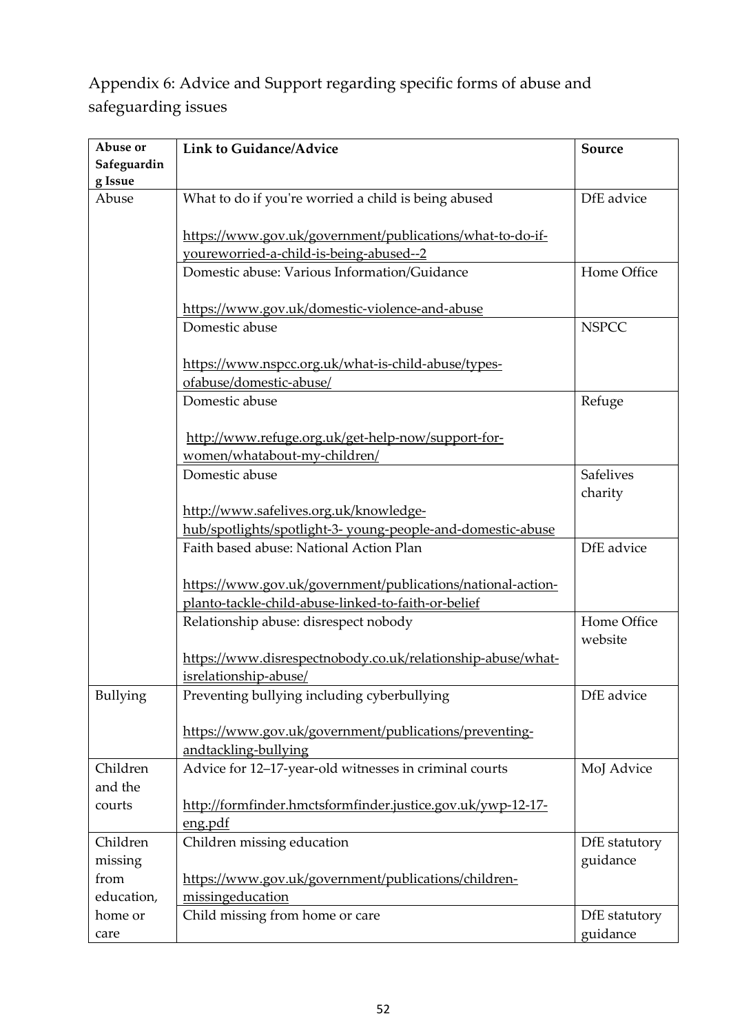## Appendix 6: Advice and Support regarding specific forms of abuse and safeguarding issues

| Abuse or Safeguarding Issue | Link to Guidance/Advice | Source |
|---|---|---|
| Abuse | What to do if you're worried a child is being abused<br><br>https://www.gov.uk/government/publications/what-to-do-if-youreworried-a-child-is-being-abused--2 | DfE advice |
| | Domestic abuse: Various Information/Guidance<br><br>https://www.gov.uk/domestic-violence-and-abuse | Home Office |
| | Domestic abuse<br><br>https://www.nspcc.org.uk/what-is-child-abuse/types-ofabuse/domestic-abuse/ | NSPCC |
| | Domestic abuse<br><br>http://www.refuge.org.uk/get-help-now/support-for-women/whatabout-my-children/ | Refuge |
| | Domestic abuse<br><br>http://www.safelives.org.uk/knowledge-hub/spotlights/spotlight-3- young-people-and-domestic-abuse | Safelives charity |
| | Faith based abuse: National Action Plan<br><br>https://www.gov.uk/government/publications/national-action-planto-tackle-child-abuse-linked-to-faith-or-belief | DfE advice |
| | Relationship abuse: disrespect nobody<br><br>https://www.disrespectnobody.co.uk/relationship-abuse/what-isrelationship-abuse/ | Home Office website |
| Bullying | Preventing bullying including cyberbullying<br><br>https://www.gov.uk/government/publications/preventing-andtackling-bullying | DfE advice |
| Children and the courts | Advice for 12–17-year-old witnesses in criminal courts<br><br>http://formfinder.hmctsformfinder.justice.gov.uk/ywp-12-17-eng.pdf | MoJ Advice |
| Children missing from education, home or care | Children missing education<br><br>https://www.gov.uk/government/publications/children-missingeducation | DfE statutory guidance |
| | Child missing from home or care | DfE statutory guidance |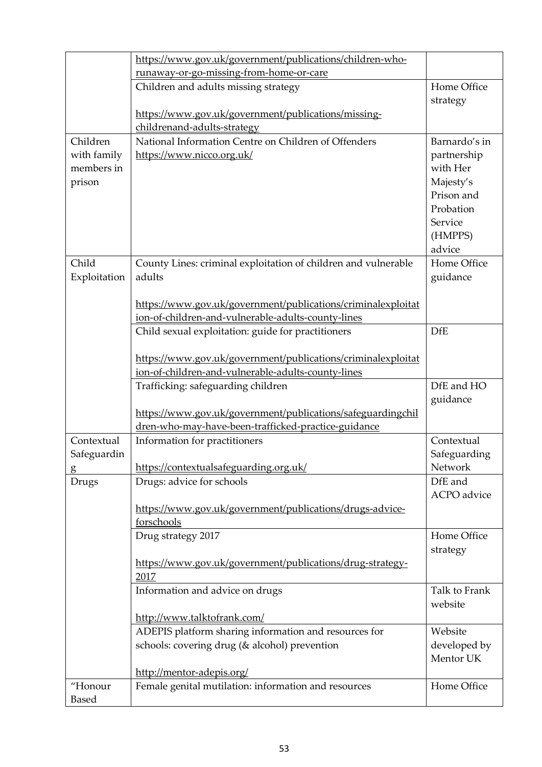| | | |
|---|---|---|
| | https://www.gov.uk/government/publications/children-who-runaway-or-go-missing-from-home-or-care | |
| | Children and adults missing strategy<br><br>https://www.gov.uk/government/publications/missing-childrenand-adults-strategy | Home Office strategy |
| Children with family members in prison | National Information Centre on Children of Offenders https://www.nicco.org.uk/ | Barnardo's in partnership with Her Majesty's Prison and Probation Service (HMPPS) advice |
| Child Exploitation | County Lines: criminal exploitation of children and vulnerable adults<br><br>https://www.gov.uk/government/publications/criminalexploitation-of-children-and-vulnerable-adults-county-lines | Home Office guidance |
| | Child sexual exploitation: guide for practitioners<br><br>https://www.gov.uk/government/publications/criminalexploitation-of-children-and-vulnerable-adults-county-lines | DfE |
| | Trafficking: safeguarding children<br><br>https://www.gov.uk/government/publications/safeguardingchildren-who-may-have-been-trafficked-practice-guidance | DfE and HO guidance |
| Contextual Safeguarding | Information for practitioners<br><br>https://contextualsafeguarding.org.uk/ | Contextual Safeguarding Network |
| Drugs | Drugs: advice for schools<br><br>https://www.gov.uk/government/publications/drugs-advice-forschools | DfE and ACPO advice |
| | Drug strategy 2017<br><br>https://www.gov.uk/government/publications/drug-strategy-2017 | Home Office strategy |
| | Information and advice on drugs<br><br>http://www.talktofrank.com/ | Talk to Frank website |
| | ADEPIS platform sharing information and resources for schools: covering drug (& alcohol) prevention<br><br>http://mentor-adepis.org/ | Website developed by Mentor UK |
| "Honour Based | Female genital mutilation: information and resources | Home Office |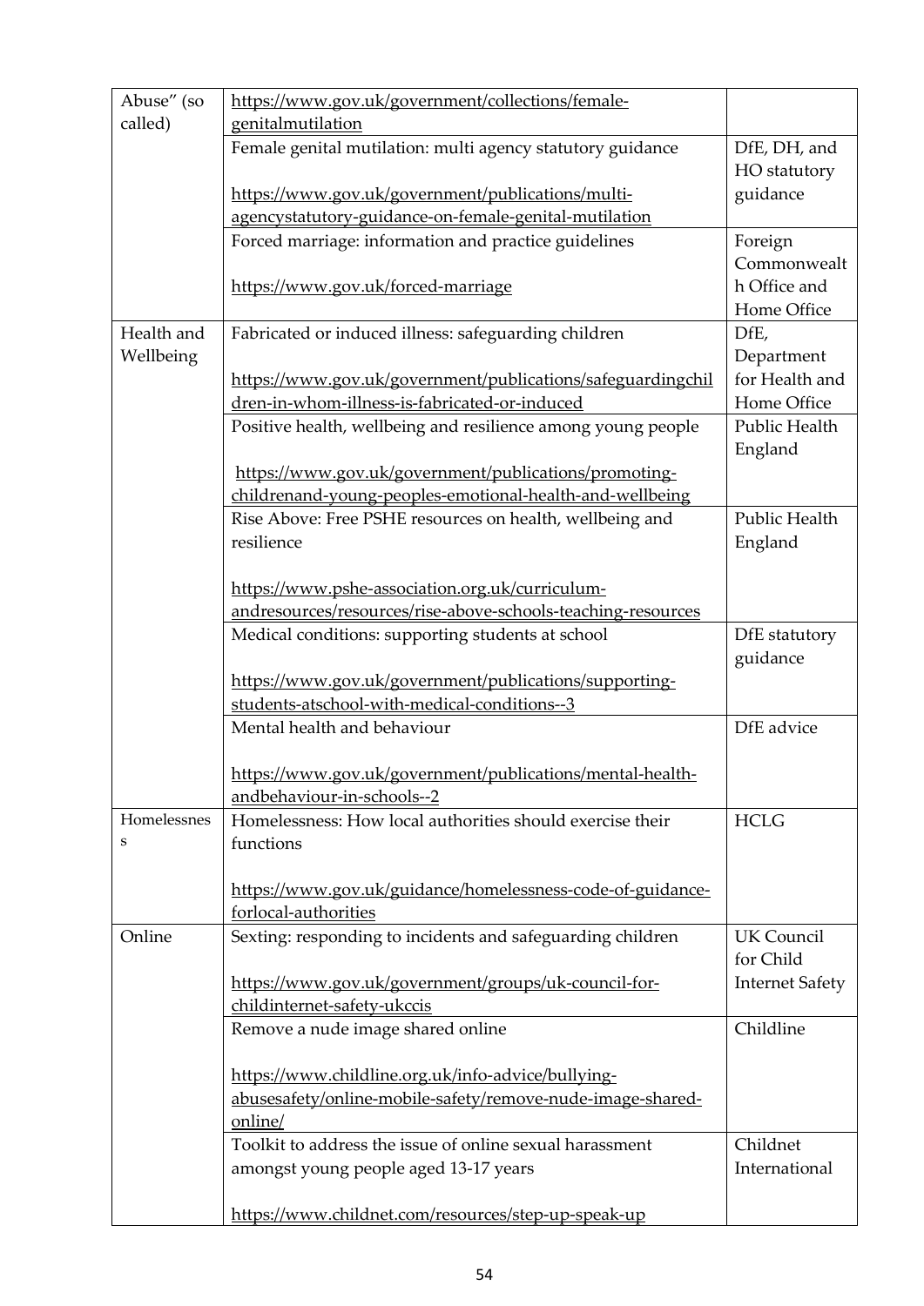| Abuse" (so called) | https://www.gov.uk/government/collections/female-genitalmutilation | |
|---|---|---|
| | Female genital mutilation: multi agency statutory guidance<br><br>https://www.gov.uk/government/publications/multi-agencystatutory-guidance-on-female-genital-mutilation | DfE, DH, and HO statutory guidance |
| | Forced marriage: information and practice guidelines<br><br>https://www.gov.uk/forced-marriage | Foreign Commonwealth Office and Home Office |
| Health and Wellbeing | Fabricated or induced illness: safeguarding children<br><br>https://www.gov.uk/government/publications/safeguardingchildren-in-whom-illness-is-fabricated-or-induced | DfE, Department for Health and Home Office |
| | Positive health, wellbeing and resilience among young people<br><br>https://www.gov.uk/government/publications/promoting-childrenand-young-peoples-emotional-health-and-wellbeing | Public Health England |
| | Rise Above: Free PSHE resources on health, wellbeing and resilience<br><br>https://www.pshe-association.org.uk/curriculum-andresources/resources/rise-above-schools-teaching-resources | Public Health England |
| | Medical conditions: supporting students at school<br><br>https://www.gov.uk/government/publications/supporting-students-atschool-with-medical-conditions--3 | DfE statutory guidance |
| | Mental health and behaviour<br><br>https://www.gov.uk/government/publications/mental-health-andbehaviour-in-schools--2 | DfE advice |
| Homelessness | Homelessness: How local authorities should exercise their functions<br><br>https://www.gov.uk/guidance/homelessness-code-of-guidance-forlocal-authorities | HCLG |
| Online | Sexting: responding to incidents and safeguarding children<br><br>https://www.gov.uk/government/groups/uk-council-for-childinternet-safety-ukccis | UK Council for Child Internet Safety |
| | Remove a nude image shared online<br><br>https://www.childline.org.uk/info-advice/bullying-abusesafety/online-mobile-safety/remove-nude-image-shared-online/ | Childline |
| | Toolkit to address the issue of online sexual harassment amongst young people aged 13-17 years<br><br>https://www.childnet.com/resources/step-up-speak-up | Childnet International |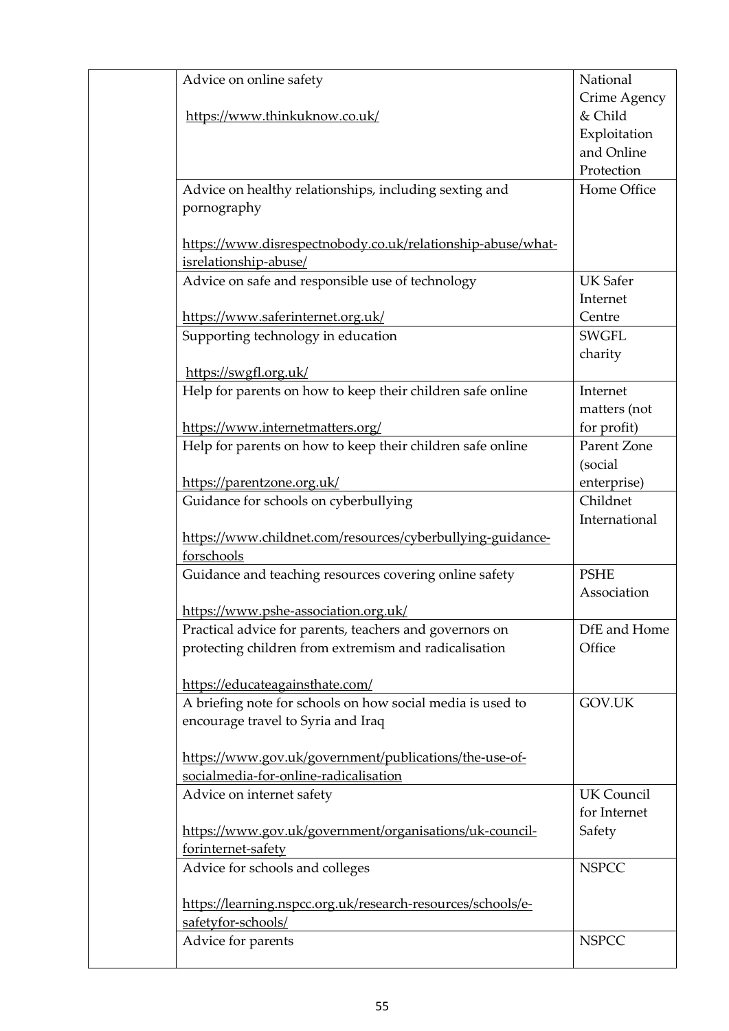| | | |
|---|---|---|
| | Advice on online safety<br><br>https://www.thinkuknow.co.uk/ | National Crime Agency & Child Exploitation and Online Protection |
| | Advice on healthy relationships, including sexting and pornography<br><br>https://www.disrespectnobody.co.uk/relationship-abuse/what-isrelationship-abuse/ | Home Office |
| | Advice on safe and responsible use of technology<br><br>https://www.saferinternet.org.uk/ | UK Safer Internet Centre |
| | Supporting technology in education<br><br>https://swgfl.org.uk/ | SWGFL charity |
| | Help for parents on how to keep their children safe online<br><br>https://www.internetmatters.org/ | Internet matters (not for profit) |
| | Help for parents on how to keep their children safe online<br><br>https://parentzone.org.uk/ | Parent Zone (social enterprise) |
| | Guidance for schools on cyberbullying<br><br>https://www.childnet.com/resources/cyberbullying-guidance-forschools | Childnet International |
| | Guidance and teaching resources covering online safety<br><br>https://www.pshe-association.org.uk/ | PSHE Association |
| | Practical advice for parents, teachers and governors on protecting children from extremism and radicalisation<br><br>https://educateagainsthate.com/ | DfE and Home Office |
| | A briefing note for schools on how social media is used to encourage travel to Syria and Iraq<br><br>https://www.gov.uk/government/publications/the-use-of-socialmedia-for-online-radicalisation | GOV.UK |
| | Advice on internet safety<br><br>https://www.gov.uk/government/organisations/uk-council-forinternet-safety | UK Council for Internet Safety |
| | Advice for schools and colleges<br><br>https://learning.nspcc.org.uk/research-resources/schools/e-safetyfor-schools/ | NSPCC |
| | Advice for parents | NSPCC |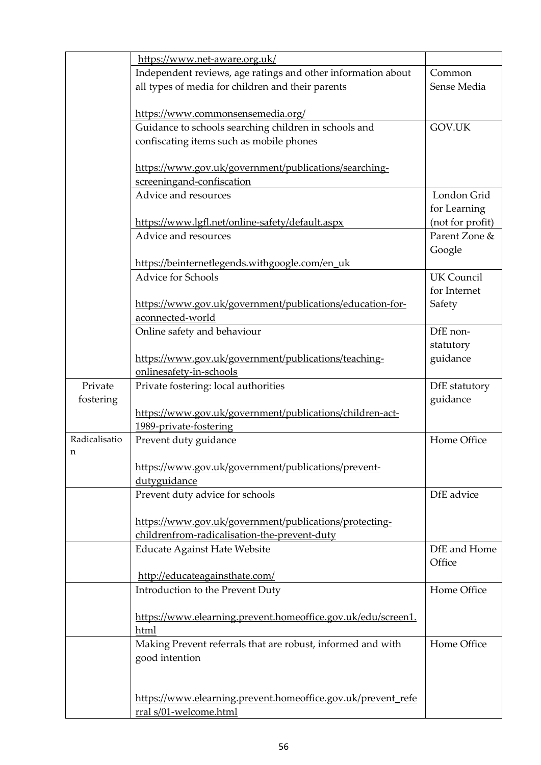| | | |
|---|---|---|
| | https://www.net-aware.org.uk/ | |
| | Independent reviews, age ratings and other information about all types of media for children and their parents<br><br>https://www.commonsensemedia.org/ | Common Sense Media |
| | Guidance to schools searching children in schools and confiscating items such as mobile phones<br><br>https://www.gov.uk/government/publications/searching-screeningand-confiscation | GOV.UK |
| | Advice and resources<br><br>https://www.lgfl.net/online-safety/default.aspx | London Grid for Learning (not for profit) |
| | Advice and resources<br><br>https://beinternetlegends.withgoogle.com/en_uk | Parent Zone & Google |
| | Advice for Schools<br><br>https://www.gov.uk/government/publications/education-for-aconnected-world | UK Council for Internet Safety |
| | Online safety and behaviour<br><br>https://www.gov.uk/government/publications/teaching-onlinesafety-in-schools | DfE non-statutory guidance |
| Private fostering | Private fostering: local authorities<br><br>https://www.gov.uk/government/publications/children-act-1989-private-fostering | DfE statutory guidance |
| Radicalisation | Prevent duty guidance<br><br>https://www.gov.uk/government/publications/prevent-dutyguidance | Home Office |
| | Prevent duty advice for schools<br><br>https://www.gov.uk/government/publications/protecting-childrenfrom-radicalisation-the-prevent-duty | DfE advice |
| | Educate Against Hate Website<br><br>http://educateagainsthate.com/ | DfE and Home Office |
| | Introduction to the Prevent Duty<br><br>https://www.elearning.prevent.homeoffice.gov.uk/edu/screen1.html | Home Office |
| | Making Prevent referrals that are robust, informed and with good intention<br><br>https://www.elearning.prevent.homeoffice.gov.uk/prevent_referral s/01-welcome.html | Home Office |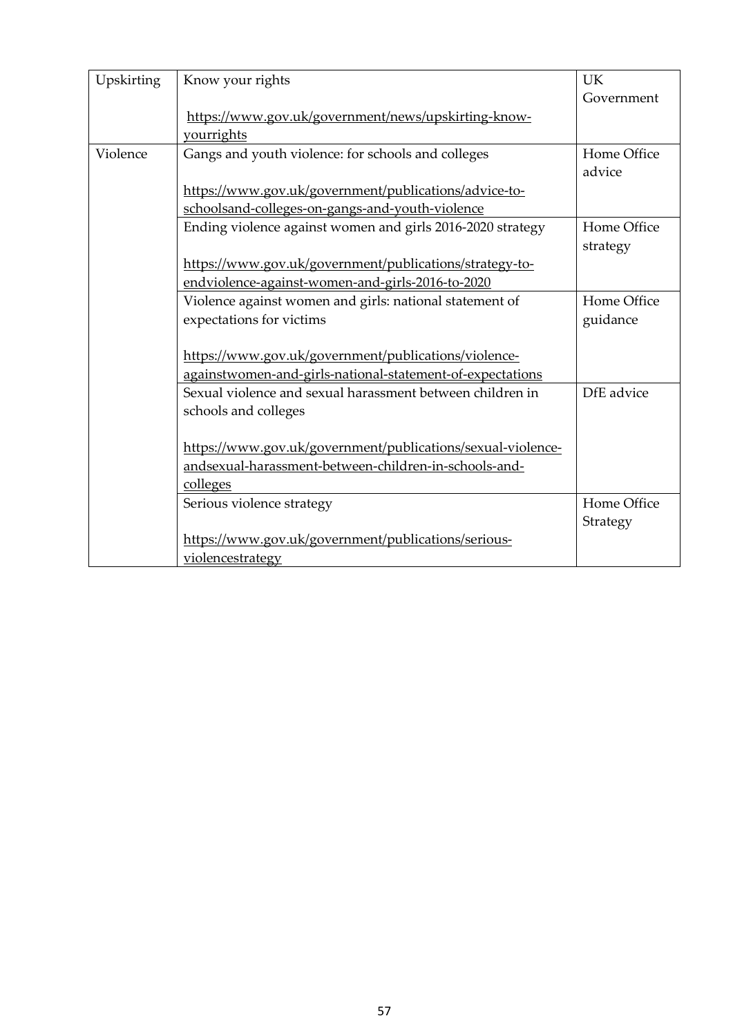| Upskirting | Know your rights<br><br>https://www.gov.uk/government/news/upskirting-know-yourrights | UK Government |
|---|---|---|
| Violence | Gangs and youth violence: for schools and colleges<br><br>https://www.gov.uk/government/publications/advice-to-schoolsand-colleges-on-gangs-and-youth-violence | Home Office advice |
| | Ending violence against women and girls 2016-2020 strategy<br><br>https://www.gov.uk/government/publications/strategy-to-endviolence-against-women-and-girls-2016-to-2020 | Home Office strategy |
| | Violence against women and girls: national statement of expectations for victims<br><br>https://www.gov.uk/government/publications/violence-againstwomen-and-girls-national-statement-of-expectations | Home Office guidance |
| | Sexual violence and sexual harassment between children in schools and colleges<br><br>https://www.gov.uk/government/publications/sexual-violence-andsexual-harassment-between-children-in-schools-and-colleges | DfE advice |
| | Serious violence strategy<br><br>https://www.gov.uk/government/publications/serious-violencestrategy | Home Office Strategy |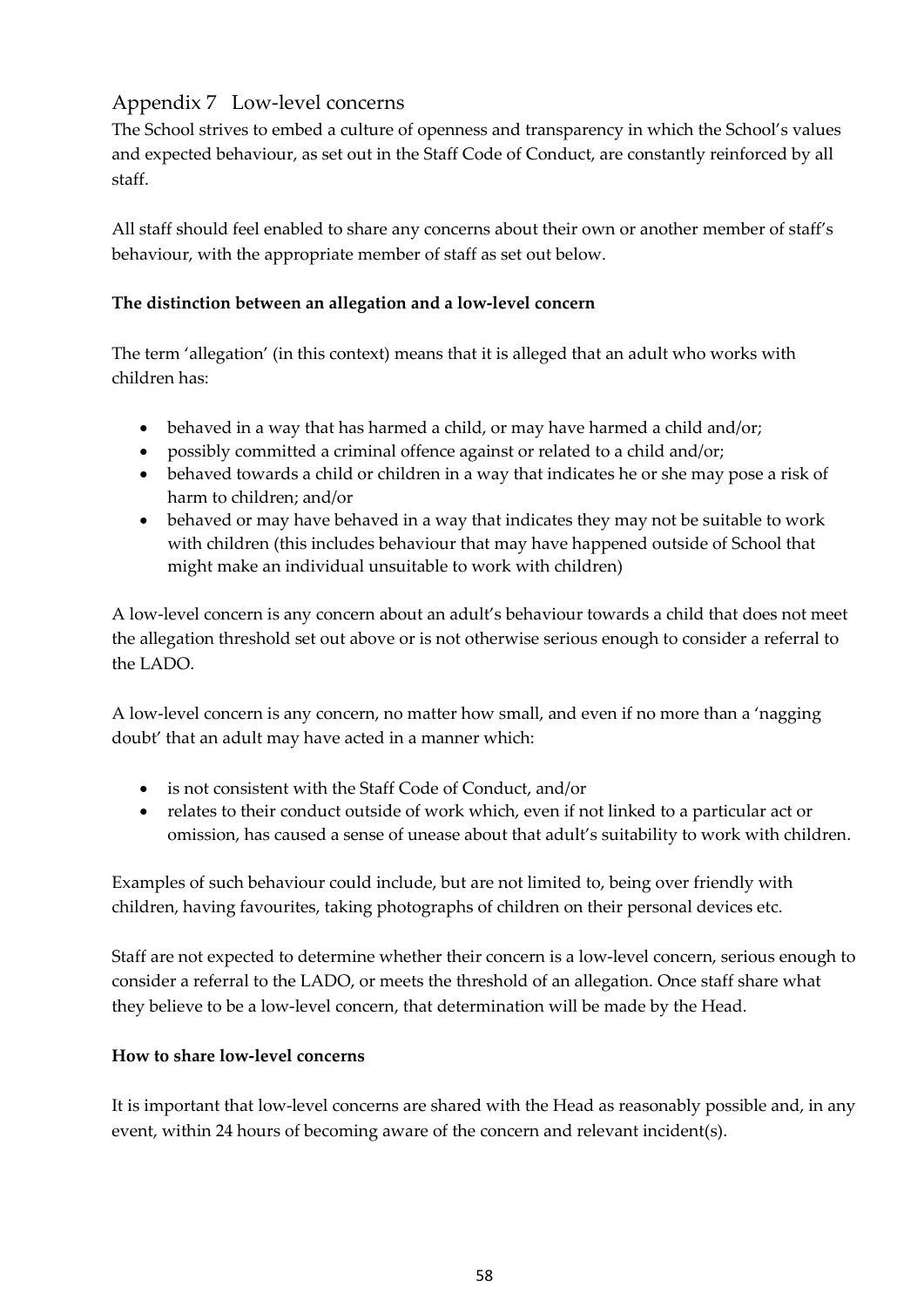## Appendix 7 Low-level concerns

The School strives to embed a culture of openness and transparency in which the School's values and expected behaviour, as set out in the Staff Code of Conduct, are constantly reinforced by all staff.

All staff should feel enabled to share any concerns about their own or another member of staff's behaviour, with the appropriate member of staff as set out below.

**The distinction between an allegation and a low-level concern**

The term 'allegation' (in this context) means that it is alleged that an adult who works with children has:

- behaved in a way that has harmed a child, or may have harmed a child and/or;
- possibly committed a criminal offence against or related to a child and/or;
- behaved towards a child or children in a way that indicates he or she may pose a risk of harm to children; and/or
- behaved or may have behaved in a way that indicates they may not be suitable to work with children (this includes behaviour that may have happened outside of School that might make an individual unsuitable to work with children)

A low-level concern is any concern about an adult's behaviour towards a child that does not meet the allegation threshold set out above or is not otherwise serious enough to consider a referral to the LADO.

A low-level concern is any concern, no matter how small, and even if no more than a 'nagging doubt' that an adult may have acted in a manner which:

- is not consistent with the Staff Code of Conduct, and/or
- relates to their conduct outside of work which, even if not linked to a particular act or omission, has caused a sense of unease about that adult's suitability to work with children.

Examples of such behaviour could include, but are not limited to, being over friendly with children, having favourites, taking photographs of children on their personal devices etc.

Staff are not expected to determine whether their concern is a low-level concern, serious enough to consider a referral to the LADO, or meets the threshold of an allegation. Once staff share what they believe to be a low-level concern, that determination will be made by the Head.

**How to share low-level concerns**

It is important that low-level concerns are shared with the Head as reasonably possible and, in any event, within 24 hours of becoming aware of the concern and relevant incident(s).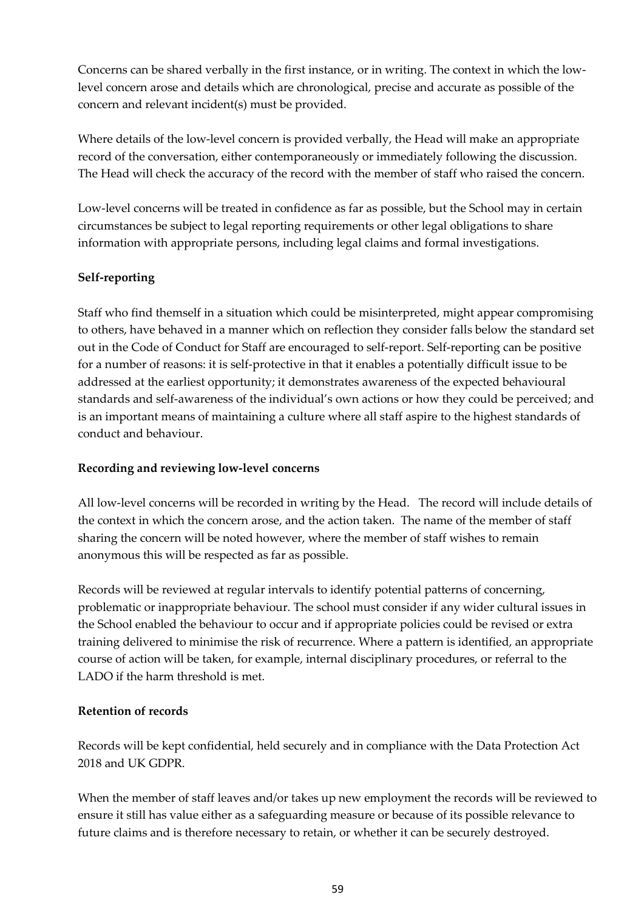Concerns can be shared verbally in the first instance, or in writing. The context in which the low-level concern arose and details which are chronological, precise and accurate as possible of the concern and relevant incident(s) must be provided.

Where details of the low-level concern is provided verbally, the Head will make an appropriate record of the conversation, either contemporaneously or immediately following the discussion. The Head will check the accuracy of the record with the member of staff who raised the concern.

Low-level concerns will be treated in confidence as far as possible, but the School may in certain circumstances be subject to legal reporting requirements or other legal obligations to share information with appropriate persons, including legal claims and formal investigations.

**Self-reporting**

Staff who find themself in a situation which could be misinterpreted, might appear compromising to others, have behaved in a manner which on reflection they consider falls below the standard set out in the Code of Conduct for Staff are encouraged to self-report. Self-reporting can be positive for a number of reasons: it is self-protective in that it enables a potentially difficult issue to be addressed at the earliest opportunity; it demonstrates awareness of the expected behavioural standards and self-awareness of the individual's own actions or how they could be perceived; and is an important means of maintaining a culture where all staff aspire to the highest standards of conduct and behaviour.

**Recording and reviewing low-level concerns**

All low-level concerns will be recorded in writing by the Head. The record will include details of the context in which the concern arose, and the action taken. The name of the member of staff sharing the concern will be noted however, where the member of staff wishes to remain anonymous this will be respected as far as possible.

Records will be reviewed at regular intervals to identify potential patterns of concerning, problematic or inappropriate behaviour. The school must consider if any wider cultural issues in the School enabled the behaviour to occur and if appropriate policies could be revised or extra training delivered to minimise the risk of recurrence. Where a pattern is identified, an appropriate course of action will be taken, for example, internal disciplinary procedures, or referral to the LADO if the harm threshold is met.

**Retention of records**

Records will be kept confidential, held securely and in compliance with the Data Protection Act 2018 and UK GDPR.

When the member of staff leaves and/or takes up new employment the records will be reviewed to ensure it still has value either as a safeguarding measure or because of its possible relevance to future claims and is therefore necessary to retain, or whether it can be securely destroyed.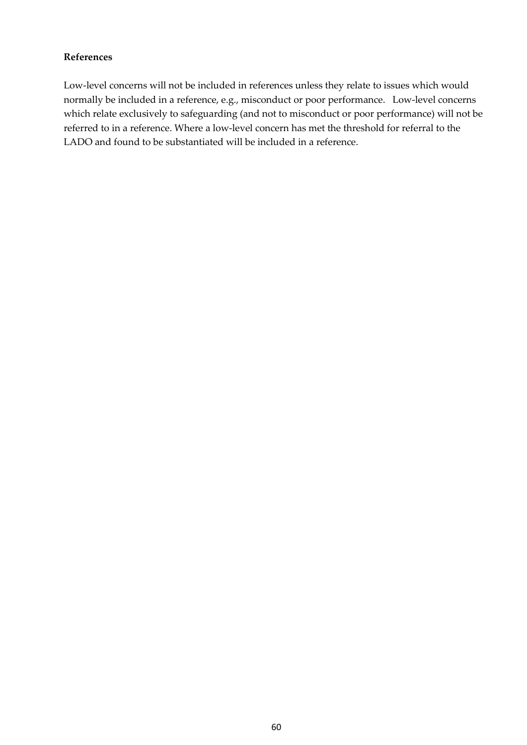**References**

Low-level concerns will not be included in references unless they relate to issues which would normally be included in a reference, e.g., misconduct or poor performance. Low-level concerns which relate exclusively to safeguarding (and not to misconduct or poor performance) will not be referred to in a reference. Where a low-level concern has met the threshold for referral to the LADO and found to be substantiated will be included in a reference.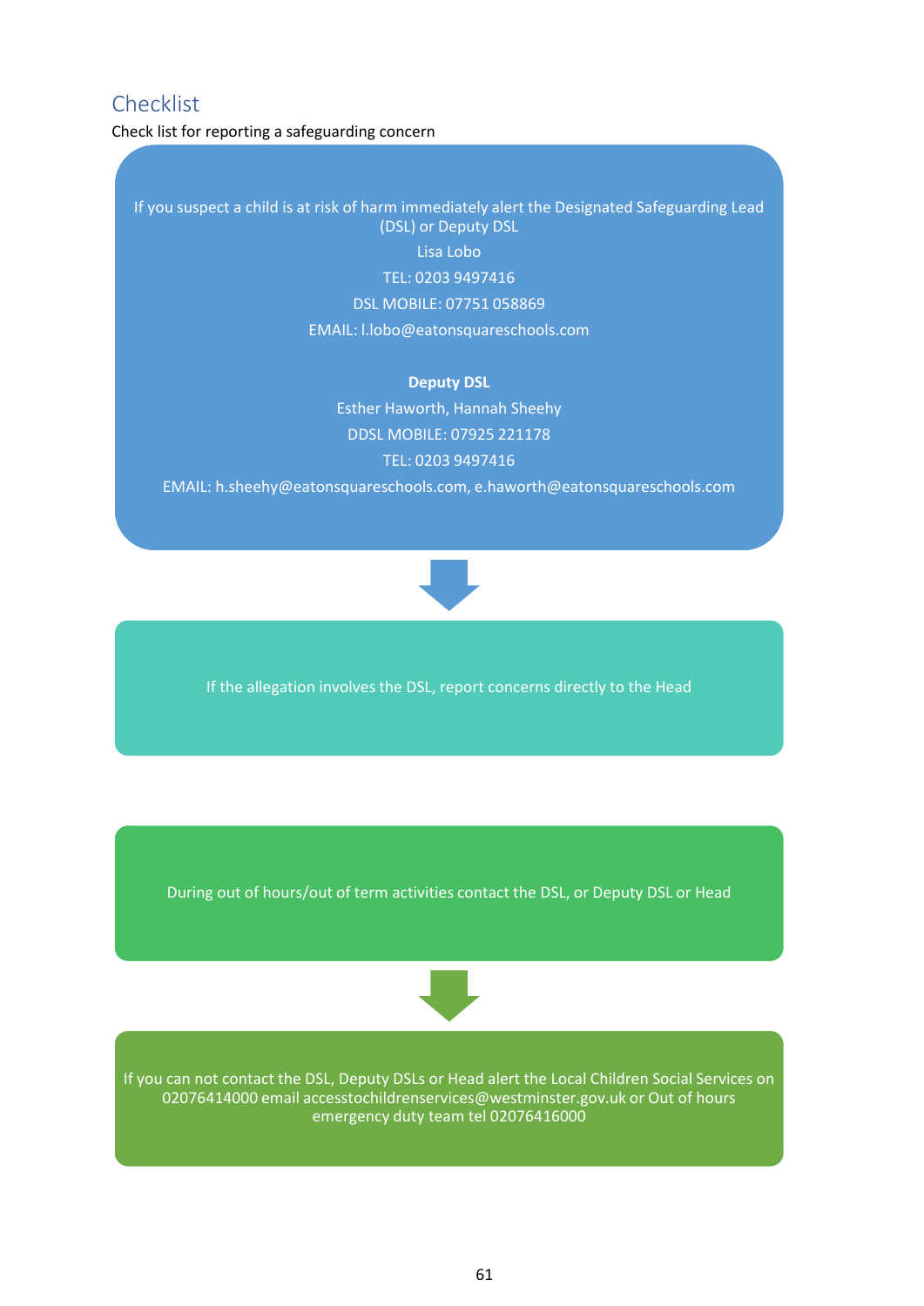## Checklist

Check list for reporting a safeguarding concern

If you suspect a child is at risk of harm immediately alert the Designated Safeguarding Lead (DSL) or Deputy DSL

Lisa Lobo

TEL: 0203 9497416

DSL MOBILE: 07751 058869

EMAIL: l.lobo@eatonsquareschools.com

**Deputy DSL**

Esther Haworth, Hannah Sheehy

DDSL MOBILE: 07925 221178

TEL: 0203 9497416

EMAIL: h.sheehy@eatonsquareschools.com, e.haworth@eatonsquareschools.com

↓

If the allegation involves the DSL, report concerns directly to the Head

During out of hours/out of term activities contact the DSL, or Deputy DSL or Head

↓

If you can not contact the DSL, Deputy DSLs or Head alert the Local Children Social Services on 02076414000 email accesstochildrenservices@westminster.gov.uk or Out of hours emergency duty team tel 02076416000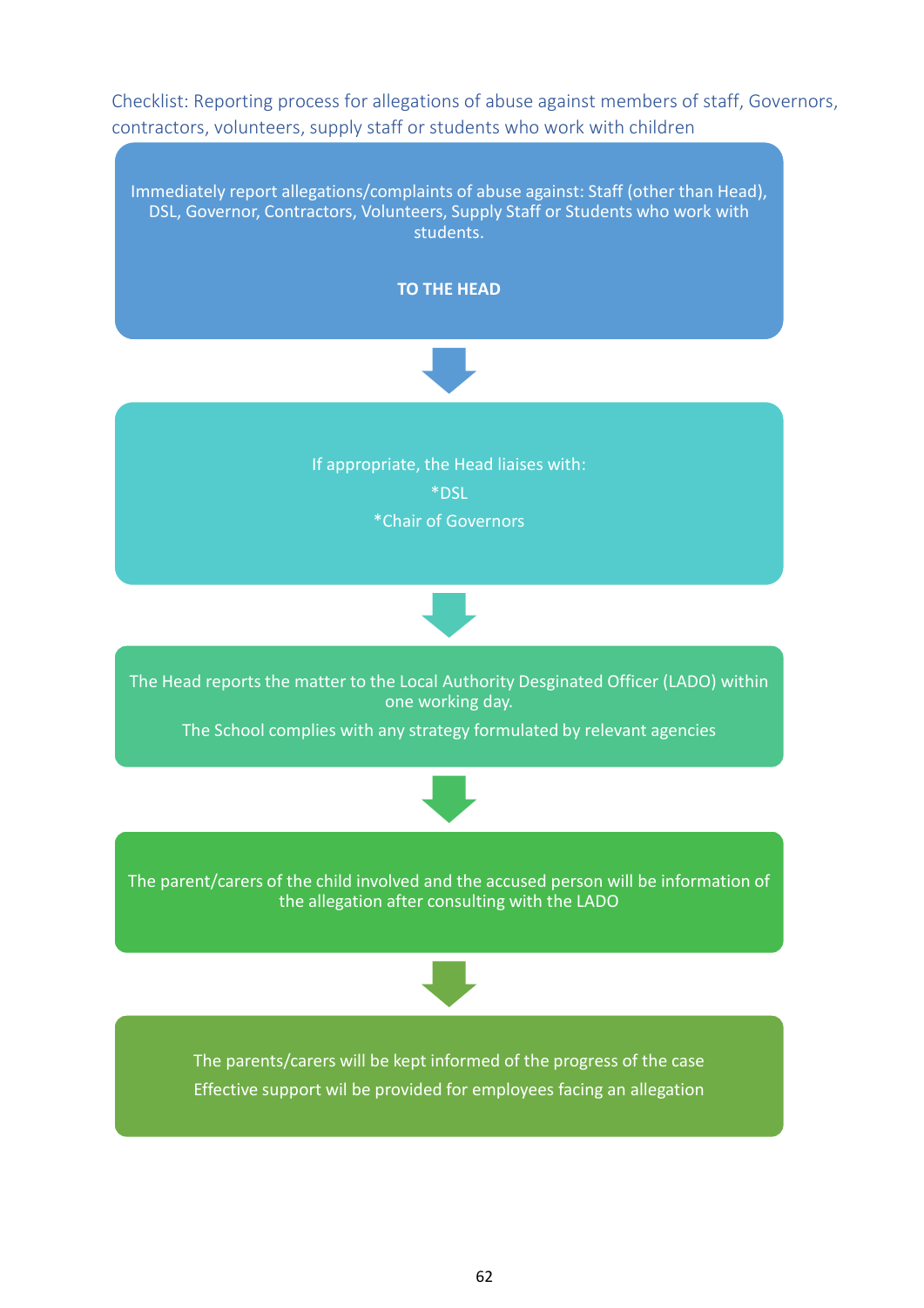Checklist: Reporting process for allegations of abuse against members of staff, Governors, contractors, volunteers, supply staff or students who work with children

Immediately report allegations/complaints of abuse against: Staff (other than Head), DSL, Governor, Contractors, Volunteers, Supply Staff or Students who work with students.

**TO THE HEAD**

↓

If appropriate, the Head liaises with:

*DSL

*Chair of Governors

↓

The Head reports the matter to the Local Authority Desginated Officer (LADO) within one working day.

The School complies with any strategy formulated by relevant agencies

↓

The parent/carers of the child involved and the accused person will be information of the allegation after consulting with the LADO

↓

The parents/carers will be kept informed of the progress of the case

Effective support wil be provided for employees facing an allegation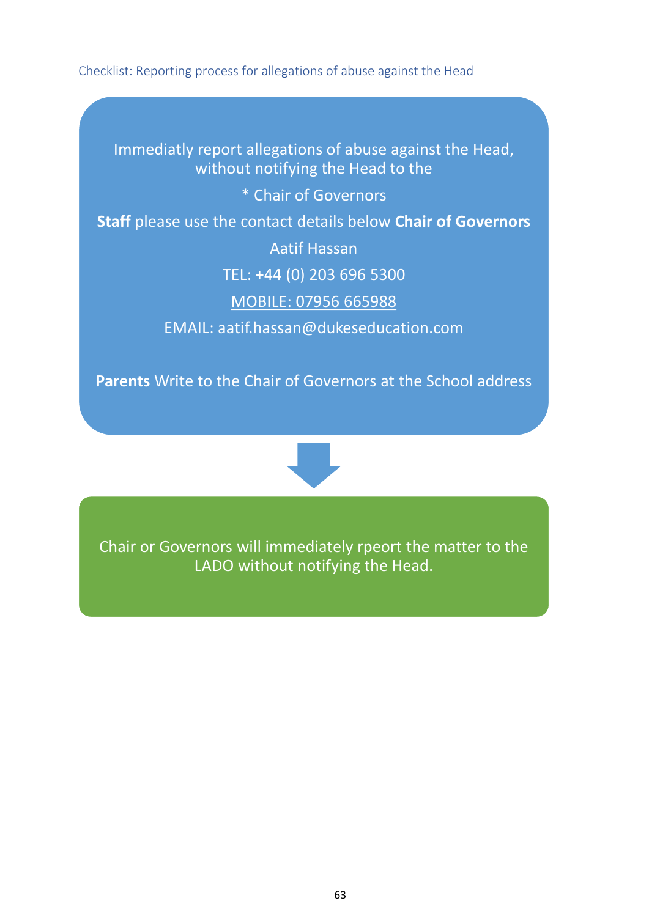Checklist: Reporting process for allegations of abuse against the Head

Immediatly report allegations of abuse against the Head, without notifying the Head to the

* Chair of Governors

**Staff** please use the contact details below **Chair of Governors**

Aatif Hassan

TEL: +44 (0) 203 696 5300

MOBILE: 07956 665988

EMAIL: aatif.hassan@dukeseducation.com

**Parents** Write to the Chair of Governors at the School address

↓

Chair or Governors will immediately rpeort the matter to the LADO without notifying the Head.